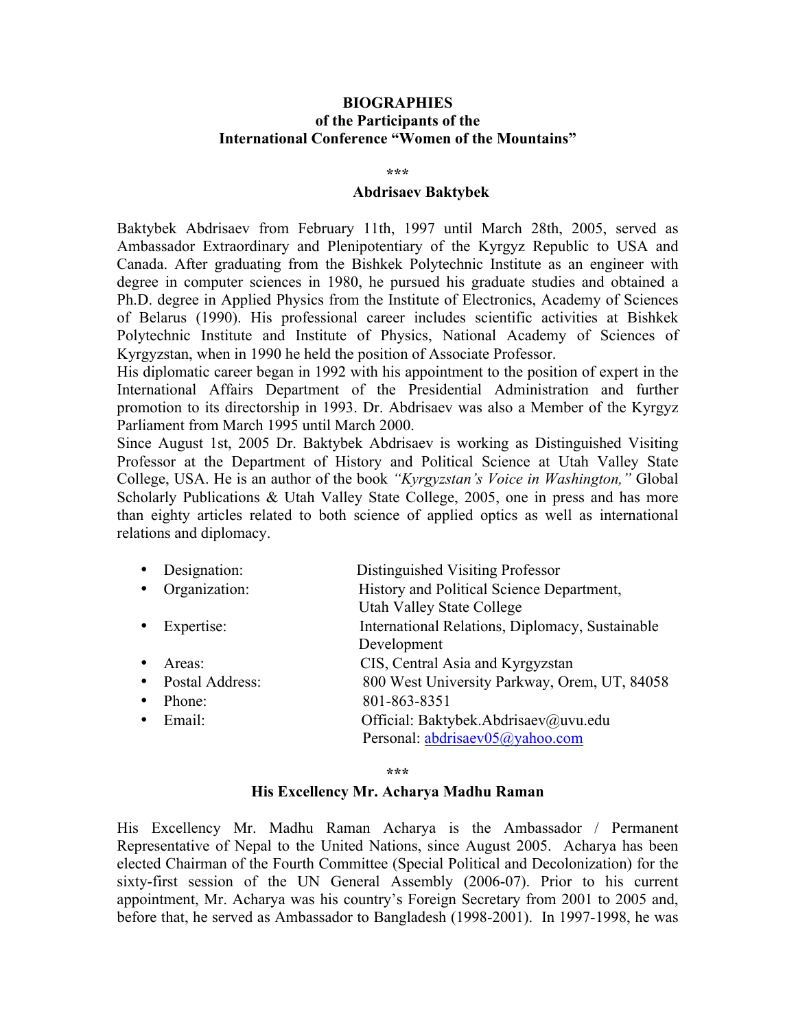# BIOGRAPHIES
## of the Participants of the
## International Conference "Women of the Mountains"

\*\*\*

### Abdrisaev Baktybek

Baktybek Abdrisaev from February 11th, 1997 until March 28th, 2005, served as Ambassador Extraordinary and Plenipotentiary of the Kyrgyz Republic to USA and Canada. After graduating from the Bishkek Polytechnic Institute as an engineer with degree in computer sciences in 1980, he pursued his graduate studies and obtained a Ph.D. degree in Applied Physics from the Institute of Electronics, Academy of Sciences of Belarus (1990). His professional career includes scientific activities at Bishkek Polytechnic Institute and Institute of Physics, National Academy of Sciences of Kyrgyzstan, when in 1990 he held the position of Associate Professor.

His diplomatic career began in 1992 with his appointment to the position of expert in the International Affairs Department of the Presidential Administration and further promotion to its directorship in 1993. Dr. Abdrisaev was also a Member of the Kyrgyz Parliament from March 1995 until March 2000.

Since August 1st, 2005 Dr. Baktybek Abdrisaev is working as Distinguished Visiting Professor at the Department of History and Political Science at Utah Valley State College, USA. He is an author of the book *"Kyrgyzstan's Voice in Washington,"* Global Scholarly Publications & Utah Valley State College, 2005, one in press and has more than eighty articles related to both science of applied optics as well as international relations and diplomacy.

- Designation: Distinguished Visiting Professor
- Organization: History and Political Science Department, Utah Valley State College
- Expertise: International Relations, Diplomacy, Sustainable Development
- Areas: CIS, Central Asia and Kyrgyzstan
- Postal Address: 800 West University Parkway, Orem, UT, 84058
- Phone: 801-863-8351
- Email: Official: Baktybek.Abdrisaev@uvu.edu
  Personal: abdrisaev05@yahoo.com

\*\*\*

### His Excellency Mr. Acharya Madhu Raman

His Excellency Mr. Madhu Raman Acharya is the Ambassador / Permanent Representative of Nepal to the United Nations, since August 2005. Acharya has been elected Chairman of the Fourth Committee (Special Political and Decolonization) for the sixty-first session of the UN General Assembly (2006-07). Prior to his current appointment, Mr. Acharya was his country's Foreign Secretary from 2001 to 2005 and, before that, he served as Ambassador to Bangladesh (1998-2001). In 1997-1998, he was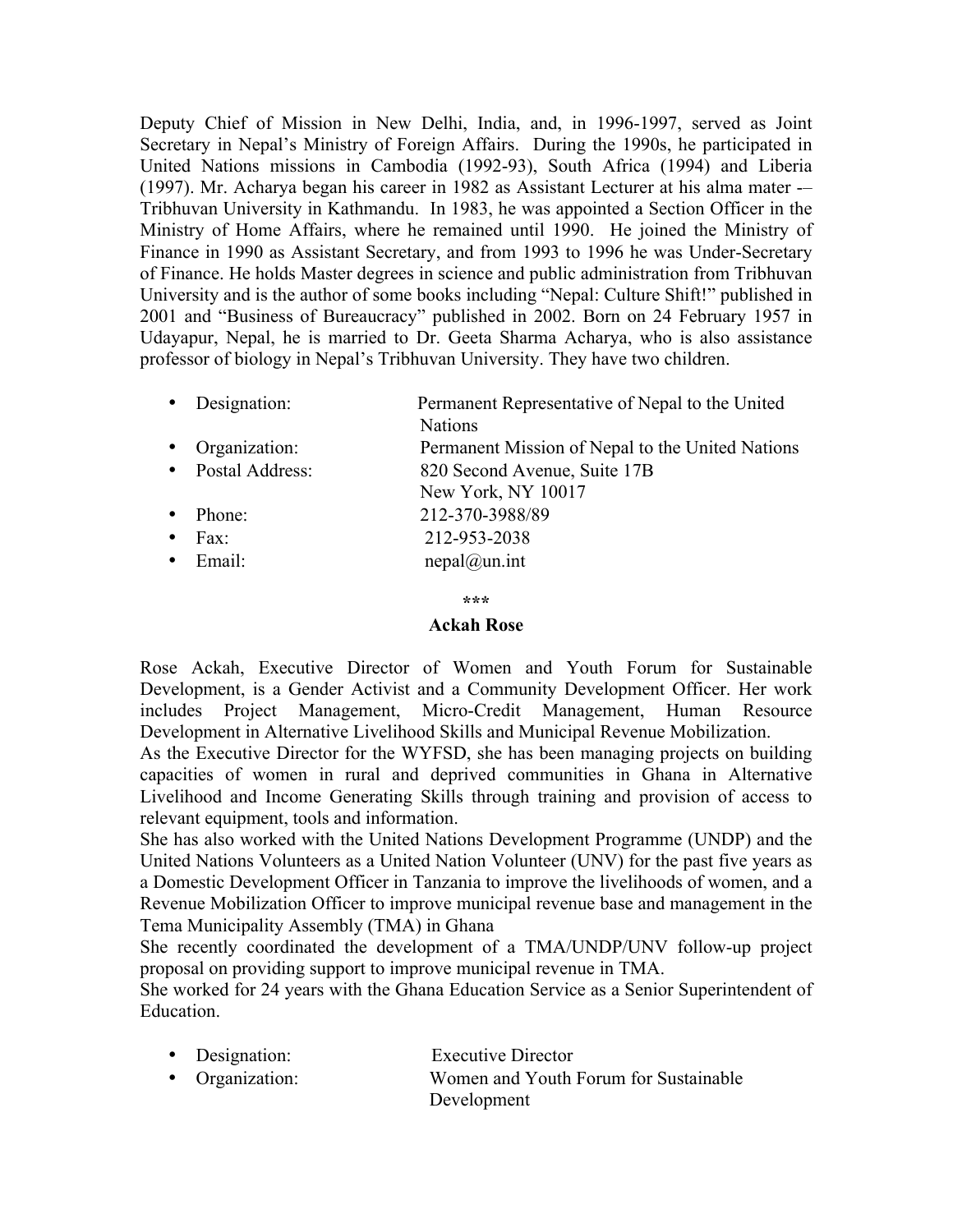Deputy Chief of Mission in New Delhi, India, and, in 1996-1997, served as Joint Secretary in Nepal's Ministry of Foreign Affairs. During the 1990s, he participated in United Nations missions in Cambodia (1992-93), South Africa (1994) and Liberia (1997). Mr. Acharya began his career in 1982 as Assistant Lecturer at his alma mater -– Tribhuvan University in Kathmandu. In 1983, he was appointed a Section Officer in the Ministry of Home Affairs, where he remained until 1990. He joined the Ministry of Finance in 1990 as Assistant Secretary, and from 1993 to 1996 he was Under-Secretary of Finance. He holds Master degrees in science and public administration from Tribhuvan University and is the author of some books including "Nepal: Culture Shift!" published in 2001 and "Business of Bureaucracy" published in 2002. Born on 24 February 1957 in Udayapur, Nepal, he is married to Dr. Geeta Sharma Acharya, who is also assistance professor of biology in Nepal's Tribhuvan University. They have two children.

- Designation: Permanent Representative of Nepal to the United Nations
- Organization: Permanent Mission of Nepal to the United Nations
- Postal Address: 820 Second Avenue, Suite 17B
  New York, NY 10017
- Phone: 212-370-3988/89
- Fax: 212-953-2038
- Email: nepal@un.int

***

**Ackah Rose**

Rose Ackah, Executive Director of Women and Youth Forum for Sustainable Development, is a Gender Activist and a Community Development Officer. Her work includes Project Management, Micro-Credit Management, Human Resource Development in Alternative Livelihood Skills and Municipal Revenue Mobilization.

As the Executive Director for the WYFSD, she has been managing projects on building capacities of women in rural and deprived communities in Ghana in Alternative Livelihood and Income Generating Skills through training and provision of access to relevant equipment, tools and information.

She has also worked with the United Nations Development Programme (UNDP) and the United Nations Volunteers as a United Nation Volunteer (UNV) for the past five years as a Domestic Development Officer in Tanzania to improve the livelihoods of women, and a Revenue Mobilization Officer to improve municipal revenue base and management in the Tema Municipality Assembly (TMA) in Ghana

She recently coordinated the development of a TMA/UNDP/UNV follow-up project proposal on providing support to improve municipal revenue in TMA.

She worked for 24 years with the Ghana Education Service as a Senior Superintendent of Education.

- Designation: Executive Director
- Organization: Women and Youth Forum for Sustainable Development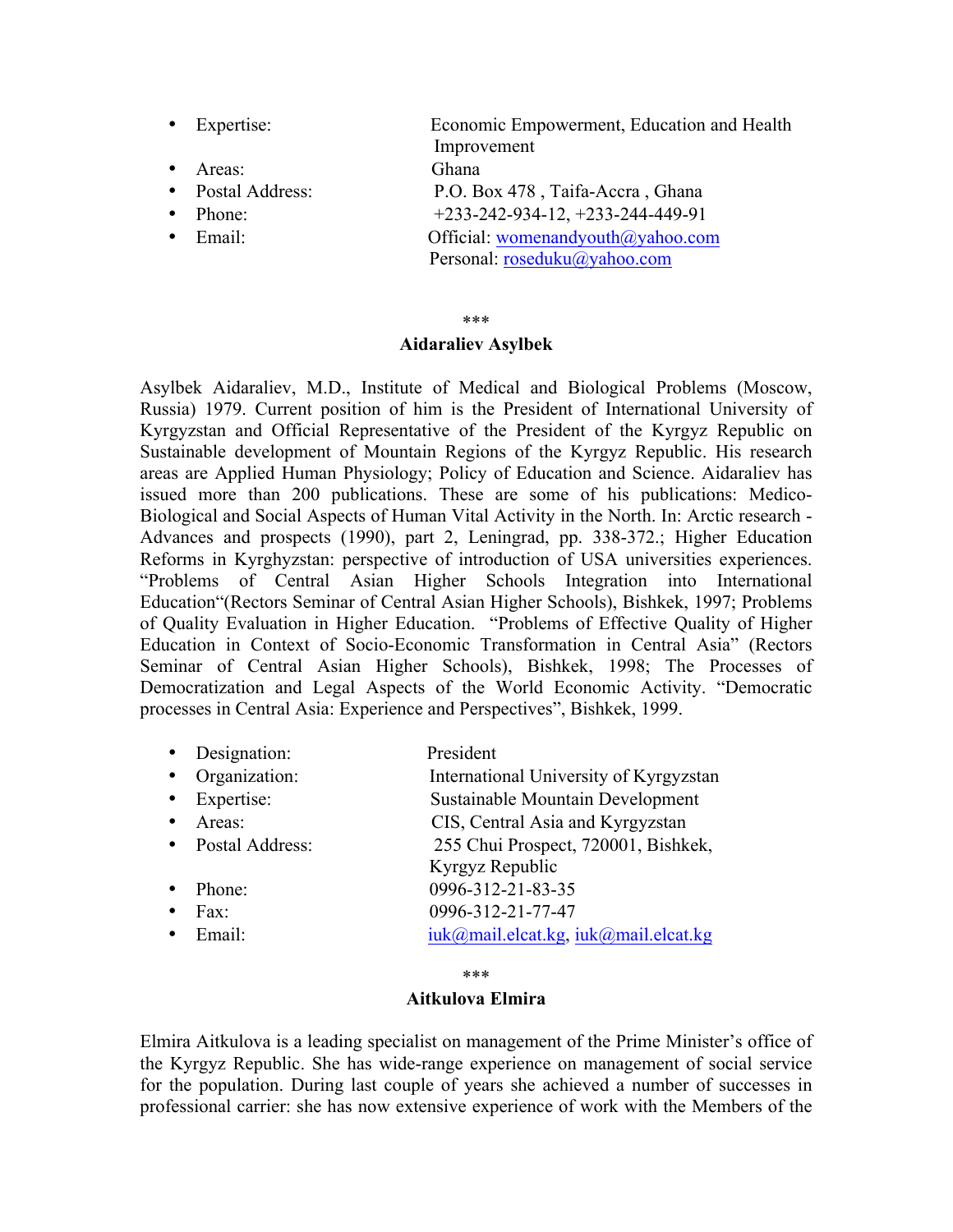- Expertise: Economic Empowerment, Education and Health Improvement
- Areas: Ghana
- Postal Address: P.O. Box 478 , Taifa-Accra , Ghana
- Phone: +233-242-934-12, +233-244-449-91
- Email: Official: womenandyouth@yahoo.com
  Personal: roseduku@yahoo.com

\*\*\*

**Aidaraliev Asylbek**

Asylbek Aidaraliev, M.D., Institute of Medical and Biological Problems (Moscow, Russia) 1979. Current position of him is the President of International University of Kyrgyzstan and Official Representative of the President of the Kyrgyz Republic on Sustainable development of Mountain Regions of the Kyrgyz Republic. His research areas are Applied Human Physiology; Policy of Education and Science. Aidaraliev has issued more than 200 publications. These are some of his publications: Medico-Biological and Social Aspects of Human Vital Activity in the North. In: Arctic research - Advances and prospects (1990), part 2, Leningrad, pp. 338-372.; Higher Education Reforms in Kyrghyzstan: perspective of introduction of USA universities experiences. "Problems of Central Asian Higher Schools Integration into International Education"(Rectors Seminar of Central Asian Higher Schools), Bishkek, 1997; Problems of Quality Evaluation in Higher Education. "Problems of Effective Quality of Higher Education in Context of Socio-Economic Transformation in Central Asia" (Rectors Seminar of Central Asian Higher Schools), Bishkek, 1998; The Processes of Democratization and Legal Aspects of the World Economic Activity. "Democratic processes in Central Asia: Experience and Perspectives", Bishkek, 1999.

- Designation: President
- Organization: International University of Kyrgyzstan
- Expertise: Sustainable Mountain Development
- Areas: CIS, Central Asia and Kyrgyzstan
- Postal Address: 255 Chui Prospect, 720001, Bishkek, Kyrgyz Republic
- Phone: 0996-312-21-83-35
- Fax: 0996-312-21-77-47
- Email: iuk@mail.elcat.kg, iuk@mail.elcat.kg

\*\*\*

**Aitkulova Elmira**

Elmira Aitkulova is a leading specialist on management of the Prime Minister's office of the Kyrgyz Republic. She has wide-range experience on management of social service for the population. During last couple of years she achieved a number of successes in professional carrier: she has now extensive experience of work with the Members of the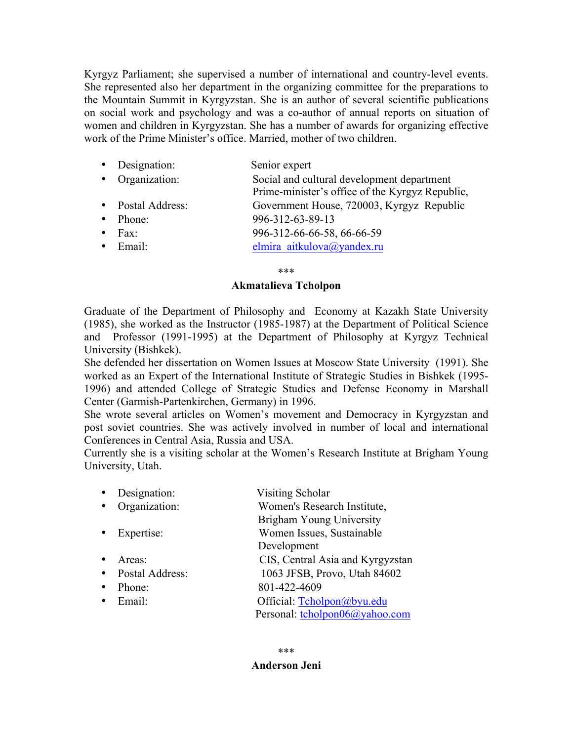Kyrgyz Parliament; she supervised a number of international and country-level events. She represented also her department in the organizing committee for the preparations to the Mountain Summit in Kyrgyzstan. She is an author of several scientific publications on social work and psychology and was a co-author of annual reports on situation of women and children in Kyrgyzstan. She has a number of awards for organizing effective work of the Prime Minister's office. Married, mother of two children.

- Designation: Senior expert
- Organization: Social and cultural development department Prime-minister's office of the Kyrgyz Republic,
- Postal Address: Government House, 720003, Kyrgyz Republic
- Phone: 996-312-63-89-13
- Fax: 996-312-66-66-58, 66-66-59
- Email: elmira_aitkulova@yandex.ru

\*\*\*

**Akmatalieva Tcholpon**

Graduate of the Department of Philosophy and Economy at Kazakh State University (1985), she worked as the Instructor (1985-1987) at the Department of Political Science and Professor (1991-1995) at the Department of Philosophy at Kyrgyz Technical University (Bishkek).

She defended her dissertation on Women Issues at Moscow State University (1991). She worked as an Expert of the International Institute of Strategic Studies in Bishkek (1995-1996) and attended College of Strategic Studies and Defense Economy in Marshall Center (Garmish-Partenkirchen, Germany) in 1996.

She wrote several articles on Women's movement and Democracy in Kyrgyzstan and post soviet countries. She was actively involved in number of local and international Conferences in Central Asia, Russia and USA.

Currently she is a visiting scholar at the Women's Research Institute at Brigham Young University, Utah.

- Designation: Visiting Scholar
- Organization: Women's Research Institute, Brigham Young University
- Expertise: Women Issues, Sustainable Development
- Areas: CIS, Central Asia and Kyrgyzstan
- Postal Address: 1063 JFSB, Provo, Utah 84602
- Phone: 801-422-4609
- Email: Official: Tcholpon@byu.edu
  Personal: tcholpon06@yahoo.com

\*\*\*

**Anderson Jeni**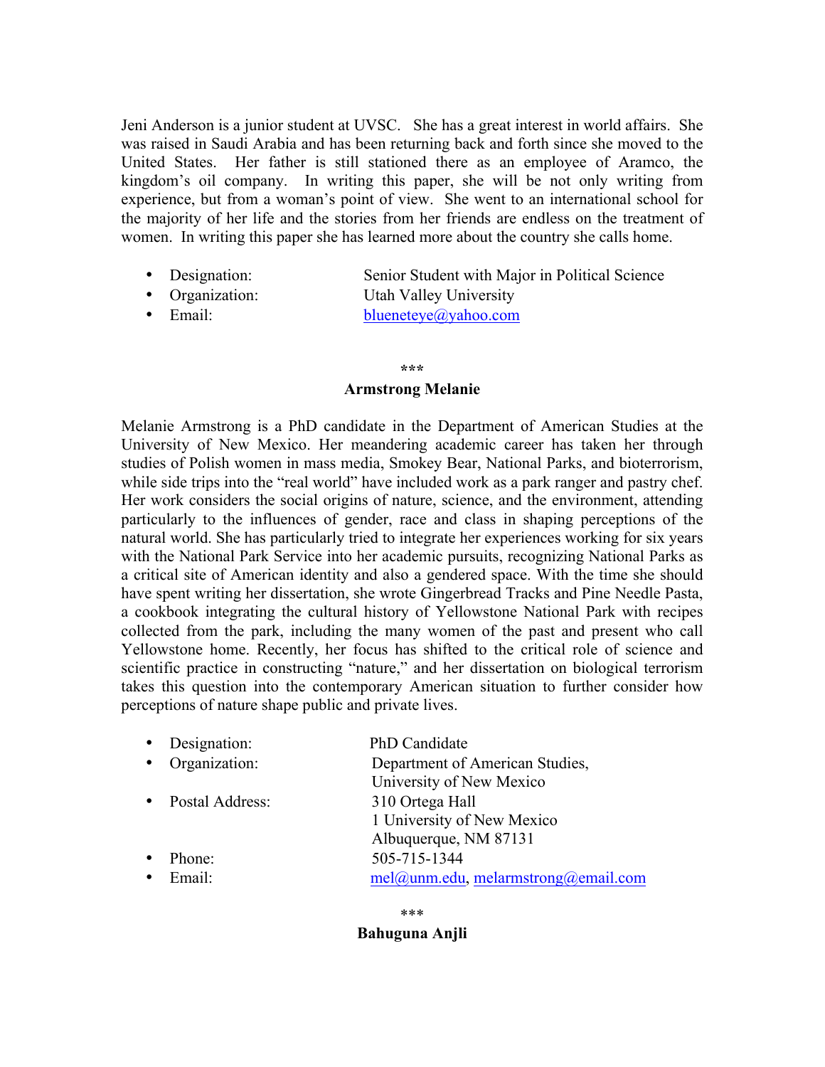Jeni Anderson is a junior student at UVSC. She has a great interest in world affairs. She was raised in Saudi Arabia and has been returning back and forth since she moved to the United States. Her father is still stationed there as an employee of Aramco, the kingdom's oil company. In writing this paper, she will be not only writing from experience, but from a woman's point of view. She went to an international school for the majority of her life and the stories from her friends are endless on the treatment of women. In writing this paper she has learned more about the country she calls home.

- Designation: Senior Student with Major in Political Science
- Organization: Utah Valley University
- Email: blueneteye@yahoo.com

\*\*\*

**Armstrong Melanie**

Melanie Armstrong is a PhD candidate in the Department of American Studies at the University of New Mexico. Her meandering academic career has taken her through studies of Polish women in mass media, Smokey Bear, National Parks, and bioterrorism, while side trips into the "real world" have included work as a park ranger and pastry chef. Her work considers the social origins of nature, science, and the environment, attending particularly to the influences of gender, race and class in shaping perceptions of the natural world. She has particularly tried to integrate her experiences working for six years with the National Park Service into her academic pursuits, recognizing National Parks as a critical site of American identity and also a gendered space. With the time she should have spent writing her dissertation, she wrote Gingerbread Tracks and Pine Needle Pasta, a cookbook integrating the cultural history of Yellowstone National Park with recipes collected from the park, including the many women of the past and present who call Yellowstone home. Recently, her focus has shifted to the critical role of science and scientific practice in constructing "nature," and her dissertation on biological terrorism takes this question into the contemporary American situation to further consider how perceptions of nature shape public and private lives.

- Designation: PhD Candidate
- Organization: Department of American Studies, University of New Mexico
- Postal Address: 310 Ortega Hall, 1 University of New Mexico, Albuquerque, NM 87131
- Phone: 505-715-1344
- Email: mel@unm.edu, melarmstrong@email.com

\*\*\*

**Bahuguna Anjli**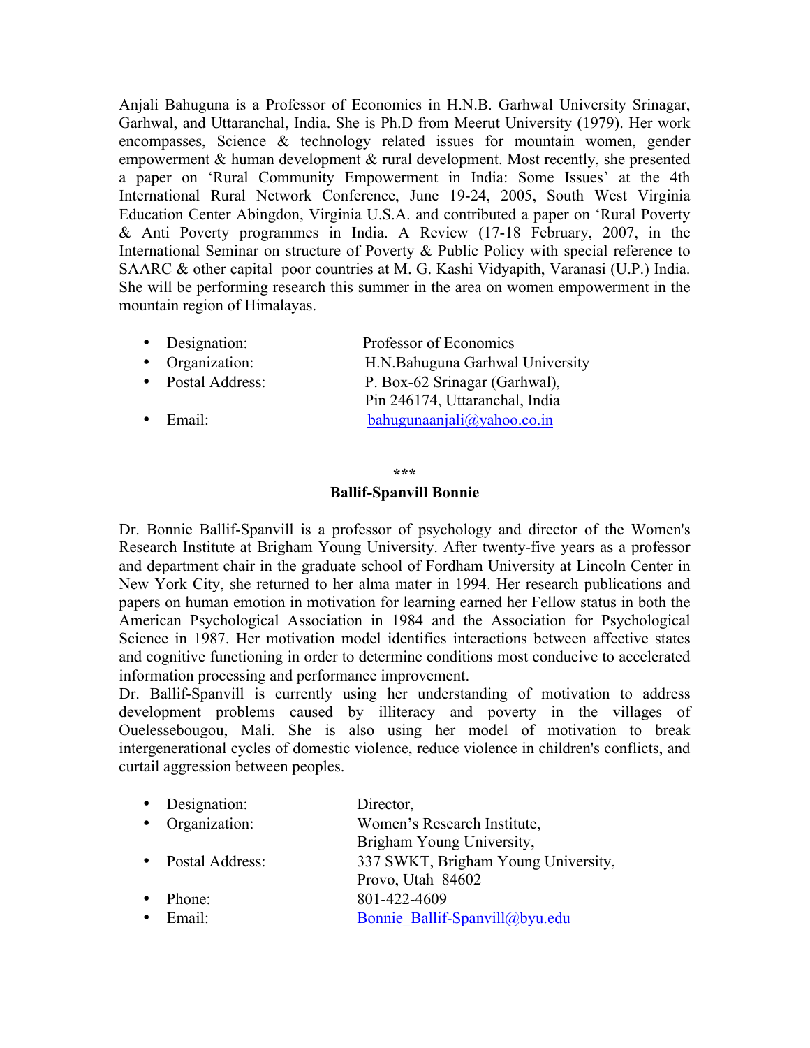Anjali Bahuguna is a Professor of Economics in H.N.B. Garhwal University Srinagar, Garhwal, and Uttaranchal, India. She is Ph.D from Meerut University (1979). Her work encompasses, Science & technology related issues for mountain women, gender empowerment & human development & rural development. Most recently, she presented a paper on 'Rural Community Empowerment in India: Some Issues' at the 4th International Rural Network Conference, June 19-24, 2005, South West Virginia Education Center Abingdon, Virginia U.S.A. and contributed a paper on 'Rural Poverty & Anti Poverty programmes in India. A Review (17-18 February, 2007, in the International Seminar on structure of Poverty & Public Policy with special reference to SAARC & other capital poor countries at M. G. Kashi Vidyapith, Varanasi (U.P.) India. She will be performing research this summer in the area on women empowerment in the mountain region of Himalayas.

- Designation: Professor of Economics
- Organization: H.N.Bahuguna Garhwal University
- Postal Address: P. Box-62 Srinagar (Garhwal), Pin 246174, Uttaranchal, India
- Email: bahugunaanjali@yahoo.co.in

***

**Ballif-Spanvill Bonnie**

Dr. Bonnie Ballif-Spanvill is a professor of psychology and director of the Women's Research Institute at Brigham Young University. After twenty-five years as a professor and department chair in the graduate school of Fordham University at Lincoln Center in New York City, she returned to her alma mater in 1994. Her research publications and papers on human emotion in motivation for learning earned her Fellow status in both the American Psychological Association in 1984 and the Association for Psychological Science in 1987. Her motivation model identifies interactions between affective states and cognitive functioning in order to determine conditions most conducive to accelerated information processing and performance improvement.

Dr. Ballif-Spanvill is currently using her understanding of motivation to address development problems caused by illiteracy and poverty in the villages of Ouelessebougou, Mali. She is also using her model of motivation to break intergenerational cycles of domestic violence, reduce violence in children's conflicts, and curtail aggression between peoples.

- Designation: Director,
- Organization: Women's Research Institute, Brigham Young University,
- Postal Address: 337 SWKT, Brigham Young University, Provo, Utah 84602
- Phone: 801-422-4609
- Email: Bonnie_Ballif-Spanvill@byu.edu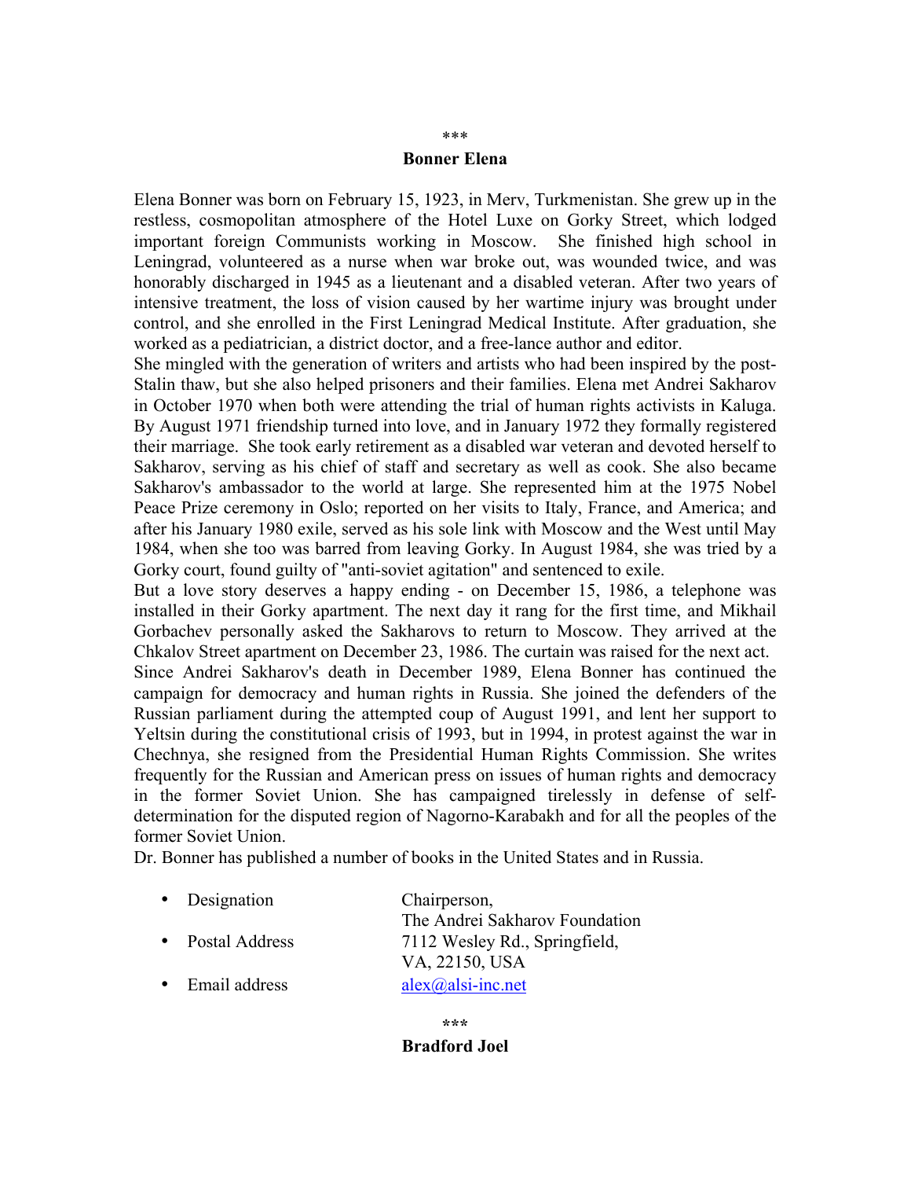\*\*\*

**Bonner Elena**

Elena Bonner was born on February 15, 1923, in Merv, Turkmenistan. She grew up in the restless, cosmopolitan atmosphere of the Hotel Luxe on Gorky Street, which lodged important foreign Communists working in Moscow. She finished high school in Leningrad, volunteered as a nurse when war broke out, was wounded twice, and was honorably discharged in 1945 as a lieutenant and a disabled veteran. After two years of intensive treatment, the loss of vision caused by her wartime injury was brought under control, and she enrolled in the First Leningrad Medical Institute. After graduation, she worked as a pediatrician, a district doctor, and a free-lance author and editor.

She mingled with the generation of writers and artists who had been inspired by the post-Stalin thaw, but she also helped prisoners and their families. Elena met Andrei Sakharov in October 1970 when both were attending the trial of human rights activists in Kaluga. By August 1971 friendship turned into love, and in January 1972 they formally registered their marriage. She took early retirement as a disabled war veteran and devoted herself to Sakharov, serving as his chief of staff and secretary as well as cook. She also became Sakharov's ambassador to the world at large. She represented him at the 1975 Nobel Peace Prize ceremony in Oslo; reported on her visits to Italy, France, and America; and after his January 1980 exile, served as his sole link with Moscow and the West until May 1984, when she too was barred from leaving Gorky. In August 1984, she was tried by a Gorky court, found guilty of "anti-soviet agitation" and sentenced to exile.

But a love story deserves a happy ending - on December 15, 1986, a telephone was installed in their Gorky apartment. The next day it rang for the first time, and Mikhail Gorbachev personally asked the Sakharovs to return to Moscow. They arrived at the Chkalov Street apartment on December 23, 1986. The curtain was raised for the next act.

Since Andrei Sakharov's death in December 1989, Elena Bonner has continued the campaign for democracy and human rights in Russia. She joined the defenders of the Russian parliament during the attempted coup of August 1991, and lent her support to Yeltsin during the constitutional crisis of 1993, but in 1994, in protest against the war in Chechnya, she resigned from the Presidential Human Rights Commission. She writes frequently for the Russian and American press on issues of human rights and democracy in the former Soviet Union. She has campaigned tirelessly in defense of self-determination for the disputed region of Nagorno-Karabakh and for all the peoples of the former Soviet Union.

Dr. Bonner has published a number of books in the United States and in Russia.

- Designation — Chairperson, The Andrei Sakharov Foundation
- Postal Address — 7112 Wesley Rd., Springfield, VA, 22150, USA
- Email address — alex@alsi-inc.net

\*\*\*

**Bradford Joel**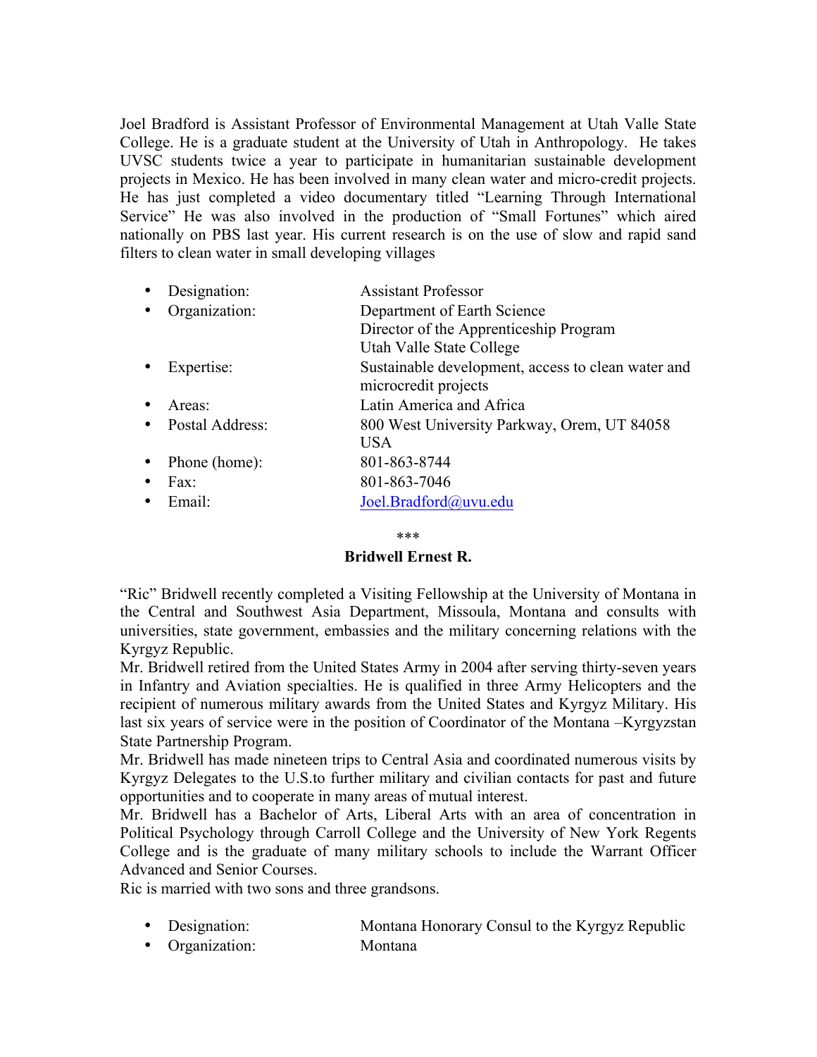Joel Bradford is Assistant Professor of Environmental Management at Utah Valle State College. He is a graduate student at the University of Utah in Anthropology. He takes UVSC students twice a year to participate in humanitarian sustainable development projects in Mexico. He has been involved in many clean water and micro-credit projects. He has just completed a video documentary titled "Learning Through International Service" He was also involved in the production of "Small Fortunes" which aired nationally on PBS last year. His current research is on the use of slow and rapid sand filters to clean water in small developing villages

- Designation: Assistant Professor
- Organization: Department of Earth Science  
  Director of the Apprenticeship Program  
  Utah Valle State College
- Expertise: Sustainable development, access to clean water and microcredit projects
- Areas: Latin America and Africa
- Postal Address: 800 West University Parkway, Orem, UT 84058 USA
- Phone (home): 801-863-8744
- Fax: 801-863-7046
- Email: Joel.Bradford@uvu.edu

\*\*\*

**Bridwell Ernest R.**

"Ric" Bridwell recently completed a Visiting Fellowship at the University of Montana in the Central and Southwest Asia Department, Missoula, Montana and consults with universities, state government, embassies and the military concerning relations with the Kyrgyz Republic.

Mr. Bridwell retired from the United States Army in 2004 after serving thirty-seven years in Infantry and Aviation specialties. He is qualified in three Army Helicopters and the recipient of numerous military awards from the United States and Kyrgyz Military. His last six years of service were in the position of Coordinator of the Montana –Kyrgyzstan State Partnership Program.

Mr. Bridwell has made nineteen trips to Central Asia and coordinated numerous visits by Kyrgyz Delegates to the U.S.to further military and civilian contacts for past and future opportunities and to cooperate in many areas of mutual interest.

Mr. Bridwell has a Bachelor of Arts, Liberal Arts with an area of concentration in Political Psychology through Carroll College and the University of New York Regents College and is the graduate of many military schools to include the Warrant Officer Advanced and Senior Courses.

Ric is married with two sons and three grandsons.

- Designation: Montana Honorary Consul to the Kyrgyz Republic
- Organization: Montana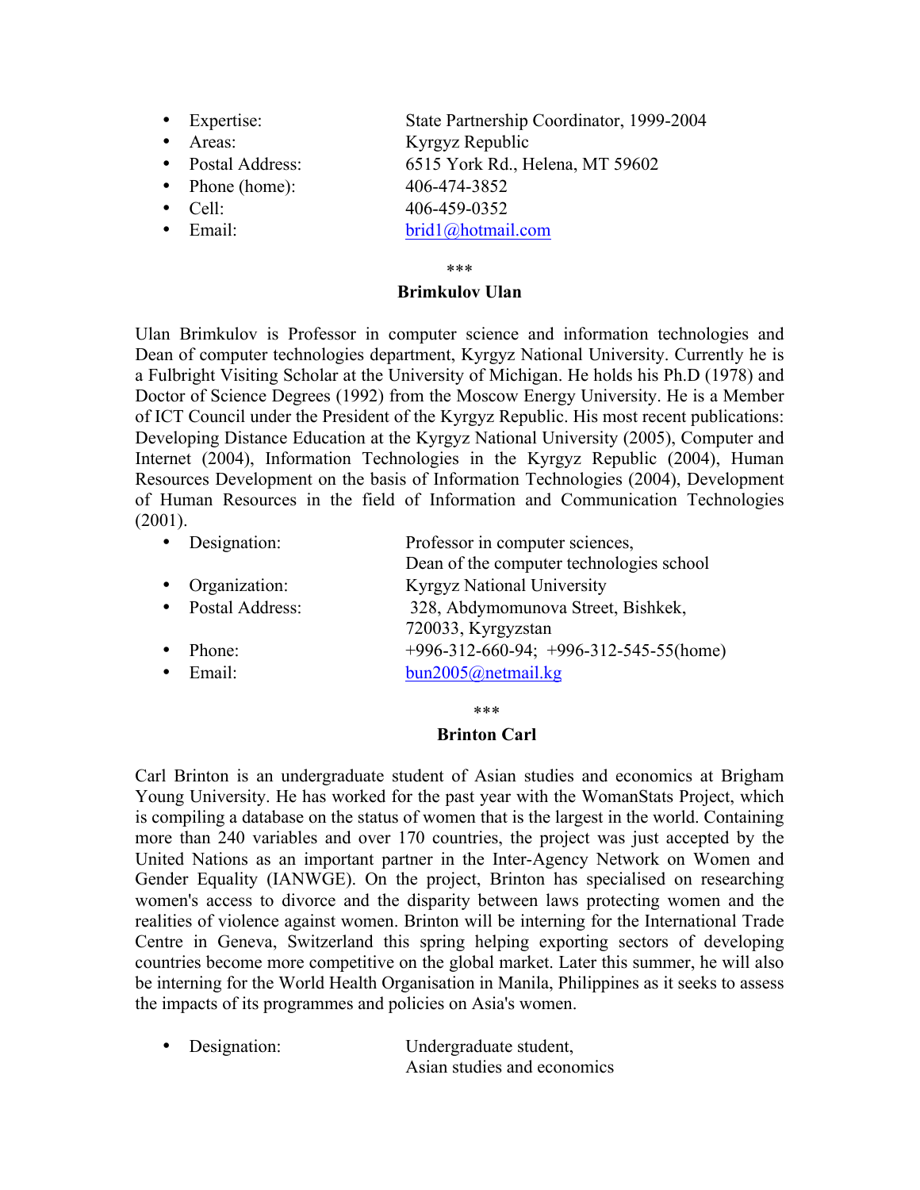- Expertise: State Partnership Coordinator, 1999-2004
- Areas: Kyrgyz Republic
- Postal Address: 6515 York Rd., Helena, MT 59602
- Phone (home): 406-474-3852
- Cell: 406-459-0352
- Email: brid1@hotmail.com

\*\*\*

**Brimkulov Ulan**

Ulan Brimkulov is Professor in computer science and information technologies and Dean of computer technologies department, Kyrgyz National University. Currently he is a Fulbright Visiting Scholar at the University of Michigan. He holds his Ph.D (1978) and Doctor of Science Degrees (1992) from the Moscow Energy University. He is a Member of ICT Council under the President of the Kyrgyz Republic. His most recent publications: Developing Distance Education at the Kyrgyz National University (2005), Computer and Internet (2004), Information Technologies in the Kyrgyz Republic (2004), Human Resources Development on the basis of Information Technologies (2004), Development of Human Resources in the field of Information and Communication Technologies (2001).

- Designation: Professor in computer sciences, Dean of the computer technologies school
- Organization: Kyrgyz National University
- Postal Address: 328, Abdymomunova Street, Bishkek, 720033, Kyrgyzstan
- Phone: +996-312-660-94; +996-312-545-55(home)
- Email: bun2005@netmail.kg

\*\*\*

**Brinton Carl**

Carl Brinton is an undergraduate student of Asian studies and economics at Brigham Young University. He has worked for the past year with the WomanStats Project, which is compiling a database on the status of women that is the largest in the world. Containing more than 240 variables and over 170 countries, the project was just accepted by the United Nations as an important partner in the Inter-Agency Network on Women and Gender Equality (IANWGE). On the project, Brinton has specialised on researching women's access to divorce and the disparity between laws protecting women and the realities of violence against women. Brinton will be interning for the International Trade Centre in Geneva, Switzerland this spring helping exporting sectors of developing countries become more competitive on the global market. Later this summer, he will also be interning for the World Health Organisation in Manila, Philippines as it seeks to assess the impacts of its programmes and policies on Asia's women.

- Designation: Undergraduate student, Asian studies and economics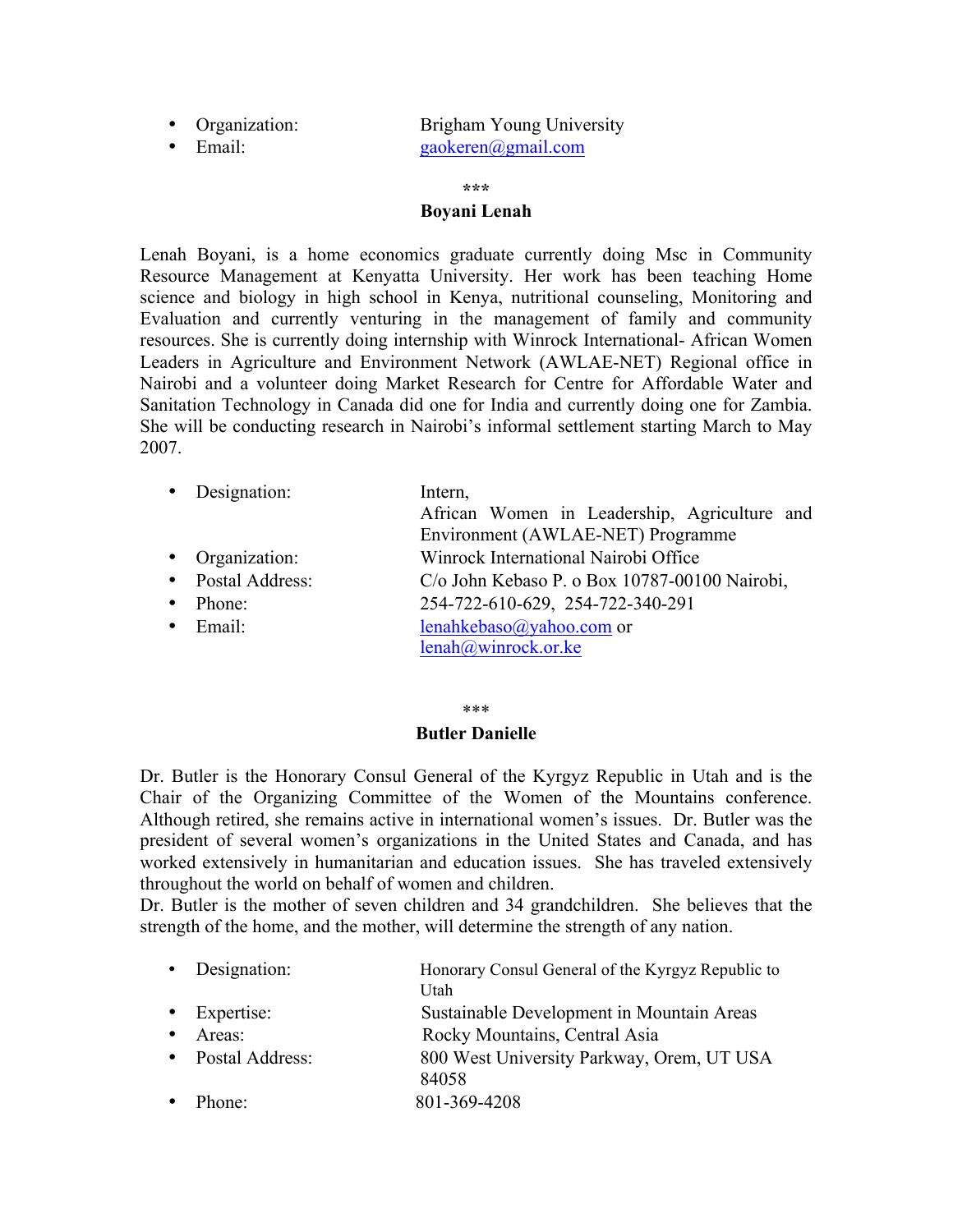- Organization: Brigham Young University
- Email: gaokeren@gmail.com

\*\*\*

**Boyani Lenah**

Lenah Boyani, is a home economics graduate currently doing Msc in Community Resource Management at Kenyatta University. Her work has been teaching Home science and biology in high school in Kenya, nutritional counseling, Monitoring and Evaluation and currently venturing in the management of family and community resources. She is currently doing internship with Winrock International- African Women Leaders in Agriculture and Environment Network (AWLAE-NET) Regional office in Nairobi and a volunteer doing Market Research for Centre for Affordable Water and Sanitation Technology in Canada did one for India and currently doing one for Zambia. She will be conducting research in Nairobi's informal settlement starting March to May 2007.

- Designation: Intern, African Women in Leadership, Agriculture and Environment (AWLAE-NET) Programme
- Organization: Winrock International Nairobi Office
- Postal Address: C/o John Kebaso P. o Box 10787-00100 Nairobi,
- Phone: 254-722-610-629, 254-722-340-291
- Email: lenahkebaso@yahoo.com or lenah@winrock.or.ke

\*\*\*

**Butler Danielle**

Dr. Butler is the Honorary Consul General of the Kyrgyz Republic in Utah and is the Chair of the Organizing Committee of the Women of the Mountains conference. Although retired, she remains active in international women's issues. Dr. Butler was the president of several women's organizations in the United States and Canada, and has worked extensively in humanitarian and education issues. She has traveled extensively throughout the world on behalf of women and children.
Dr. Butler is the mother of seven children and 34 grandchildren. She believes that the strength of the home, and the mother, will determine the strength of any nation.

- Designation: Honorary Consul General of the Kyrgyz Republic to Utah
- Expertise: Sustainable Development in Mountain Areas
- Areas: Rocky Mountains, Central Asia
- Postal Address: 800 West University Parkway, Orem, UT USA 84058
- Phone: 801-369-4208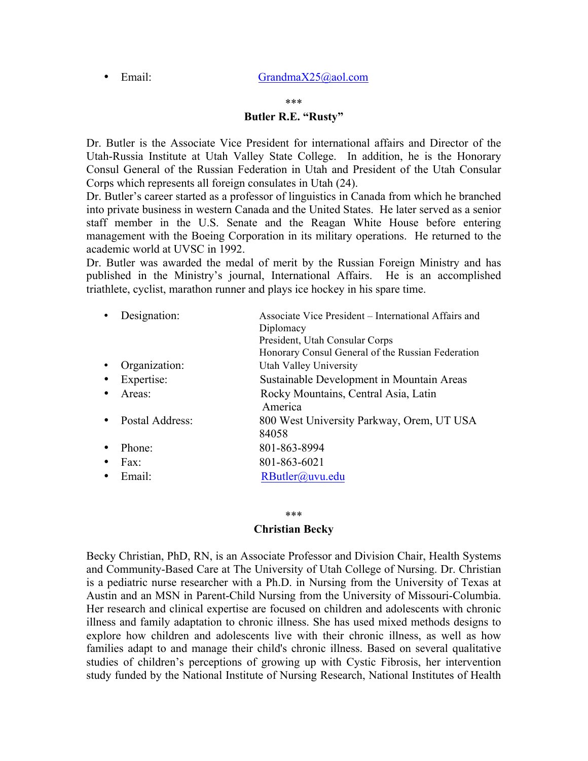- Email: GrandmaX25@aol.com

\*\*\*

**Butler R.E. "Rusty"**

Dr. Butler is the Associate Vice President for international affairs and Director of the Utah-Russia Institute at Utah Valley State College. In addition, he is the Honorary Consul General of the Russian Federation in Utah and President of the Utah Consular Corps which represents all foreign consulates in Utah (24).
Dr. Butler's career started as a professor of linguistics in Canada from which he branched into private business in western Canada and the United States. He later served as a senior staff member in the U.S. Senate and the Reagan White House before entering management with the Boeing Corporation in its military operations. He returned to the academic world at UVSC in 1992.
Dr. Butler was awarded the medal of merit by the Russian Foreign Ministry and has published in the Ministry's journal, International Affairs. He is an accomplished triathlete, cyclist, marathon runner and plays ice hockey in his spare time.

- Designation: Associate Vice President – International Affairs and Diplomacy
  President, Utah Consular Corps
  Honorary Consul General of the Russian Federation
- Organization: Utah Valley University
- Expertise: Sustainable Development in Mountain Areas
- Areas: Rocky Mountains, Central Asia, Latin America
- Postal Address: 800 West University Parkway, Orem, UT USA 84058
- Phone: 801-863-8994
- Fax: 801-863-6021
- Email: RButler@uvu.edu

\*\*\*

**Christian Becky**

Becky Christian, PhD, RN, is an Associate Professor and Division Chair, Health Systems and Community-Based Care at The University of Utah College of Nursing. Dr. Christian is a pediatric nurse researcher with a Ph.D. in Nursing from the University of Texas at Austin and an MSN in Parent-Child Nursing from the University of Missouri-Columbia. Her research and clinical expertise are focused on children and adolescents with chronic illness and family adaptation to chronic illness. She has used mixed methods designs to explore how children and adolescents live with their chronic illness, as well as how families adapt to and manage their child's chronic illness. Based on several qualitative studies of children's perceptions of growing up with Cystic Fibrosis, her intervention study funded by the National Institute of Nursing Research, National Institutes of Health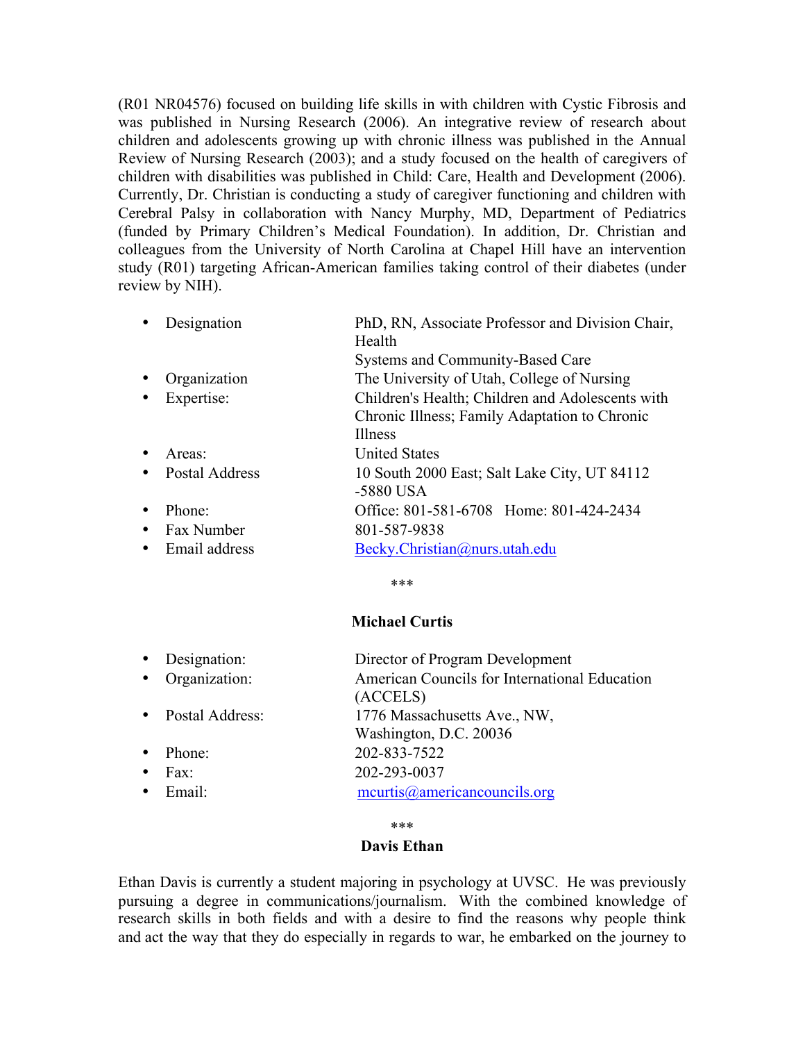(R01 NR04576) focused on building life skills in with children with Cystic Fibrosis and was published in Nursing Research (2006). An integrative review of research about children and adolescents growing up with chronic illness was published in the Annual Review of Nursing Research (2003); and a study focused on the health of caregivers of children with disabilities was published in Child: Care, Health and Development (2006). Currently, Dr. Christian is conducting a study of caregiver functioning and children with Cerebral Palsy in collaboration with Nancy Murphy, MD, Department of Pediatrics (funded by Primary Children's Medical Foundation). In addition, Dr. Christian and colleagues from the University of North Carolina at Chapel Hill have an intervention study (R01) targeting African-American families taking control of their diabetes (under review by NIH).

- Designation — PhD, RN, Associate Professor and Division Chair, Health Systems and Community-Based Care
- Organization — The University of Utah, College of Nursing
- Expertise: — Children's Health; Children and Adolescents with Chronic Illness; Family Adaptation to Chronic Illness
- Areas: — United States
- Postal Address — 10 South 2000 East; Salt Lake City, UT 84112 -5880 USA
- Phone: — Office: 801-581-6708 Home: 801-424-2434
- Fax Number — 801-587-9838
- Email address — Becky.Christian@nurs.utah.edu

***

**Michael Curtis**

- Designation: — Director of Program Development
- Organization: — American Councils for International Education (ACCELS)
- Postal Address: — 1776 Massachusetts Ave., NW, Washington, D.C. 20036
- Phone: — 202-833-7522
- Fax: — 202-293-0037
- Email: — mcurtis@americancouncils.org

***

**Davis Ethan**

Ethan Davis is currently a student majoring in psychology at UVSC. He was previously pursuing a degree in communications/journalism. With the combined knowledge of research skills in both fields and with a desire to find the reasons why people think and act the way that they do especially in regards to war, he embarked on the journey to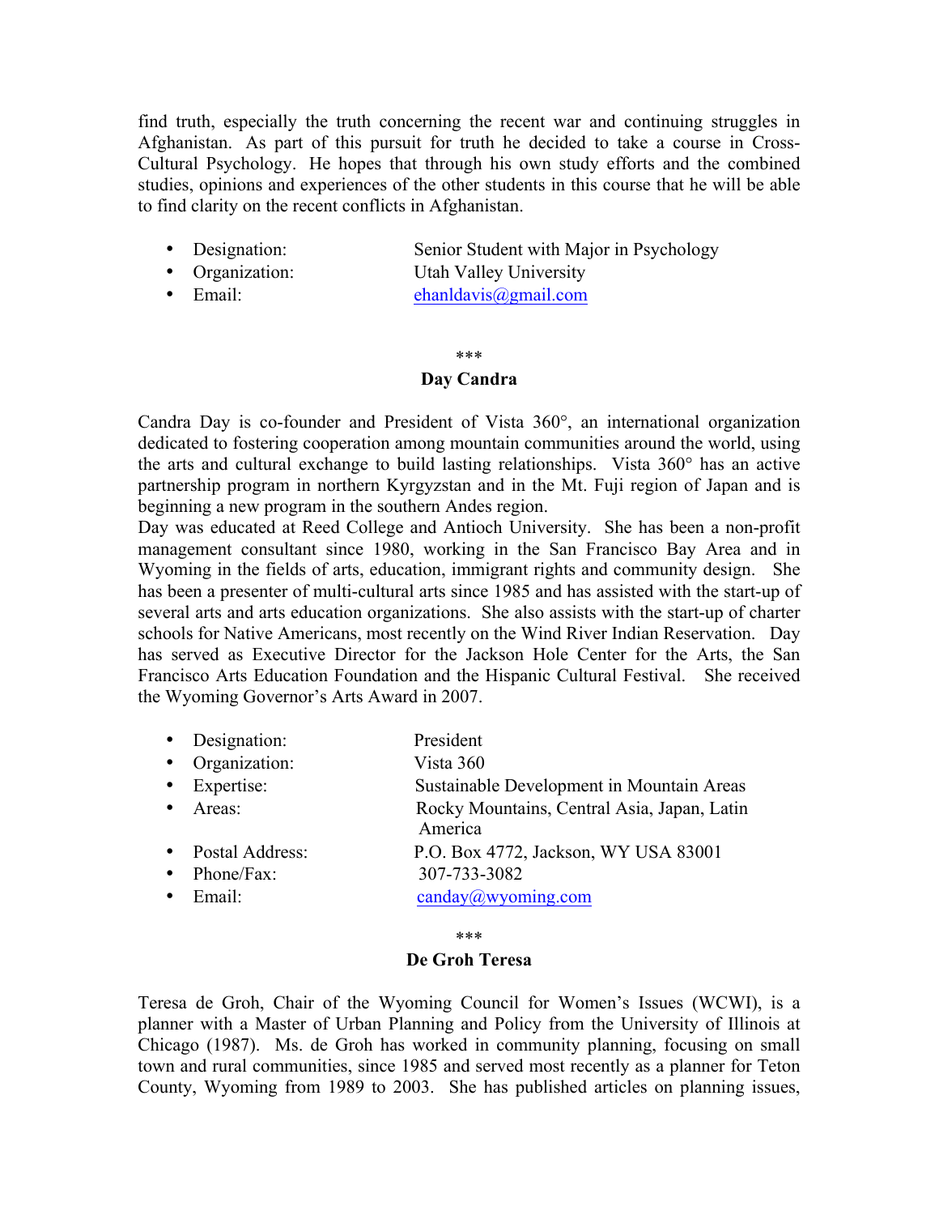find truth, especially the truth concerning the recent war and continuing struggles in Afghanistan. As part of this pursuit for truth he decided to take a course in Cross-Cultural Psychology. He hopes that through his own study efforts and the combined studies, opinions and experiences of the other students in this course that he will be able to find clarity on the recent conflicts in Afghanistan.

- Designation: Senior Student with Major in Psychology
- Organization: Utah Valley University
- Email: ehanldavis@gmail.com

\*\*\*

**Day Candra**

Candra Day is co-founder and President of Vista 360°, an international organization dedicated to fostering cooperation among mountain communities around the world, using the arts and cultural exchange to build lasting relationships. Vista 360° has an active partnership program in northern Kyrgyzstan and in the Mt. Fuji region of Japan and is beginning a new program in the southern Andes region.
Day was educated at Reed College and Antioch University. She has been a non-profit management consultant since 1980, working in the San Francisco Bay Area and in Wyoming in the fields of arts, education, immigrant rights and community design. She has been a presenter of multi-cultural arts since 1985 and has assisted with the start-up of several arts and arts education organizations. She also assists with the start-up of charter schools for Native Americans, most recently on the Wind River Indian Reservation. Day has served as Executive Director for the Jackson Hole Center for the Arts, the San Francisco Arts Education Foundation and the Hispanic Cultural Festival. She received the Wyoming Governor's Arts Award in 2007.

- Designation: President
- Organization: Vista 360
- Expertise: Sustainable Development in Mountain Areas
- Areas: Rocky Mountains, Central Asia, Japan, Latin America
- Postal Address: P.O. Box 4772, Jackson, WY USA 83001
- Phone/Fax: 307-733-3082
- Email: canday@wyoming.com

\*\*\*

**De Groh Teresa**

Teresa de Groh, Chair of the Wyoming Council for Women's Issues (WCWI), is a planner with a Master of Urban Planning and Policy from the University of Illinois at Chicago (1987). Ms. de Groh has worked in community planning, focusing on small town and rural communities, since 1985 and served most recently as a planner for Teton County, Wyoming from 1989 to 2003. She has published articles on planning issues,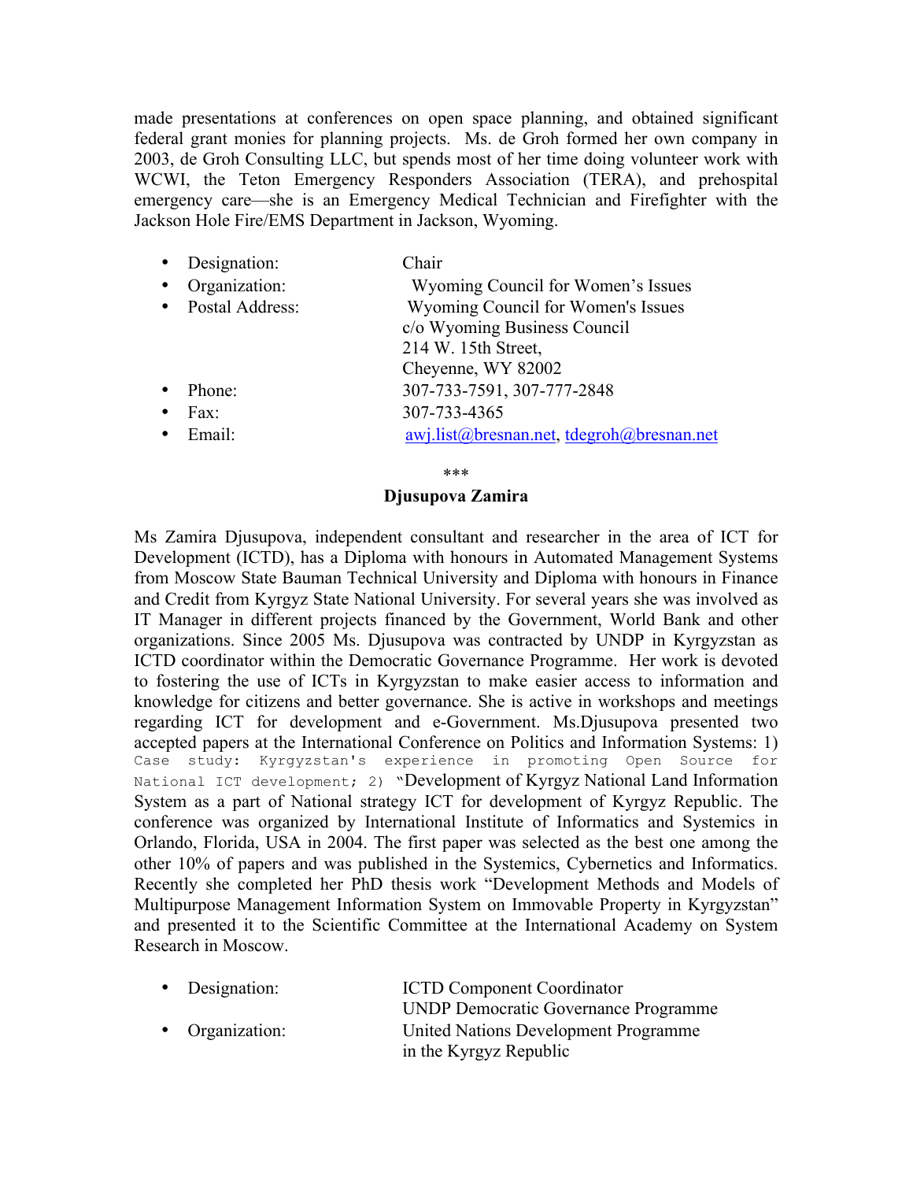made presentations at conferences on open space planning, and obtained significant federal grant monies for planning projects. Ms. de Groh formed her own company in 2003, de Groh Consulting LLC, but spends most of her time doing volunteer work with WCWI, the Teton Emergency Responders Association (TERA), and prehospital emergency care—she is an Emergency Medical Technician and Firefighter with the Jackson Hole Fire/EMS Department in Jackson, Wyoming.

- Designation: Chair
- Organization: Wyoming Council for Women's Issues
- Postal Address: Wyoming Council for Women's Issues
  c/o Wyoming Business Council
  214 W. 15th Street,
  Cheyenne, WY 82002
- Phone: 307-733-7591, 307-777-2848
- Fax: 307-733-4365
- Email: awj.list@bresnan.net, tdegroh@bresnan.net

***

**Djusupova Zamira**

Ms Zamira Djusupova, independent consultant and researcher in the area of ICT for Development (ICTD), has a Diploma with honours in Automated Management Systems from Moscow State Bauman Technical University and Diploma with honours in Finance and Credit from Kyrgyz State National University. For several years she was involved as IT Manager in different projects financed by the Government, World Bank and other organizations. Since 2005 Ms. Djusupova was contracted by UNDP in Kyrgyzstan as ICTD coordinator within the Democratic Governance Programme. Her work is devoted to fostering the use of ICTs in Kyrgyzstan to make easier access to information and knowledge for citizens and better governance. She is active in workshops and meetings regarding ICT for development and e-Government. Ms.Djusupova presented two accepted papers at the International Conference on Politics and Information Systems: 1) Case study: Kyrgyzstan's experience in promoting Open Source for National ICT development; 2) "Development of Kyrgyz National Land Information System as a part of National strategy ICT for development of Kyrgyz Republic. The conference was organized by International Institute of Informatics and Systemics in Orlando, Florida, USA in 2004. The first paper was selected as the best one among the other 10% of papers and was published in the Systemics, Cybernetics and Informatics. Recently she completed her PhD thesis work "Development Methods and Models of Multipurpose Management Information System on Immovable Property in Kyrgyzstan" and presented it to the Scientific Committee at the International Academy on System Research in Moscow.

- Designation: ICTD Component Coordinator
  UNDP Democratic Governance Programme
- Organization: United Nations Development Programme
  in the Kyrgyz Republic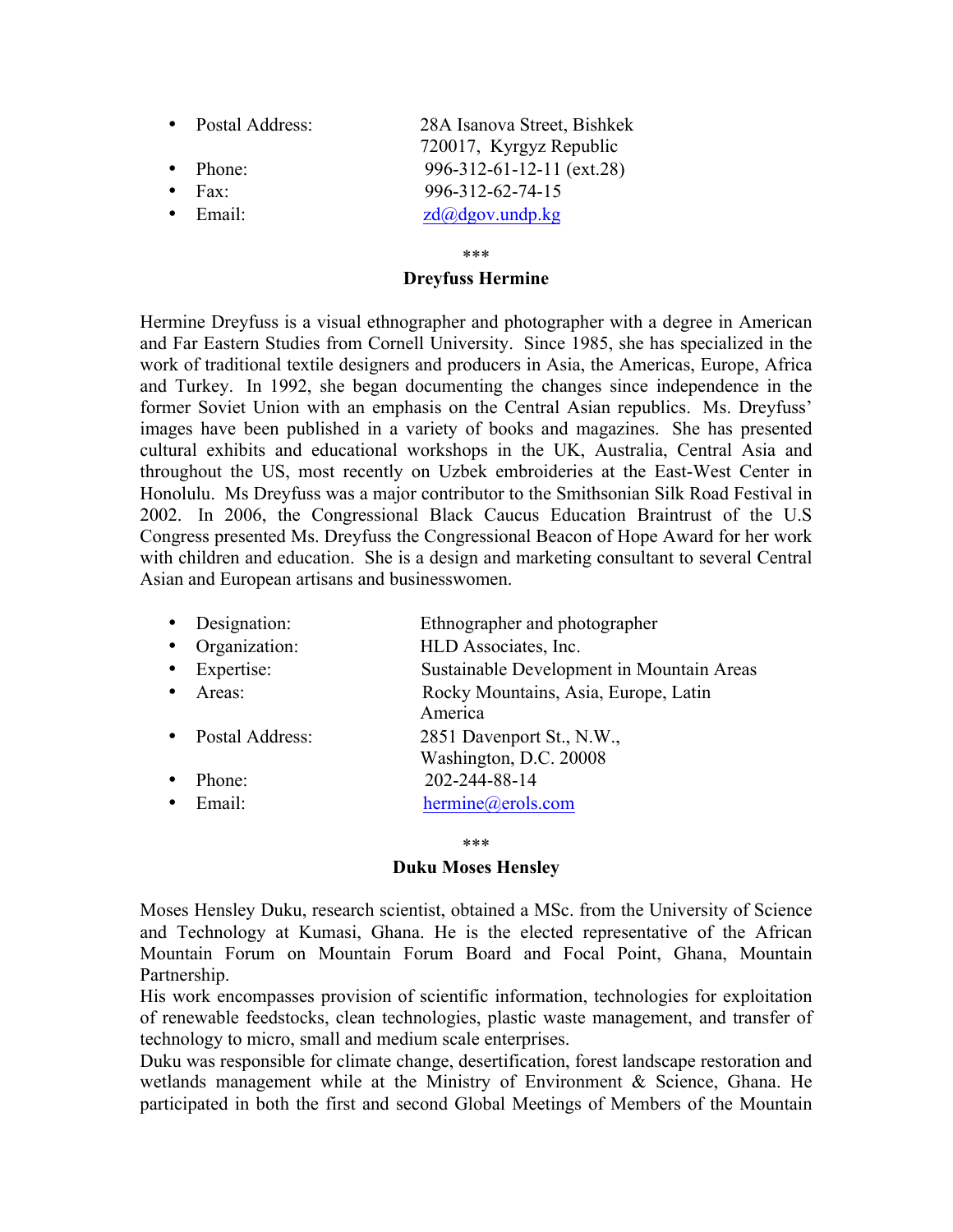- Postal Address: 28A Isanova Street, Bishkek 720017, Kyrgyz Republic
- Phone: 996-312-61-12-11 (ext.28)
- Fax: 996-312-62-74-15
- Email: zd@dgov.undp.kg

***

**Dreyfuss Hermine**

Hermine Dreyfuss is a visual ethnographer and photographer with a degree in American and Far Eastern Studies from Cornell University. Since 1985, she has specialized in the work of traditional textile designers and producers in Asia, the Americas, Europe, Africa and Turkey. In 1992, she began documenting the changes since independence in the former Soviet Union with an emphasis on the Central Asian republics. Ms. Dreyfuss' images have been published in a variety of books and magazines. She has presented cultural exhibits and educational workshops in the UK, Australia, Central Asia and throughout the US, most recently on Uzbek embroideries at the East-West Center in Honolulu. Ms Dreyfuss was a major contributor to the Smithsonian Silk Road Festival in 2002. In 2006, the Congressional Black Caucus Education Braintrust of the U.S Congress presented Ms. Dreyfuss the Congressional Beacon of Hope Award for her work with children and education. She is a design and marketing consultant to several Central Asian and European artisans and businesswomen.

- Designation: Ethnographer and photographer
- Organization: HLD Associates, Inc.
- Expertise: Sustainable Development in Mountain Areas
- Areas: Rocky Mountains, Asia, Europe, Latin America
- Postal Address: 2851 Davenport St., N.W., Washington, D.C. 20008
- Phone: 202-244-88-14
- Email: hermine@erols.com

***

**Duku Moses Hensley**

Moses Hensley Duku, research scientist, obtained a MSc. from the University of Science and Technology at Kumasi, Ghana. He is the elected representative of the African Mountain Forum on Mountain Forum Board and Focal Point, Ghana, Mountain Partnership.
His work encompasses provision of scientific information, technologies for exploitation of renewable feedstocks, clean technologies, plastic waste management, and transfer of technology to micro, small and medium scale enterprises.
Duku was responsible for climate change, desertification, forest landscape restoration and wetlands management while at the Ministry of Environment & Science, Ghana. He participated in both the first and second Global Meetings of Members of the Mountain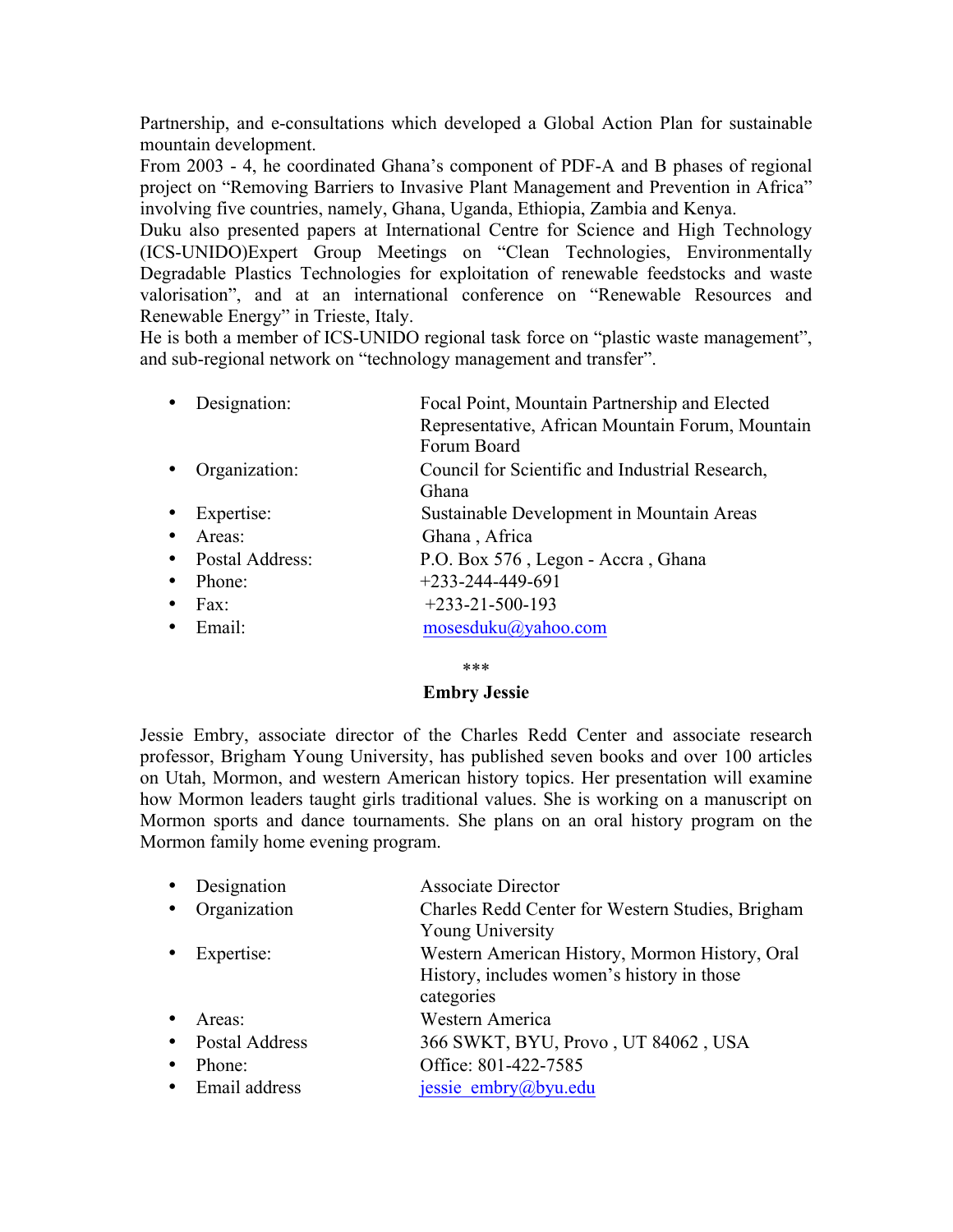Partnership, and e-consultations which developed a Global Action Plan for sustainable mountain development.

From 2003 - 4, he coordinated Ghana's component of PDF-A and B phases of regional project on "Removing Barriers to Invasive Plant Management and Prevention in Africa" involving five countries, namely, Ghana, Uganda, Ethiopia, Zambia and Kenya.

Duku also presented papers at International Centre for Science and High Technology (ICS-UNIDO)Expert Group Meetings on "Clean Technologies, Environmentally Degradable Plastics Technologies for exploitation of renewable feedstocks and waste valorisation", and at an international conference on "Renewable Resources and Renewable Energy" in Trieste, Italy.

He is both a member of ICS-UNIDO regional task force on "plastic waste management", and sub-regional network on "technology management and transfer".

- Designation: Focal Point, Mountain Partnership and Elected Representative, African Mountain Forum, Mountain Forum Board
- Organization: Council for Scientific and Industrial Research, Ghana
- Expertise: Sustainable Development in Mountain Areas
- Areas: Ghana , Africa
- Postal Address: P.O. Box 576 , Legon - Accra , Ghana
- Phone: +233-244-449-691
- Fax: +233-21-500-193
- Email: mosesduku@yahoo.com

***

**Embry Jessie**

Jessie Embry, associate director of the Charles Redd Center and associate research professor, Brigham Young University, has published seven books and over 100 articles on Utah, Mormon, and western American history topics. Her presentation will examine how Mormon leaders taught girls traditional values. She is working on a manuscript on Mormon sports and dance tournaments. She plans on an oral history program on the Mormon family home evening program.

- Designation Associate Director
- Organization Charles Redd Center for Western Studies, Brigham Young University
- Expertise: Western American History, Mormon History, Oral History, includes women's history in those categories
- Areas: Western America
- Postal Address 366 SWKT, BYU, Provo , UT 84062 , USA
- Phone: Office: 801-422-7585
- Email address jessie_embry@byu.edu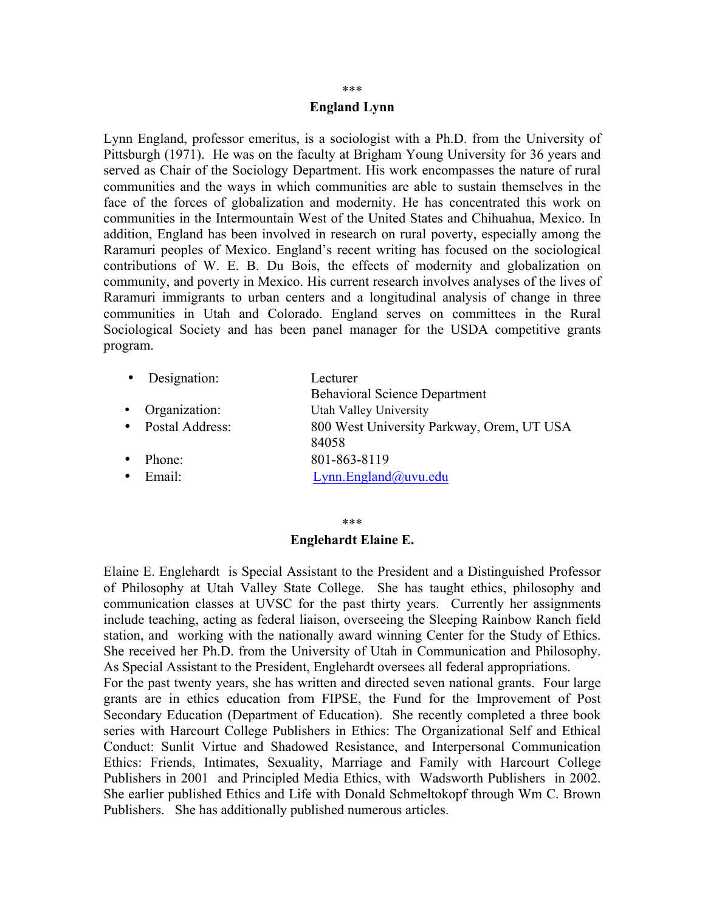\*\*\*

**England Lynn**

Lynn England, professor emeritus, is a sociologist with a Ph.D. from the University of Pittsburgh (1971). He was on the faculty at Brigham Young University for 36 years and served as Chair of the Sociology Department. His work encompasses the nature of rural communities and the ways in which communities are able to sustain themselves in the face of the forces of globalization and modernity. He has concentrated this work on communities in the Intermountain West of the United States and Chihuahua, Mexico. In addition, England has been involved in research on rural poverty, especially among the Raramuri peoples of Mexico. England's recent writing has focused on the sociological contributions of W. E. B. Du Bois, the effects of modernity and globalization on community, and poverty in Mexico. His current research involves analyses of the lives of Raramuri immigrants to urban centers and a longitudinal analysis of change in three communities in Utah and Colorado. England serves on committees in the Rural Sociological Society and has been panel manager for the USDA competitive grants program.

- Designation: Lecturer, Behavioral Science Department
- Organization: Utah Valley University
- Postal Address: 800 West University Parkway, Orem, UT USA 84058
- Phone: 801-863-8119
- Email: Lynn.England@uvu.edu

\*\*\*

**Englehardt Elaine E.**

Elaine E. Englehardt is Special Assistant to the President and a Distinguished Professor of Philosophy at Utah Valley State College. She has taught ethics, philosophy and communication classes at UVSC for the past thirty years. Currently her assignments include teaching, acting as federal liaison, overseeing the Sleeping Rainbow Ranch field station, and working with the nationally award winning Center for the Study of Ethics. She received her Ph.D. from the University of Utah in Communication and Philosophy. As Special Assistant to the President, Englehardt oversees all federal appropriations.
For the past twenty years, she has written and directed seven national grants. Four large grants are in ethics education from FIPSE, the Fund for the Improvement of Post Secondary Education (Department of Education). She recently completed a three book series with Harcourt College Publishers in Ethics: The Organizational Self and Ethical Conduct: Sunlit Virtue and Shadowed Resistance, and Interpersonal Communication Ethics: Friends, Intimates, Sexuality, Marriage and Family with Harcourt College Publishers in 2001 and Principled Media Ethics, with Wadsworth Publishers in 2002. She earlier published Ethics and Life with Donald Schmeltokopf through Wm C. Brown Publishers. She has additionally published numerous articles.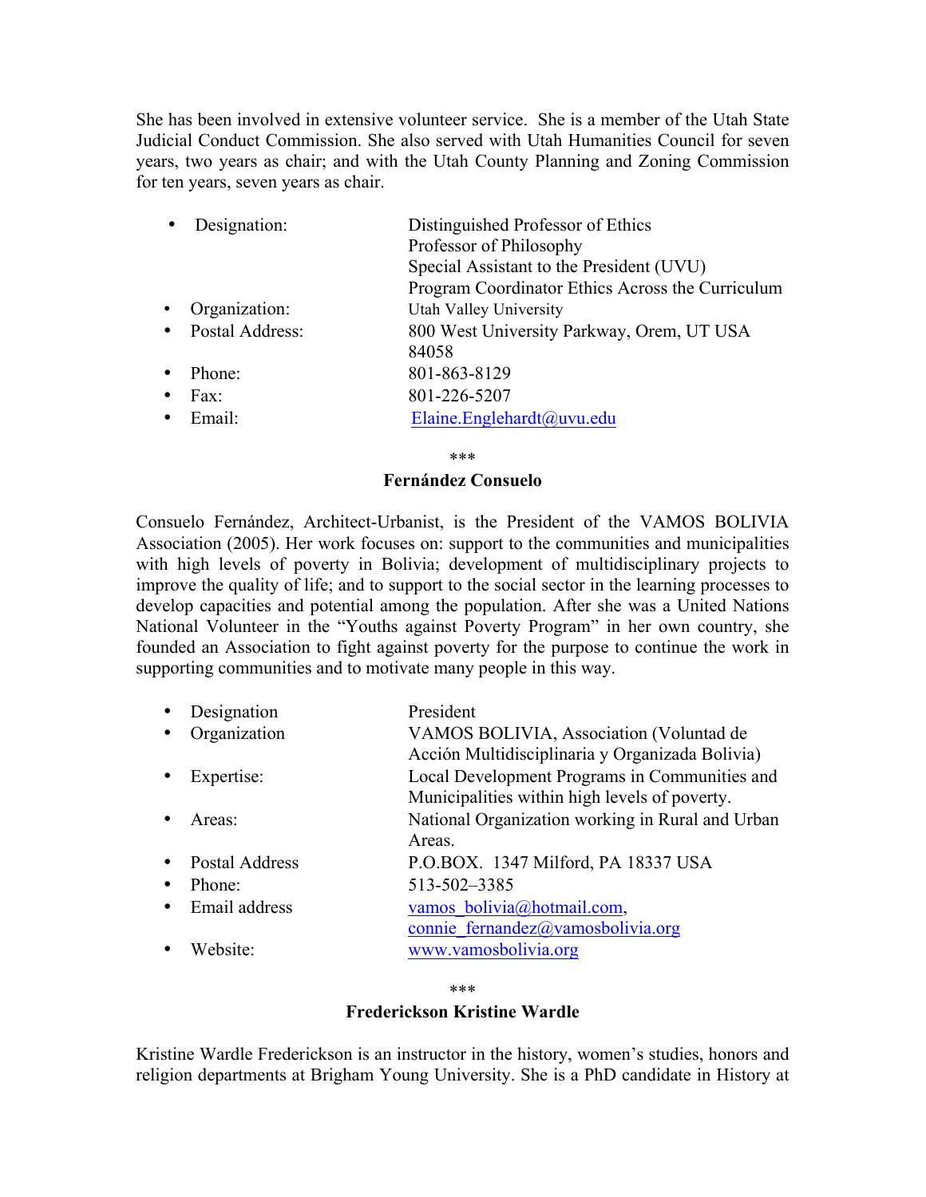She has been involved in extensive volunteer service.  She is a member of the Utah State Judicial Conduct Commission. She also served with Utah Humanities Council for seven years, two years as chair; and with the Utah County Planning and Zoning Commission for ten years, seven years as chair.

- Designation: Distinguished Professor of Ethics
  Professor of Philosophy
  Special Assistant to the President (UVU)
  Program Coordinator Ethics Across the Curriculum
- Organization: Utah Valley University
- Postal Address: 800 West University Parkway, Orem, UT USA 84058
- Phone: 801-863-8129
- Fax: 801-226-5207
- Email: Elaine.Englehardt@uvu.edu

***

**Fernández Consuelo**

Consuelo Fernández, Architect-Urbanist, is the President of the VAMOS BOLIVIA Association (2005). Her work focuses on: support to the communities and municipalities with high levels of poverty in Bolivia; development of multidisciplinary projects to improve the quality of life; and to support to the social sector in the learning processes to develop capacities and potential among the population. After she was a United Nations National Volunteer in the "Youths against Poverty Program" in her own country, she founded an Association to fight against poverty for the purpose to continue the work in supporting communities and to motivate many people in this way.

- Designation: President
- Organization: VAMOS BOLIVIA, Association (Voluntad de Acción Multidisciplinaria y Organizada Bolivia)
- Expertise: Local Development Programs in Communities and Municipalities within high levels of poverty.
- Areas: National Organization working in Rural and Urban Areas.
- Postal Address: P.O.BOX.  1347 Milford, PA 18337 USA
- Phone: 513-502–3385
- Email address: vamos_bolivia@hotmail.com, connie_fernandez@vamosbolivia.org
- Website: www.vamosbolivia.org

***

**Frederickson Kristine Wardle**

Kristine Wardle Frederickson is an instructor in the history, women's studies, honors and religion departments at Brigham Young University. She is a PhD candidate in History at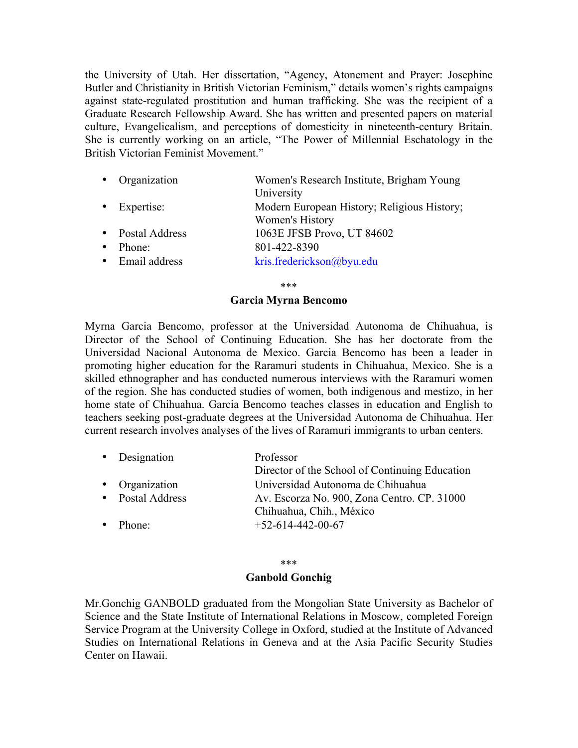the University of Utah. Her dissertation, "Agency, Atonement and Prayer: Josephine Butler and Christianity in British Victorian Feminism," details women's rights campaigns against state-regulated prostitution and human trafficking. She was the recipient of a Graduate Research Fellowship Award. She has written and presented papers on material culture, Evangelicalism, and perceptions of domesticity in nineteenth-century Britain. She is currently working on an article, "The Power of Millennial Eschatology in the British Victorian Feminist Movement."

- Organization: Women's Research Institute, Brigham Young University
- Expertise: Modern European History; Religious History; Women's History
- Postal Address: 1063E JFSB Provo, UT 84602
- Phone: 801-422-8390
- Email address: kris.frederickson@byu.edu

\*\*\*

**Garcia Myrna Bencomo**

Myrna Garcia Bencomo, professor at the Universidad Autonoma de Chihuahua, is Director of the School of Continuing Education. She has her doctorate from the Universidad Nacional Autonoma de Mexico. Garcia Bencomo has been a leader in promoting higher education for the Raramuri students in Chihuahua, Mexico. She is a skilled ethnographer and has conducted numerous interviews with the Raramuri women of the region. She has conducted studies of women, both indigenous and mestizo, in her home state of Chihuahua. Garcia Bencomo teaches classes in education and English to teachers seeking post-graduate degrees at the Universidad Autonoma de Chihuahua. Her current research involves analyses of the lives of Raramuri immigrants to urban centers.

- Designation: Professor; Director of the School of Continuing Education
- Organization: Universidad Autonoma de Chihuahua
- Postal Address: Av. Escorza No. 900, Zona Centro. CP. 31000 Chihuahua, Chih., México
- Phone: +52-614-442-00-67

\*\*\*

**Ganbold Gonchig**

Mr.Gonchig GANBOLD graduated from the Mongolian State University as Bachelor of Science and the State Institute of International Relations in Moscow, completed Foreign Service Program at the University College in Oxford, studied at the Institute of Advanced Studies on International Relations in Geneva and at the Asia Pacific Security Studies Center on Hawaii.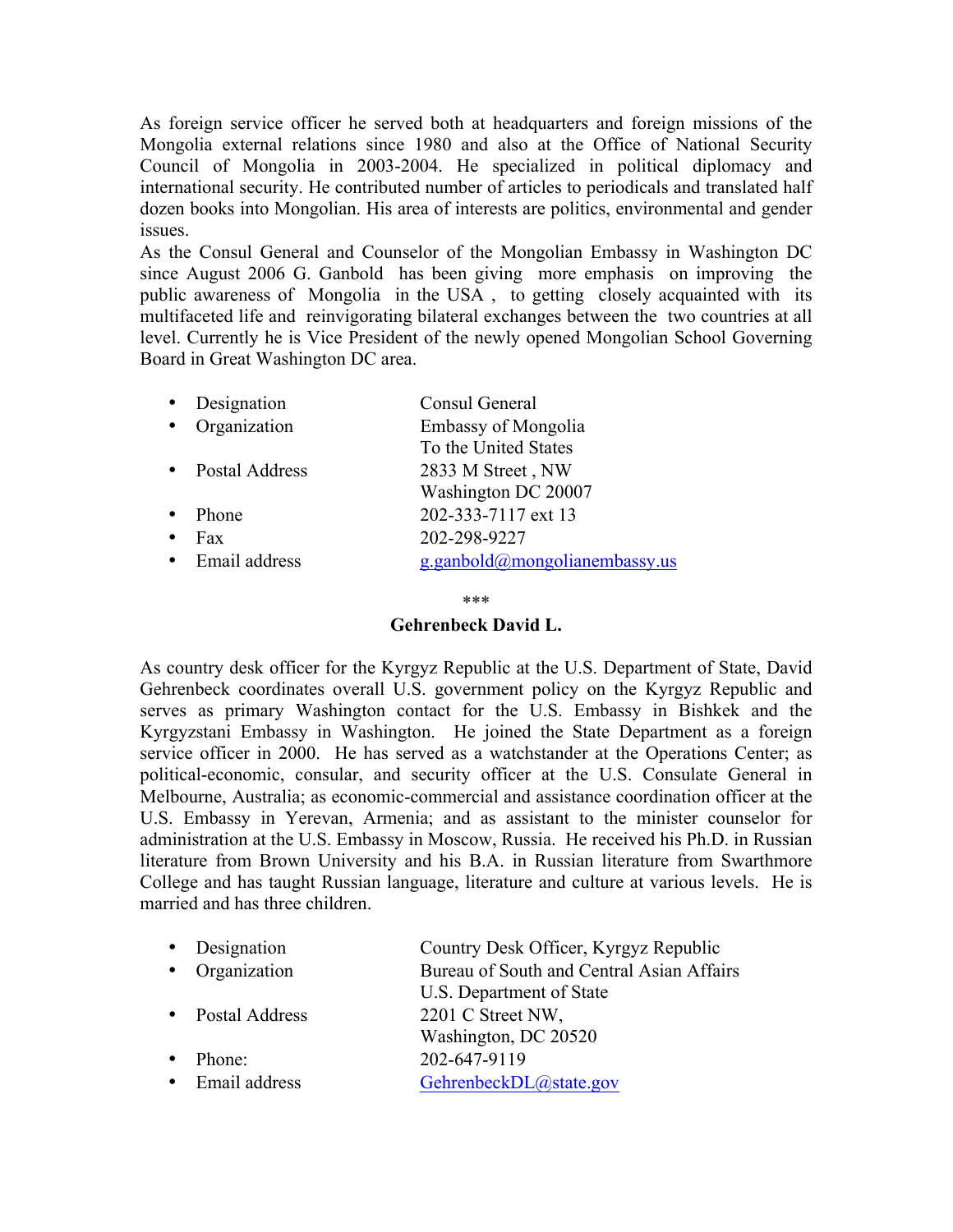As foreign service officer he served both at headquarters and foreign missions of the Mongolia external relations since 1980 and also at the Office of National Security Council of Mongolia in 2003-2004. He specialized in political diplomacy and international security. He contributed number of articles to periodicals and translated half dozen books into Mongolian. His area of interests are politics, environmental and gender issues.
As the Consul General and Counselor of the Mongolian Embassy in Washington DC since August 2006 G. Ganbold has been giving more emphasis on improving the public awareness of Mongolia in the USA , to getting closely acquainted with its multifaceted life and reinvigorating bilateral exchanges between the two countries at all level. Currently he is Vice President of the newly opened Mongolian School Governing Board in Great Washington DC area.

- Designation — Consul General
- Organization — Embassy of Mongolia To the United States
- Postal Address — 2833 M Street , NW Washington DC 20007
- Phone — 202-333-7117 ext 13
- Fax — 202-298-9227
- Email address — g.ganbold@mongolianembassy.us

***

**Gehrenbeck David L.**

As country desk officer for the Kyrgyz Republic at the U.S. Department of State, David Gehrenbeck coordinates overall U.S. government policy on the Kyrgyz Republic and serves as primary Washington contact for the U.S. Embassy in Bishkek and the Kyrgyzstani Embassy in Washington. He joined the State Department as a foreign service officer in 2000. He has served as a watchstander at the Operations Center; as political-economic, consular, and security officer at the U.S. Consulate General in Melbourne, Australia; as economic-commercial and assistance coordination officer at the U.S. Embassy in Yerevan, Armenia; and as assistant to the minister counselor for administration at the U.S. Embassy in Moscow, Russia. He received his Ph.D. in Russian literature from Brown University and his B.A. in Russian literature from Swarthmore College and has taught Russian language, literature and culture at various levels. He is married and has three children.

- Designation — Country Desk Officer, Kyrgyz Republic
- Organization — Bureau of South and Central Asian Affairs U.S. Department of State
- Postal Address — 2201 C Street NW, Washington, DC 20520
- Phone: — 202-647-9119
- Email address — GehrenbeckDL@state.gov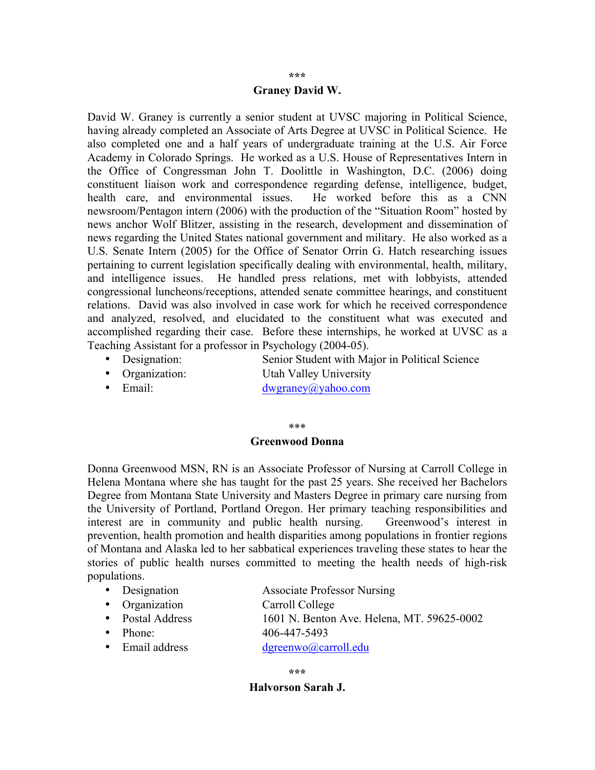\*\*\*

**Graney David W.**

David W. Graney is currently a senior student at UVSC majoring in Political Science, having already completed an Associate of Arts Degree at UVSC in Political Science. He also completed one and a half years of undergraduate training at the U.S. Air Force Academy in Colorado Springs. He worked as a U.S. House of Representatives Intern in the Office of Congressman John T. Doolittle in Washington, D.C. (2006) doing constituent liaison work and correspondence regarding defense, intelligence, budget, health care, and environmental issues. He worked before this as a CNN newsroom/Pentagon intern (2006) with the production of the "Situation Room" hosted by news anchor Wolf Blitzer, assisting in the research, development and dissemination of news regarding the United States national government and military. He also worked as a U.S. Senate Intern (2005) for the Office of Senator Orrin G. Hatch researching issues pertaining to current legislation specifically dealing with environmental, health, military, and intelligence issues. He handled press relations, met with lobbyists, attended congressional luncheons/receptions, attended senate committee hearings, and constituent relations. David was also involved in case work for which he received correspondence and analyzed, resolved, and elucidated to the constituent what was executed and accomplished regarding their case. Before these internships, he worked at UVSC as a Teaching Assistant for a professor in Psychology (2004-05).

- Designation: Senior Student with Major in Political Science
- Organization: Utah Valley University
- Email: dwgraney@yahoo.com

\*\*\*

**Greenwood Donna**

Donna Greenwood MSN, RN is an Associate Professor of Nursing at Carroll College in Helena Montana where she has taught for the past 25 years. She received her Bachelors Degree from Montana State University and Masters Degree in primary care nursing from the University of Portland, Portland Oregon. Her primary teaching responsibilities and interest are in community and public health nursing. Greenwood's interest in prevention, health promotion and health disparities among populations in frontier regions of Montana and Alaska led to her sabbatical experiences traveling these states to hear the stories of public health nurses committed to meeting the health needs of high-risk populations.

- Designation Associate Professor Nursing
- Organization Carroll College
- Postal Address 1601 N. Benton Ave. Helena, MT. 59625-0002
- Phone: 406-447-5493
- Email address dgreenwo@carroll.edu

\*\*\*

**Halvorson Sarah J.**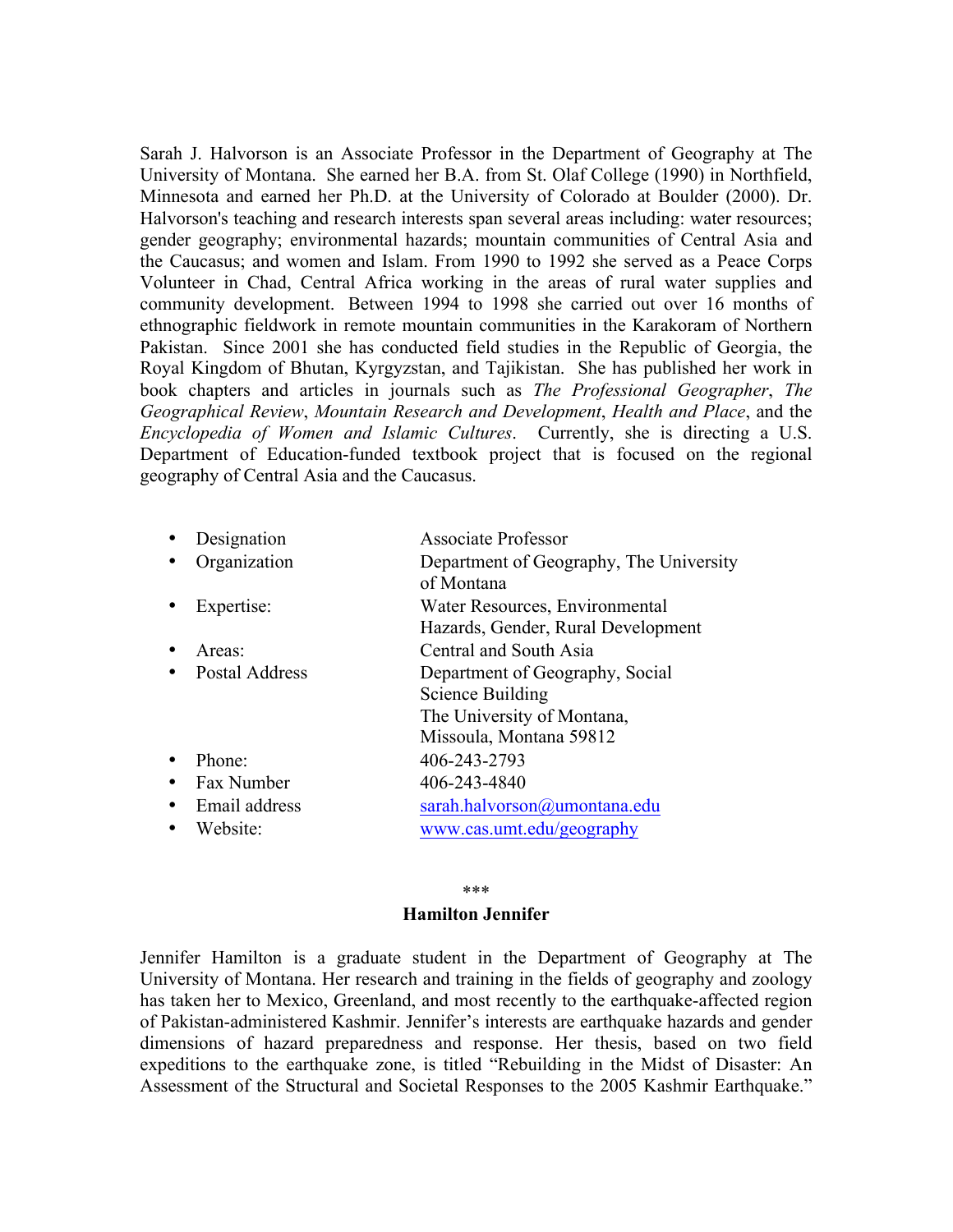Sarah J. Halvorson is an Associate Professor in the Department of Geography at The University of Montana. She earned her B.A. from St. Olaf College (1990) in Northfield, Minnesota and earned her Ph.D. at the University of Colorado at Boulder (2000). Dr. Halvorson's teaching and research interests span several areas including: water resources; gender geography; environmental hazards; mountain communities of Central Asia and the Caucasus; and women and Islam. From 1990 to 1992 she served as a Peace Corps Volunteer in Chad, Central Africa working in the areas of rural water supplies and community development. Between 1994 to 1998 she carried out over 16 months of ethnographic fieldwork in remote mountain communities in the Karakoram of Northern Pakistan. Since 2001 she has conducted field studies in the Republic of Georgia, the Royal Kingdom of Bhutan, Kyrgyzstan, and Tajikistan. She has published her work in book chapters and articles in journals such as *The Professional Geographer*, *The Geographical Review*, *Mountain Research and Development*, *Health and Place*, and the *Encyclopedia of Women and Islamic Cultures*. Currently, she is directing a U.S. Department of Education-funded textbook project that is focused on the regional geography of Central Asia and the Caucasus.

- Designation — Associate Professor
- Organization — Department of Geography, The University of Montana
- Expertise: — Water Resources, Environmental Hazards, Gender, Rural Development
- Areas: — Central and South Asia
- Postal Address — Department of Geography, Social Science Building, The University of Montana, Missoula, Montana 59812
- Phone: — 406-243-2793
- Fax Number — 406-243-4840
- Email address — sarah.halvorson@umontana.edu
- Website: — www.cas.umt.edu/geography

***

**Hamilton Jennifer**

Jennifer Hamilton is a graduate student in the Department of Geography at The University of Montana. Her research and training in the fields of geography and zoology has taken her to Mexico, Greenland, and most recently to the earthquake-affected region of Pakistan-administered Kashmir. Jennifer's interests are earthquake hazards and gender dimensions of hazard preparedness and response. Her thesis, based on two field expeditions to the earthquake zone, is titled "Rebuilding in the Midst of Disaster: An Assessment of the Structural and Societal Responses to the 2005 Kashmir Earthquake."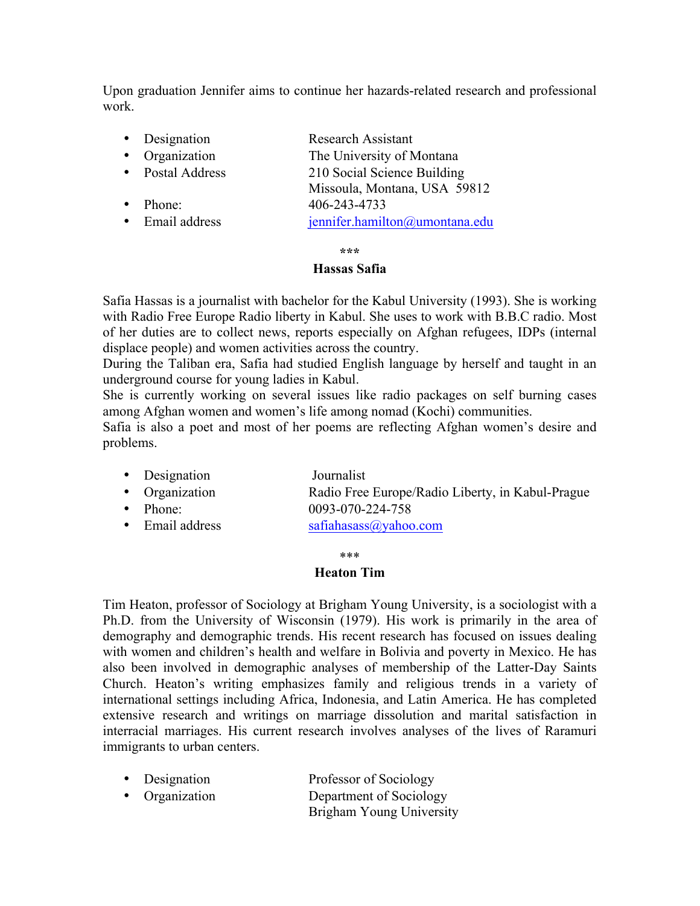Upon graduation Jennifer aims to continue her hazards-related research and professional work.

- Designation Research Assistant
- Organization The University of Montana
- Postal Address 210 Social Science Building
  Missoula, Montana, USA 59812
- Phone: 406-243-4733
- Email address jennifer.hamilton@umontana.edu

***

**Hassas Safia**

Safia Hassas is a journalist with bachelor for the Kabul University (1993). She is working with Radio Free Europe Radio liberty in Kabul. She uses to work with B.B.C radio. Most of her duties are to collect news, reports especially on Afghan refugees, IDPs (internal displace people) and women activities across the country.
During the Taliban era, Safia had studied English language by herself and taught in an underground course for young ladies in Kabul.
She is currently working on several issues like radio packages on self burning cases among Afghan women and women's life among nomad (Kochi) communities.
Safia is also a poet and most of her poems are reflecting Afghan women's desire and problems.

- Designation Journalist
- Organization Radio Free Europe/Radio Liberty, in Kabul-Prague
- Phone: 0093-070-224-758
- Email address safiahasass@yahoo.com

***

**Heaton Tim**

Tim Heaton, professor of Sociology at Brigham Young University, is a sociologist with a Ph.D. from the University of Wisconsin (1979). His work is primarily in the area of demography and demographic trends. His recent research has focused on issues dealing with women and children's health and welfare in Bolivia and poverty in Mexico. He has also been involved in demographic analyses of membership of the Latter-Day Saints Church. Heaton's writing emphasizes family and religious trends in a variety of international settings including Africa, Indonesia, and Latin America. He has completed extensive research and writings on marriage dissolution and marital satisfaction in interracial marriages. His current research involves analyses of the lives of Raramuri immigrants to urban centers.

- Designation Professor of Sociology
- Organization Department of Sociology
  Brigham Young University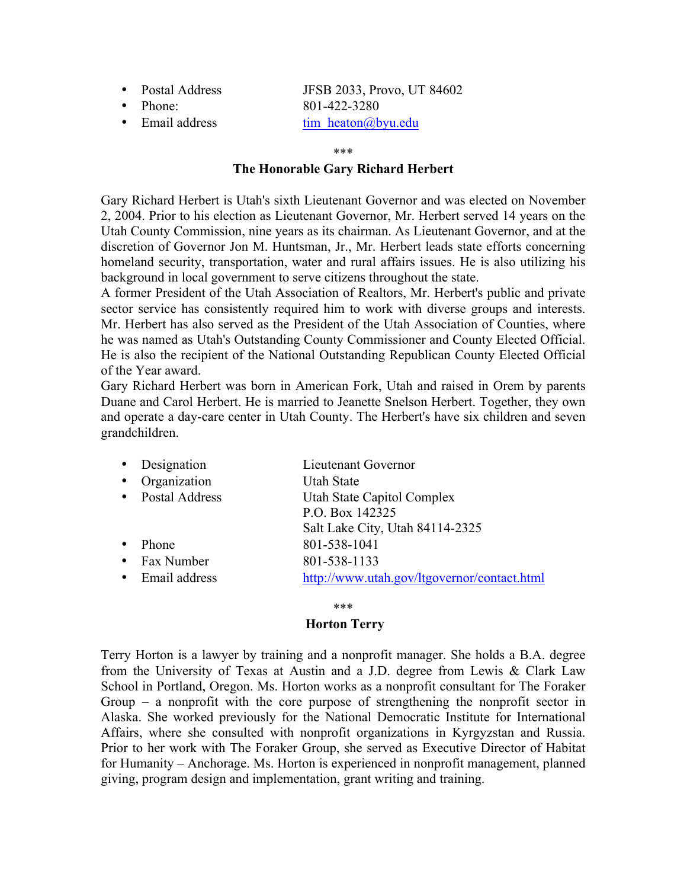- Postal Address JFSB 2033, Provo, UT 84602
- Phone: 801-422-3280
- Email address tim_heaton@byu.edu

***

**The Honorable Gary Richard Herbert**

Gary Richard Herbert is Utah's sixth Lieutenant Governor and was elected on November 2, 2004. Prior to his election as Lieutenant Governor, Mr. Herbert served 14 years on the Utah County Commission, nine years as its chairman. As Lieutenant Governor, and at the discretion of Governor Jon M. Huntsman, Jr., Mr. Herbert leads state efforts concerning homeland security, transportation, water and rural affairs issues. He is also utilizing his background in local government to serve citizens throughout the state.

A former President of the Utah Association of Realtors, Mr. Herbert's public and private sector service has consistently required him to work with diverse groups and interests. Mr. Herbert has also served as the President of the Utah Association of Counties, where he was named as Utah's Outstanding County Commissioner and County Elected Official. He is also the recipient of the National Outstanding Republican County Elected Official of the Year award.

Gary Richard Herbert was born in American Fork, Utah and raised in Orem by parents Duane and Carol Herbert. He is married to Jeanette Snelson Herbert. Together, they own and operate a day-care center in Utah County. The Herbert's have six children and seven grandchildren.

- Designation Lieutenant Governor
- Organization Utah State
- Postal Address Utah State Capitol Complex
  P.O. Box 142325
  Salt Lake City, Utah 84114-2325
- Phone 801-538-1041
- Fax Number 801-538-1133
- Email address http://www.utah.gov/ltgovernor/contact.html

***

**Horton Terry**

Terry Horton is a lawyer by training and a nonprofit manager. She holds a B.A. degree from the University of Texas at Austin and a J.D. degree from Lewis & Clark Law School in Portland, Oregon. Ms. Horton works as a nonprofit consultant for The Foraker Group – a nonprofit with the core purpose of strengthening the nonprofit sector in Alaska. She worked previously for the National Democratic Institute for International Affairs, where she consulted with nonprofit organizations in Kyrgyzstan and Russia. Prior to her work with The Foraker Group, she served as Executive Director of Habitat for Humanity – Anchorage. Ms. Horton is experienced in nonprofit management, planned giving, program design and implementation, grant writing and training.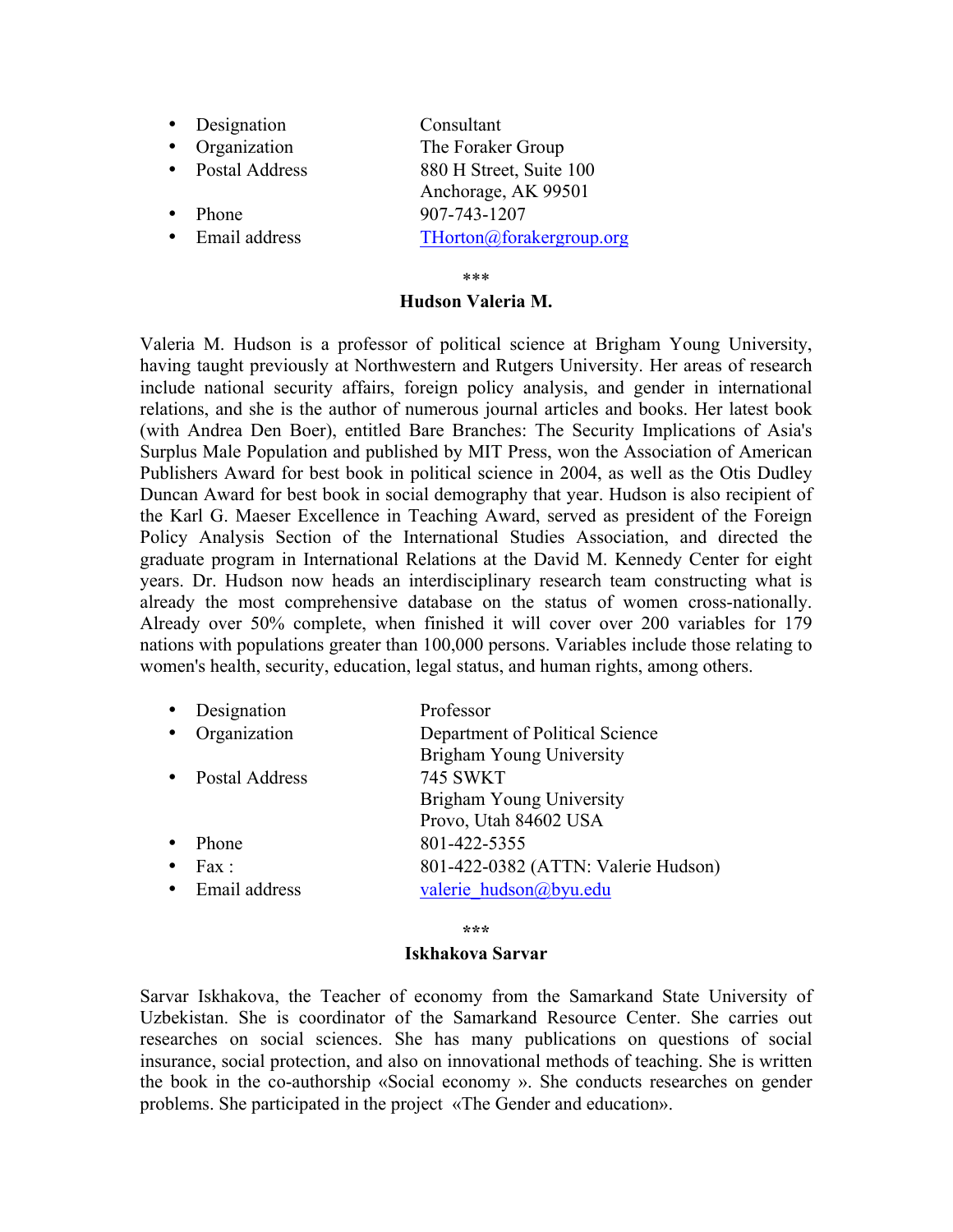- Designation: Consultant
- Organization: The Foraker Group
- Postal Address: 880 H Street, Suite 100
  Anchorage, AK 99501
- Phone: 907-743-1207
- Email address: THorton@forakergroup.org

***

**Hudson Valeria M.**

Valeria M. Hudson is a professor of political science at Brigham Young University, having taught previously at Northwestern and Rutgers University. Her areas of research include national security affairs, foreign policy analysis, and gender in international relations, and she is the author of numerous journal articles and books. Her latest book (with Andrea Den Boer), entitled Bare Branches: The Security Implications of Asia's Surplus Male Population and published by MIT Press, won the Association of American Publishers Award for best book in political science in 2004, as well as the Otis Dudley Duncan Award for best book in social demography that year. Hudson is also recipient of the Karl G. Maeser Excellence in Teaching Award, served as president of the Foreign Policy Analysis Section of the International Studies Association, and directed the graduate program in International Relations at the David M. Kennedy Center for eight years. Dr. Hudson now heads an interdisciplinary research team constructing what is already the most comprehensive database on the status of women cross-nationally. Already over 50% complete, when finished it will cover over 200 variables for 179 nations with populations greater than 100,000 persons. Variables include those relating to women's health, security, education, legal status, and human rights, among others.

- Designation: Professor
- Organization: Department of Political Science
  Brigham Young University
- Postal Address: 745 SWKT
  Brigham Young University
  Provo, Utah 84602 USA
- Phone: 801-422-5355
- Fax : 801-422-0382 (ATTN: Valerie Hudson)
- Email address: valerie_hudson@byu.edu

***

**Iskhakova Sarvar**

Sarvar Iskhakova, the Teacher of economy from the Samarkand State University of Uzbekistan. She is coordinator of the Samarkand Resource Center. She carries out researches on social sciences. She has many publications on questions of social insurance, social protection, and also on innovational methods of teaching. She is written the book in the co-authorship «Social economy ». She conducts researches on gender problems. She participated in the project «The Gender and education».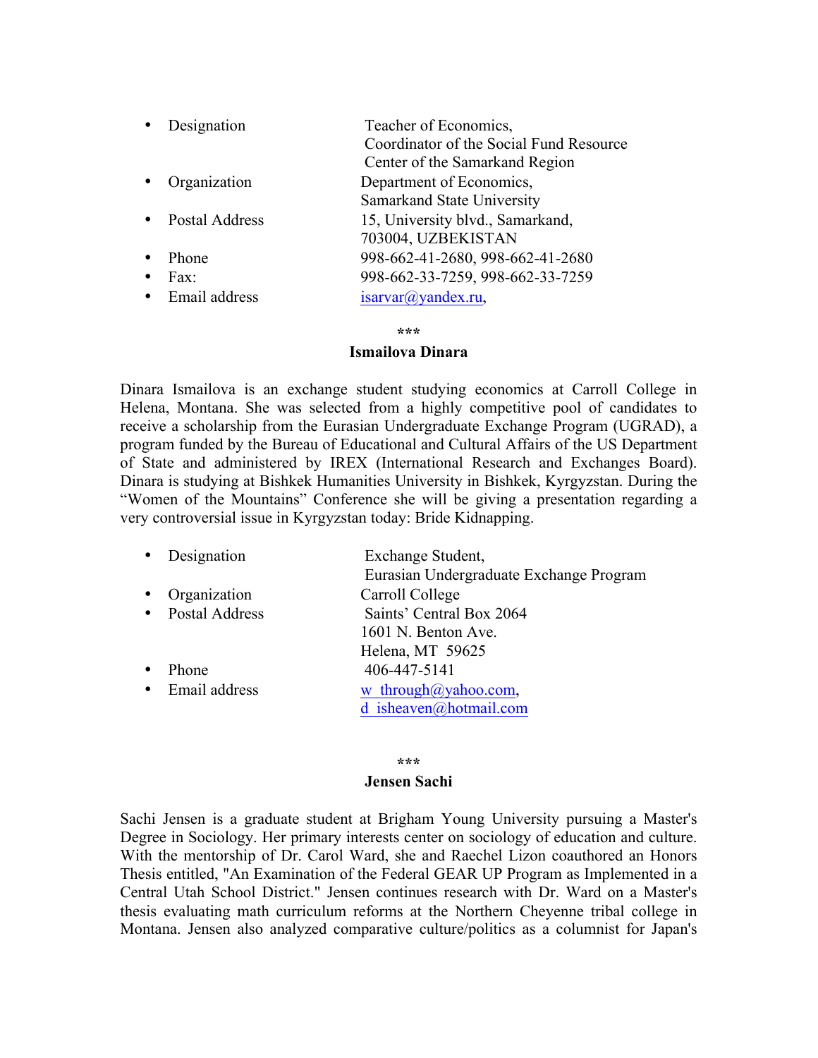- Designation — Teacher of Economics, Coordinator of the Social Fund Resource Center of the Samarkand Region
- Organization — Department of Economics, Samarkand State University
- Postal Address — 15, University blvd., Samarkand, 703004, UZBEKISTAN
- Phone — 998-662-41-2680, 998-662-41-2680
- Fax: — 998-662-33-7259, 998-662-33-7259
- Email address — isarvar@yandex.ru,

***

**Ismailova Dinara**

Dinara Ismailova is an exchange student studying economics at Carroll College in Helena, Montana. She was selected from a highly competitive pool of candidates to receive a scholarship from the Eurasian Undergraduate Exchange Program (UGRAD), a program funded by the Bureau of Educational and Cultural Affairs of the US Department of State and administered by IREX (International Research and Exchanges Board). Dinara is studying at Bishkek Humanities University in Bishkek, Kyrgyzstan. During the "Women of the Mountains" Conference she will be giving a presentation regarding a very controversial issue in Kyrgyzstan today: Bride Kidnapping.

- Designation — Exchange Student, Eurasian Undergraduate Exchange Program
- Organization — Carroll College
- Postal Address — Saints' Central Box 2064, 1601 N. Benton Ave., Helena, MT 59625
- Phone — 406-447-5141
- Email address — w_through@yahoo.com, d_isheaven@hotmail.com

***

**Jensen Sachi**

Sachi Jensen is a graduate student at Brigham Young University pursuing a Master's Degree in Sociology. Her primary interests center on sociology of education and culture. With the mentorship of Dr. Carol Ward, she and Raechel Lizon coauthored an Honors Thesis entitled, "An Examination of the Federal GEAR UP Program as Implemented in a Central Utah School District." Jensen continues research with Dr. Ward on a Master's thesis evaluating math curriculum reforms at the Northern Cheyenne tribal college in Montana. Jensen also analyzed comparative culture/politics as a columnist for Japan's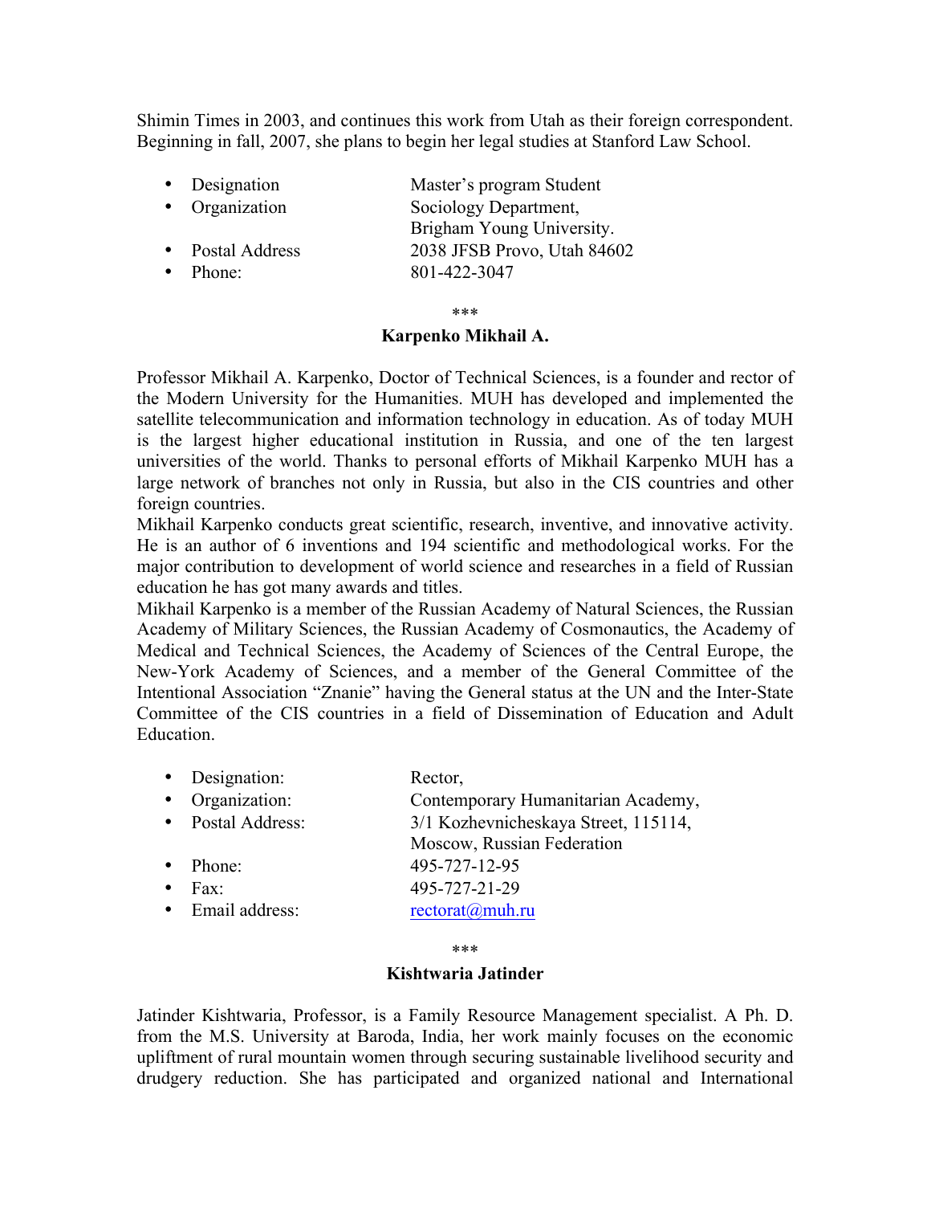Shimin Times in 2003, and continues this work from Utah as their foreign correspondent. Beginning in fall, 2007, she plans to begin her legal studies at Stanford Law School.

- Designation — Master's program Student
- Organization — Sociology Department, Brigham Young University.
- Postal Address — 2038 JFSB Provo, Utah 84602
- Phone: — 801-422-3047

\*\*\*

**Karpenko Mikhail A.**

Professor Mikhail A. Karpenko, Doctor of Technical Sciences, is a founder and rector of the Modern University for the Humanities. MUH has developed and implemented the satellite telecommunication and information technology in education. As of today MUH is the largest higher educational institution in Russia, and one of the ten largest universities of the world. Thanks to personal efforts of Mikhail Karpenko MUH has a large network of branches not only in Russia, but also in the CIS countries and other foreign countries.
Mikhail Karpenko conducts great scientific, research, inventive, and innovative activity. He is an author of 6 inventions and 194 scientific and methodological works. For the major contribution to development of world science and researches in a field of Russian education he has got many awards and titles.
Mikhail Karpenko is a member of the Russian Academy of Natural Sciences, the Russian Academy of Military Sciences, the Russian Academy of Cosmonautics, the Academy of Medical and Technical Sciences, the Academy of Sciences of the Central Europe, the New-York Academy of Sciences, and a member of the General Committee of the Intentional Association "Znanie" having the General status at the UN and the Inter-State Committee of the CIS countries in a field of Dissemination of Education and Adult Education.

- Designation: — Rector,
- Organization: — Contemporary Humanitarian Academy,
- Postal Address: — 3/1 Kozhevnicheskaya Street, 115114, Moscow, Russian Federation
- Phone: — 495-727-12-95
- Fax: — 495-727-21-29
- Email address: — rectorat@muh.ru

\*\*\*

**Kishtwaria Jatinder**

Jatinder Kishtwaria, Professor, is a Family Resource Management specialist. A Ph. D. from the M.S. University at Baroda, India, her work mainly focuses on the economic upliftment of rural mountain women through securing sustainable livelihood security and drudgery reduction. She has participated and organized national and International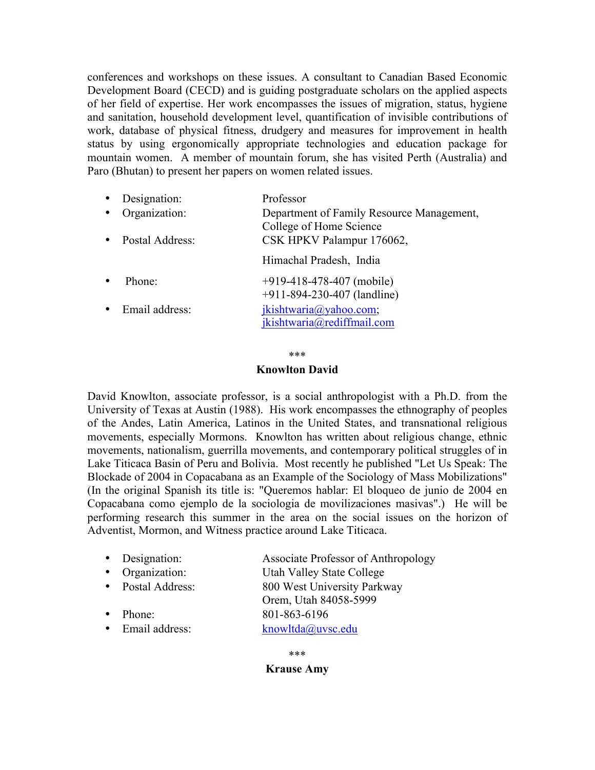conferences and workshops on these issues. A consultant to Canadian Based Economic Development Board (CECD) and is guiding postgraduate scholars on the applied aspects of her field of expertise. Her work encompasses the issues of migration, status, hygiene and sanitation, household development level, quantification of invisible contributions of work, database of physical fitness, drudgery and measures for improvement in health status by using ergonomically appropriate technologies and education package for mountain women. A member of mountain forum, she has visited Perth (Australia) and Paro (Bhutan) to present her papers on women related issues.

- Designation: Professor
- Organization: Department of Family Resource Management, College of Home Science
- Postal Address: CSK HPKV Palampur 176062, Himachal Pradesh, India
- Phone: +919-418-478-407 (mobile) +911-894-230-407 (landline)
- Email address: jkishtwaria@yahoo.com; jkishtwaria@rediffmail.com

\*\*\*

**Knowlton David**

David Knowlton, associate professor, is a social anthropologist with a Ph.D. from the University of Texas at Austin (1988). His work encompasses the ethnography of peoples of the Andes, Latin America, Latinos in the United States, and transnational religious movements, especially Mormons. Knowlton has written about religious change, ethnic movements, nationalism, guerrilla movements, and contemporary political struggles of in Lake Titicaca Basin of Peru and Bolivia. Most recently he published "Let Us Speak: The Blockade of 2004 in Copacabana as an Example of the Sociology of Mass Mobilizations" (In the original Spanish its title is: "Queremos hablar: El bloqueo de junio de 2004 en Copacabana como ejemplo de la sociologia de movilizaciones masivas".) He will be performing research this summer in the area on the social issues on the horizon of Adventist, Mormon, and Witness practice around Lake Titicaca.

- Designation: Associate Professor of Anthropology
- Organization: Utah Valley State College
- Postal Address: 800 West University Parkway Orem, Utah 84058-5999
- Phone: 801-863-6196
- Email address: knowltda@uvsc.edu

\*\*\*

**Krause Amy**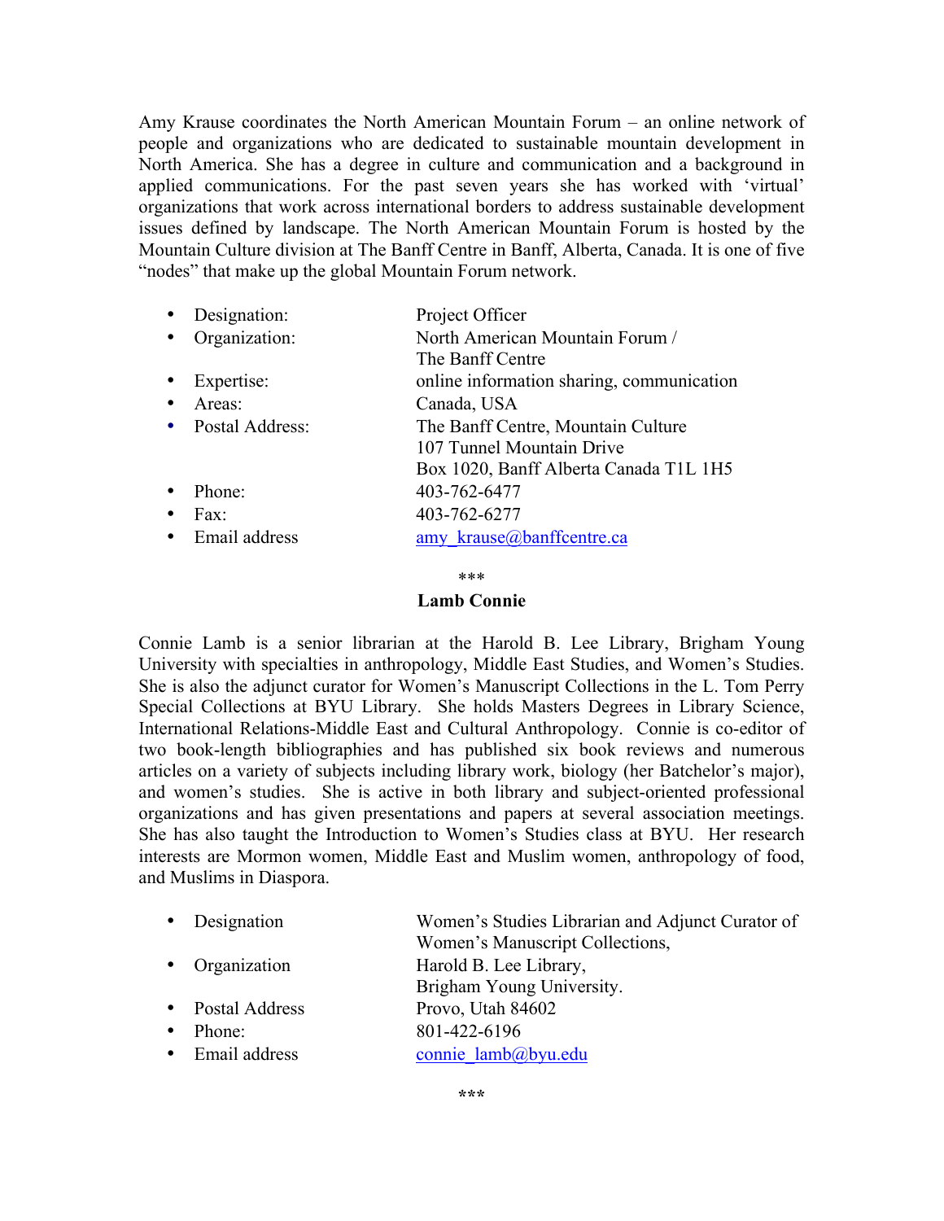Amy Krause coordinates the North American Mountain Forum – an online network of people and organizations who are dedicated to sustainable mountain development in North America. She has a degree in culture and communication and a background in applied communications. For the past seven years she has worked with 'virtual' organizations that work across international borders to address sustainable development issues defined by landscape. The North American Mountain Forum is hosted by the Mountain Culture division at The Banff Centre in Banff, Alberta, Canada. It is one of five "nodes" that make up the global Mountain Forum network.

- Designation: Project Officer
- Organization: North American Mountain Forum / The Banff Centre
- Expertise: online information sharing, communication
- Areas: Canada, USA
- Postal Address: The Banff Centre, Mountain Culture, 107 Tunnel Mountain Drive, Box 1020, Banff Alberta Canada T1L 1H5
- Phone: 403-762-6477
- Fax: 403-762-6277
- Email address: amy_krause@banffcentre.ca

***

**Lamb Connie**

Connie Lamb is a senior librarian at the Harold B. Lee Library, Brigham Young University with specialties in anthropology, Middle East Studies, and Women's Studies. She is also the adjunct curator for Women's Manuscript Collections in the L. Tom Perry Special Collections at BYU Library. She holds Masters Degrees in Library Science, International Relations-Middle East and Cultural Anthropology. Connie is co-editor of two book-length bibliographies and has published six book reviews and numerous articles on a variety of subjects including library work, biology (her Batchelor's major), and women's studies. She is active in both library and subject-oriented professional organizations and has given presentations and papers at several association meetings. She has also taught the Introduction to Women's Studies class at BYU. Her research interests are Mormon women, Middle East and Muslim women, anthropology of food, and Muslims in Diaspora.

- Designation: Women's Studies Librarian and Adjunct Curator of Women's Manuscript Collections,
- Organization: Harold B. Lee Library, Brigham Young University.
- Postal Address: Provo, Utah 84602
- Phone: 801-422-6196
- Email address: connie_lamb@byu.edu

***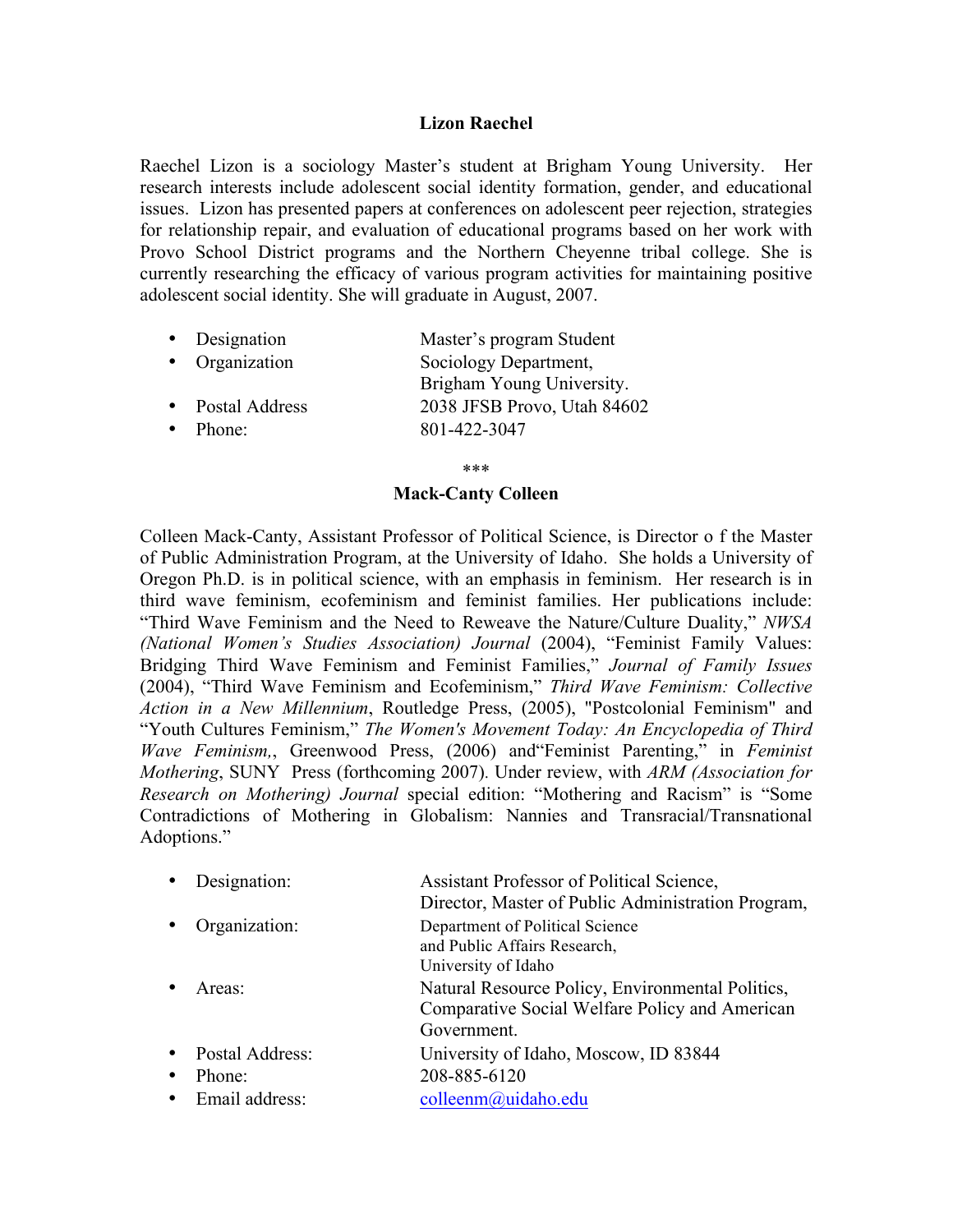**Lizon Raechel**

Raechel Lizon is a sociology Master's student at Brigham Young University. Her research interests include adolescent social identity formation, gender, and educational issues. Lizon has presented papers at conferences on adolescent peer rejection, strategies for relationship repair, and evaluation of educational programs based on her work with Provo School District programs and the Northern Cheyenne tribal college. She is currently researching the efficacy of various program activities for maintaining positive adolescent social identity. She will graduate in August, 2007.

- Designation — Master's program Student
- Organization — Sociology Department, Brigham Young University.
- Postal Address — 2038 JFSB Provo, Utah 84602
- Phone: — 801-422-3047

\*\*\*

**Mack-Canty Colleen**

Colleen Mack-Canty, Assistant Professor of Political Science, is Director o f the Master of Public Administration Program, at the University of Idaho. She holds a University of Oregon Ph.D. is in political science, with an emphasis in feminism. Her research is in third wave feminism, ecofeminism and feminist families. Her publications include: "Third Wave Feminism and the Need to Reweave the Nature/Culture Duality," *NWSA (National Women's Studies Association) Journal* (2004), "Feminist Family Values: Bridging Third Wave Feminism and Feminist Families," *Journal of Family Issues* (2004), "Third Wave Feminism and Ecofeminism," *Third Wave Feminism: Collective Action in a New Millennium*, Routledge Press, (2005), "Postcolonial Feminism" and "Youth Cultures Feminism," *The Women's Movement Today: An Encyclopedia of Third Wave Feminism,*, Greenwood Press, (2006) and"Feminist Parenting," in *Feminist Mothering*, SUNY Press (forthcoming 2007). Under review, with *ARM (Association for Research on Mothering) Journal* special edition: "Mothering and Racism" is "Some Contradictions of Mothering in Globalism: Nannies and Transracial/Transnational Adoptions."

- Designation: — Assistant Professor of Political Science, Director, Master of Public Administration Program,
- Organization: — Department of Political Science and Public Affairs Research, University of Idaho
- Areas: — Natural Resource Policy, Environmental Politics, Comparative Social Welfare Policy and American Government.
- Postal Address: — University of Idaho, Moscow, ID 83844
- Phone: — 208-885-6120
- Email address: — colleenm@uidaho.edu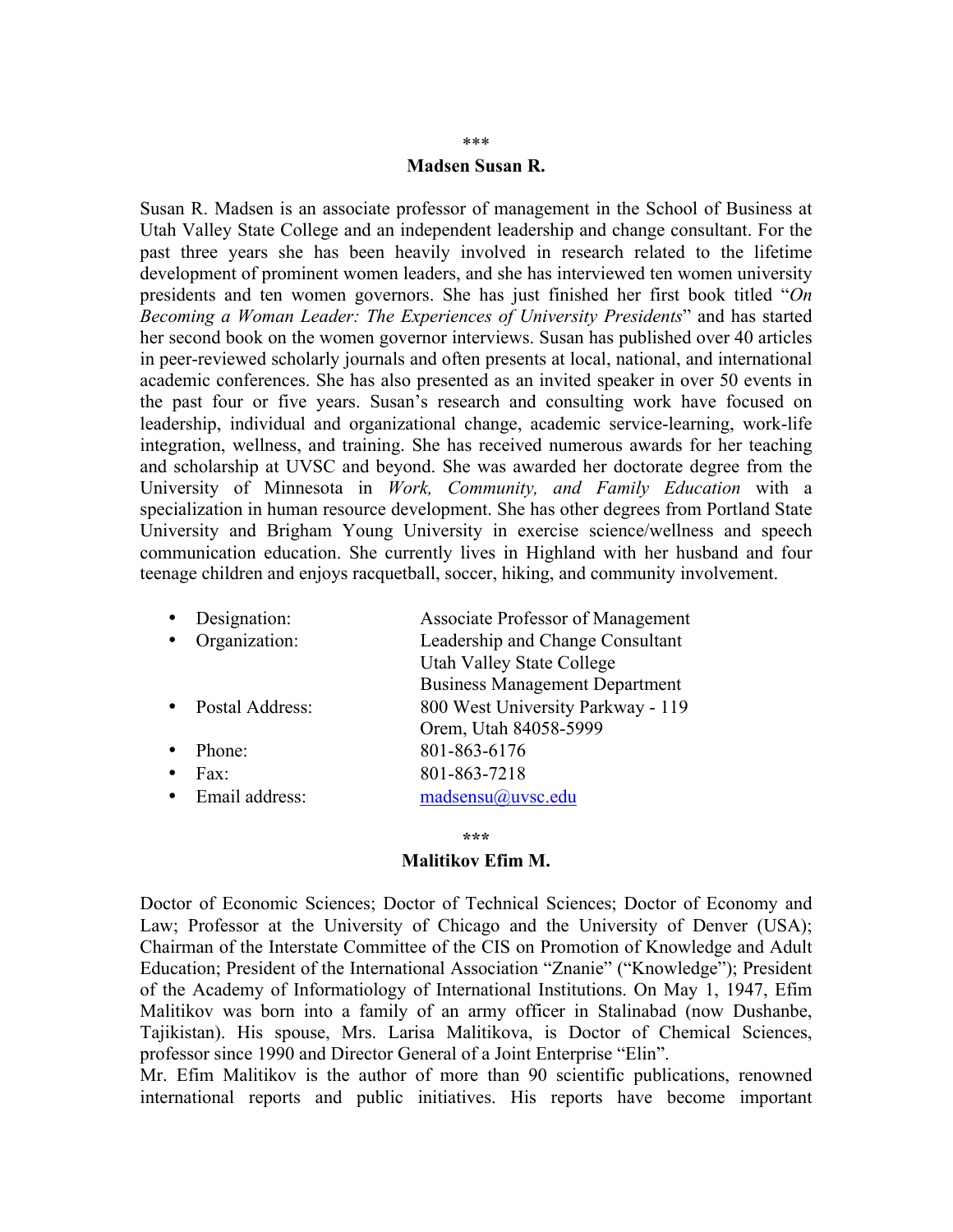\*\*\*

**Madsen Susan R.**

Susan R. Madsen is an associate professor of management in the School of Business at Utah Valley State College and an independent leadership and change consultant. For the past three years she has been heavily involved in research related to the lifetime development of prominent women leaders, and she has interviewed ten women university presidents and ten women governors. She has just finished her first book titled "*On Becoming a Woman Leader: The Experiences of University Presidents*" and has started her second book on the women governor interviews. Susan has published over 40 articles in peer-reviewed scholarly journals and often presents at local, national, and international academic conferences. She has also presented as an invited speaker in over 50 events in the past four or five years. Susan's research and consulting work have focused on leadership, individual and organizational change, academic service-learning, work-life integration, wellness, and training. She has received numerous awards for her teaching and scholarship at UVSC and beyond. She was awarded her doctorate degree from the University of Minnesota in *Work, Community, and Family Education* with a specialization in human resource development. She has other degrees from Portland State University and Brigham Young University in exercise science/wellness and speech communication education. She currently lives in Highland with her husband and four teenage children and enjoys racquetball, soccer, hiking, and community involvement.

- Designation: Associate Professor of Management
- Organization: Leadership and Change Consultant
  Utah Valley State College
  Business Management Department
- Postal Address: 800 West University Parkway - 119
  Orem, Utah 84058-5999
- Phone: 801-863-6176
- Fax: 801-863-7218
- Email address: madsensu@uvsc.edu

\*\*\*

**Malitikov Efim M.**

Doctor of Economic Sciences; Doctor of Technical Sciences; Doctor of Economy and Law; Professor at the University of Chicago and the University of Denver (USA); Chairman of the Interstate Committee of the CIS on Promotion of Knowledge and Adult Education; President of the International Association "Znanie" ("Knowledge"); President of the Academy of Informatiology of International Institutions. On May 1, 1947, Efim Malitikov was born into a family of an army officer in Stalinabad (now Dushanbe, Tajikistan). His spouse, Mrs. Larisa Malitikova, is Doctor of Chemical Sciences, professor since 1990 and Director General of a Joint Enterprise "Elin".

Mr. Efim Malitikov is the author of more than 90 scientific publications, renowned international reports and public initiatives. His reports have become important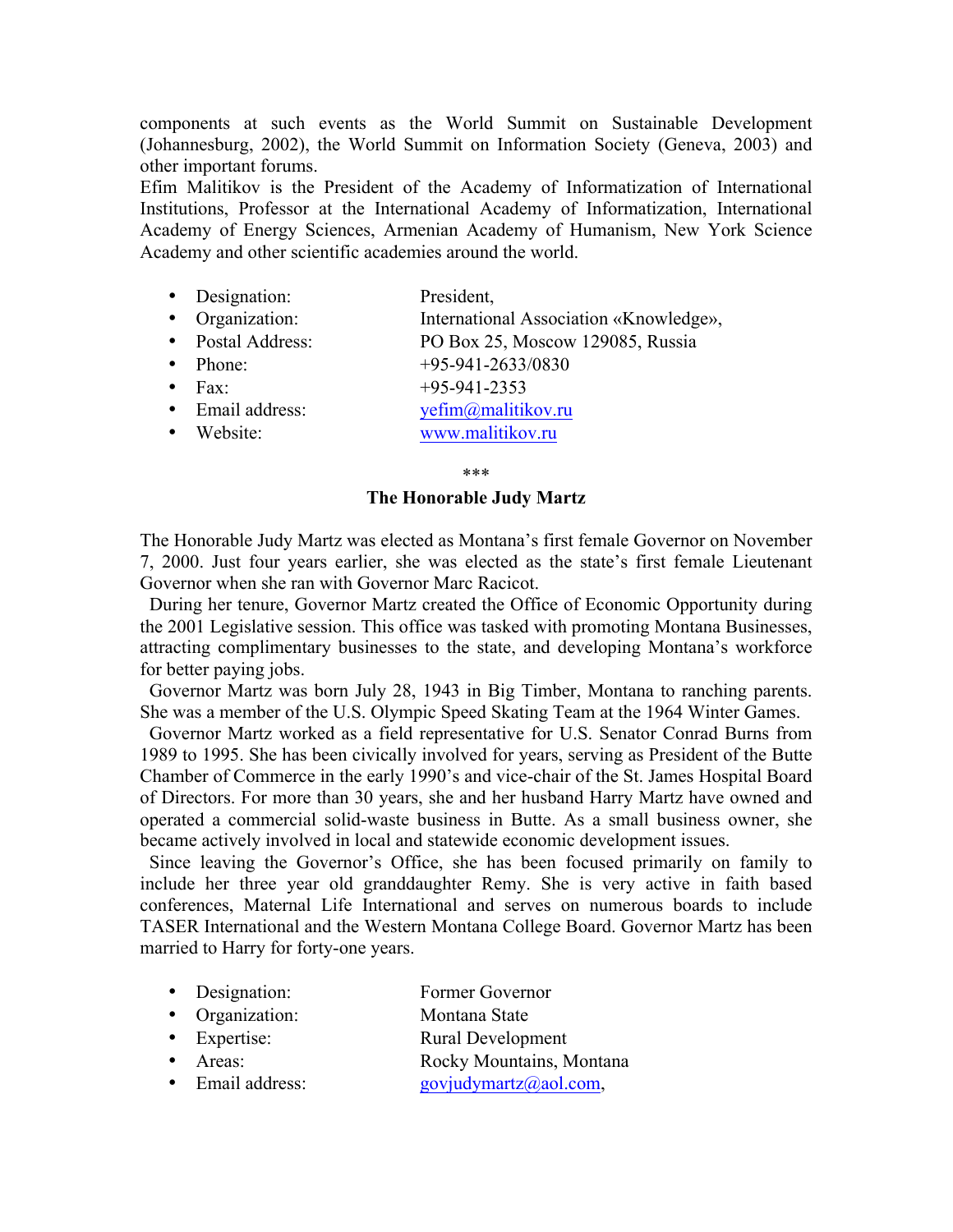components at such events as the World Summit on Sustainable Development (Johannesburg, 2002), the World Summit on Information Society (Geneva, 2003) and other important forums.
Efim Malitikov is the President of the Academy of Informatization of International Institutions, Professor at the International Academy of Informatization, International Academy of Energy Sciences, Armenian Academy of Humanism, New York Science Academy and other scientific academies around the world.

- Designation: President,
- Organization: International Association «Knowledge»,
- Postal Address: PO Box 25, Moscow 129085, Russia
- Phone: +95-941-2633/0830
- Fax: +95-941-2353
- Email address: yefim@malitikov.ru
- Website: www.malitikov.ru

***

**The Honorable Judy Martz**

The Honorable Judy Martz was elected as Montana's first female Governor on November 7, 2000. Just four years earlier, she was elected as the state's first female Lieutenant Governor when she ran with Governor Marc Racicot.

During her tenure, Governor Martz created the Office of Economic Opportunity during the 2001 Legislative session. This office was tasked with promoting Montana Businesses, attracting complimentary businesses to the state, and developing Montana's workforce for better paying jobs.

Governor Martz was born July 28, 1943 in Big Timber, Montana to ranching parents. She was a member of the U.S. Olympic Speed Skating Team at the 1964 Winter Games.

Governor Martz worked as a field representative for U.S. Senator Conrad Burns from 1989 to 1995. She has been civically involved for years, serving as President of the Butte Chamber of Commerce in the early 1990's and vice-chair of the St. James Hospital Board of Directors. For more than 30 years, she and her husband Harry Martz have owned and operated a commercial solid-waste business in Butte. As a small business owner, she became actively involved in local and statewide economic development issues.

Since leaving the Governor's Office, she has been focused primarily on family to include her three year old granddaughter Remy. She is very active in faith based conferences, Maternal Life International and serves on numerous boards to include TASER International and the Western Montana College Board. Governor Martz has been married to Harry for forty-one years.

- Designation: Former Governor
- Organization: Montana State
- Expertise: Rural Development
- Areas: Rocky Mountains, Montana
- Email address: govjudymartz@aol.com,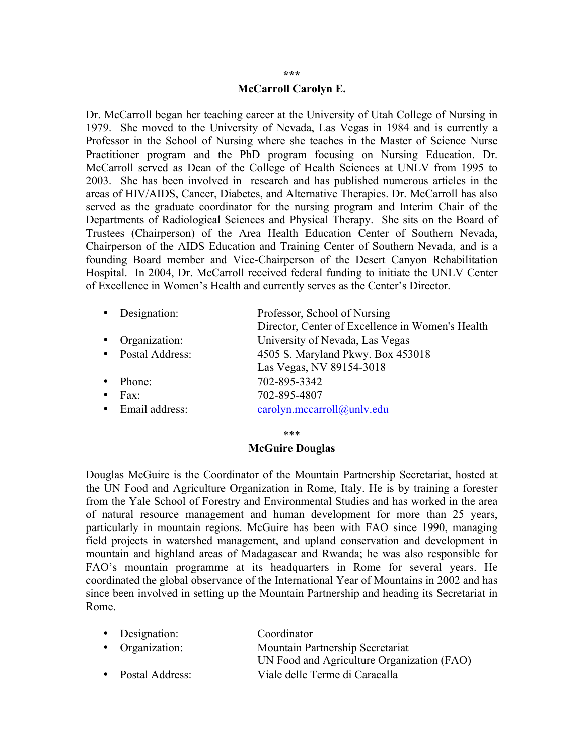\*\*\*

**McCarroll Carolyn E.**

Dr. McCarroll began her teaching career at the University of Utah College of Nursing in 1979. She moved to the University of Nevada, Las Vegas in 1984 and is currently a Professor in the School of Nursing where she teaches in the Master of Science Nurse Practitioner program and the PhD program focusing on Nursing Education. Dr. McCarroll served as Dean of the College of Health Sciences at UNLV from 1995 to 2003. She has been involved in research and has published numerous articles in the areas of HIV/AIDS, Cancer, Diabetes, and Alternative Therapies. Dr. McCarroll has also served as the graduate coordinator for the nursing program and Interim Chair of the Departments of Radiological Sciences and Physical Therapy. She sits on the Board of Trustees (Chairperson) of the Area Health Education Center of Southern Nevada, Chairperson of the AIDS Education and Training Center of Southern Nevada, and is a founding Board member and Vice-Chairperson of the Desert Canyon Rehabilitation Hospital. In 2004, Dr. McCarroll received federal funding to initiate the UNLV Center of Excellence in Women's Health and currently serves as the Center's Director.

- Designation: Professor, School of Nursing
  Director, Center of Excellence in Women's Health
- Organization: University of Nevada, Las Vegas
- Postal Address: 4505 S. Maryland Pkwy. Box 453018
  Las Vegas, NV 89154-3018
- Phone: 702-895-3342
- Fax: 702-895-4807
- Email address: carolyn.mccarroll@unlv.edu

\*\*\*

**McGuire Douglas**

Douglas McGuire is the Coordinator of the Mountain Partnership Secretariat, hosted at the UN Food and Agriculture Organization in Rome, Italy. He is by training a forester from the Yale School of Forestry and Environmental Studies and has worked in the area of natural resource management and human development for more than 25 years, particularly in mountain regions. McGuire has been with FAO since 1990, managing field projects in watershed management, and upland conservation and development in mountain and highland areas of Madagascar and Rwanda; he was also responsible for FAO's mountain programme at its headquarters in Rome for several years. He coordinated the global observance of the International Year of Mountains in 2002 and has since been involved in setting up the Mountain Partnership and heading its Secretariat in Rome.

- Designation: Coordinator
- Organization: Mountain Partnership Secretariat
  UN Food and Agriculture Organization (FAO)
- Postal Address: Viale delle Terme di Caracalla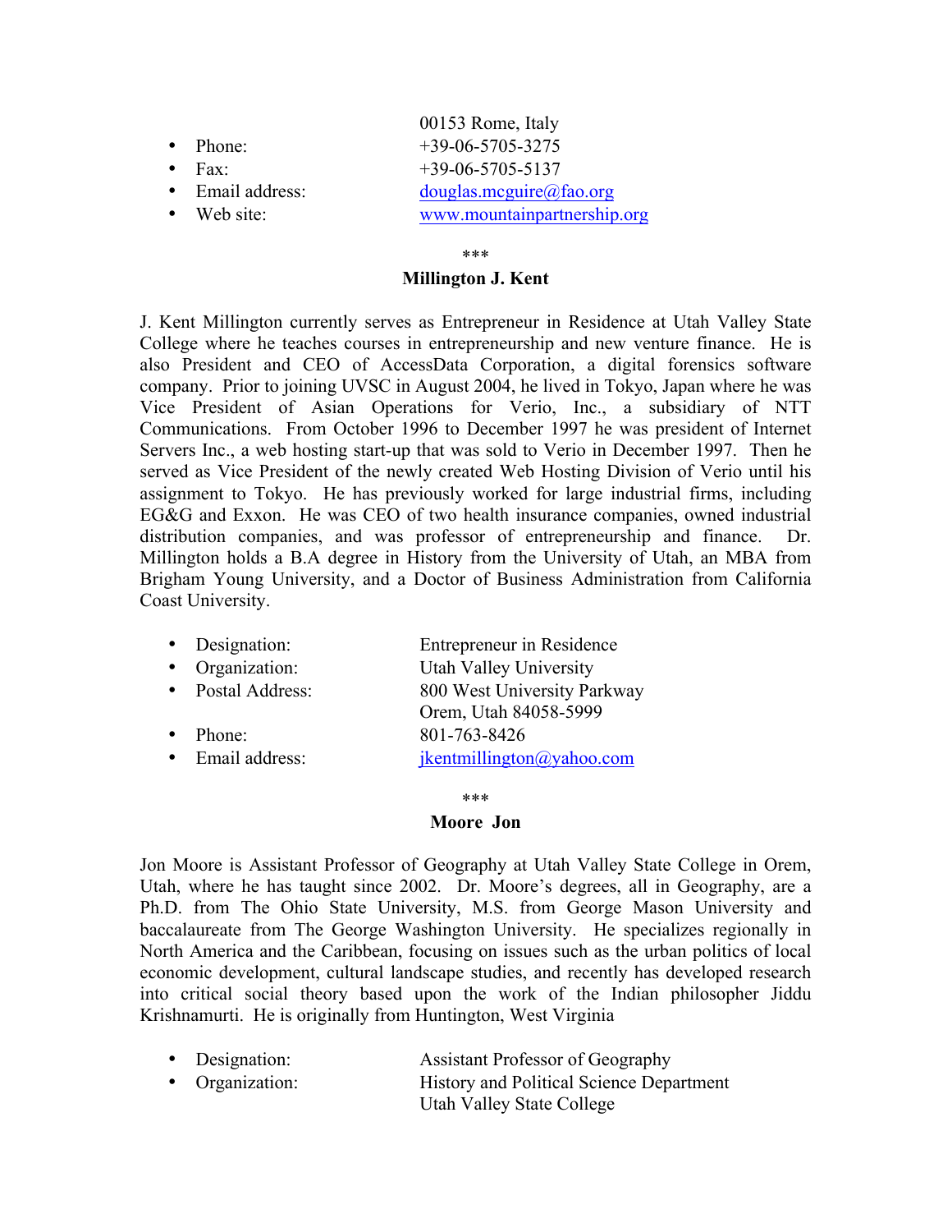00153 Rome, Italy

- Phone: +39-06-5705-3275
- Fax: +39-06-5705-5137
- Email address: douglas.mcguire@fao.org
- Web site: www.mountainpartnership.org

***

**Millington J. Kent**

J. Kent Millington currently serves as Entrepreneur in Residence at Utah Valley State College where he teaches courses in entrepreneurship and new venture finance. He is also President and CEO of AccessData Corporation, a digital forensics software company. Prior to joining UVSC in August 2004, he lived in Tokyo, Japan where he was Vice President of Asian Operations for Verio, Inc., a subsidiary of NTT Communications. From October 1996 to December 1997 he was president of Internet Servers Inc., a web hosting start-up that was sold to Verio in December 1997. Then he served as Vice President of the newly created Web Hosting Division of Verio until his assignment to Tokyo. He has previously worked for large industrial firms, including EG&G and Exxon. He was CEO of two health insurance companies, owned industrial distribution companies, and was professor of entrepreneurship and finance. Dr. Millington holds a B.A degree in History from the University of Utah, an MBA from Brigham Young University, and a Doctor of Business Administration from California Coast University.

- Designation: Entrepreneur in Residence
- Organization: Utah Valley University
- Postal Address: 800 West University Parkway
  Orem, Utah 84058-5999
- Phone: 801-763-8426
- Email address: jkentmillington@yahoo.com

***

**Moore Jon**

Jon Moore is Assistant Professor of Geography at Utah Valley State College in Orem, Utah, where he has taught since 2002. Dr. Moore's degrees, all in Geography, are a Ph.D. from The Ohio State University, M.S. from George Mason University and baccalaureate from The George Washington University. He specializes regionally in North America and the Caribbean, focusing on issues such as the urban politics of local economic development, cultural landscape studies, and recently has developed research into critical social theory based upon the work of the Indian philosopher Jiddu Krishnamurti. He is originally from Huntington, West Virginia

- Designation: Assistant Professor of Geography
- Organization: History and Political Science Department
  Utah Valley State College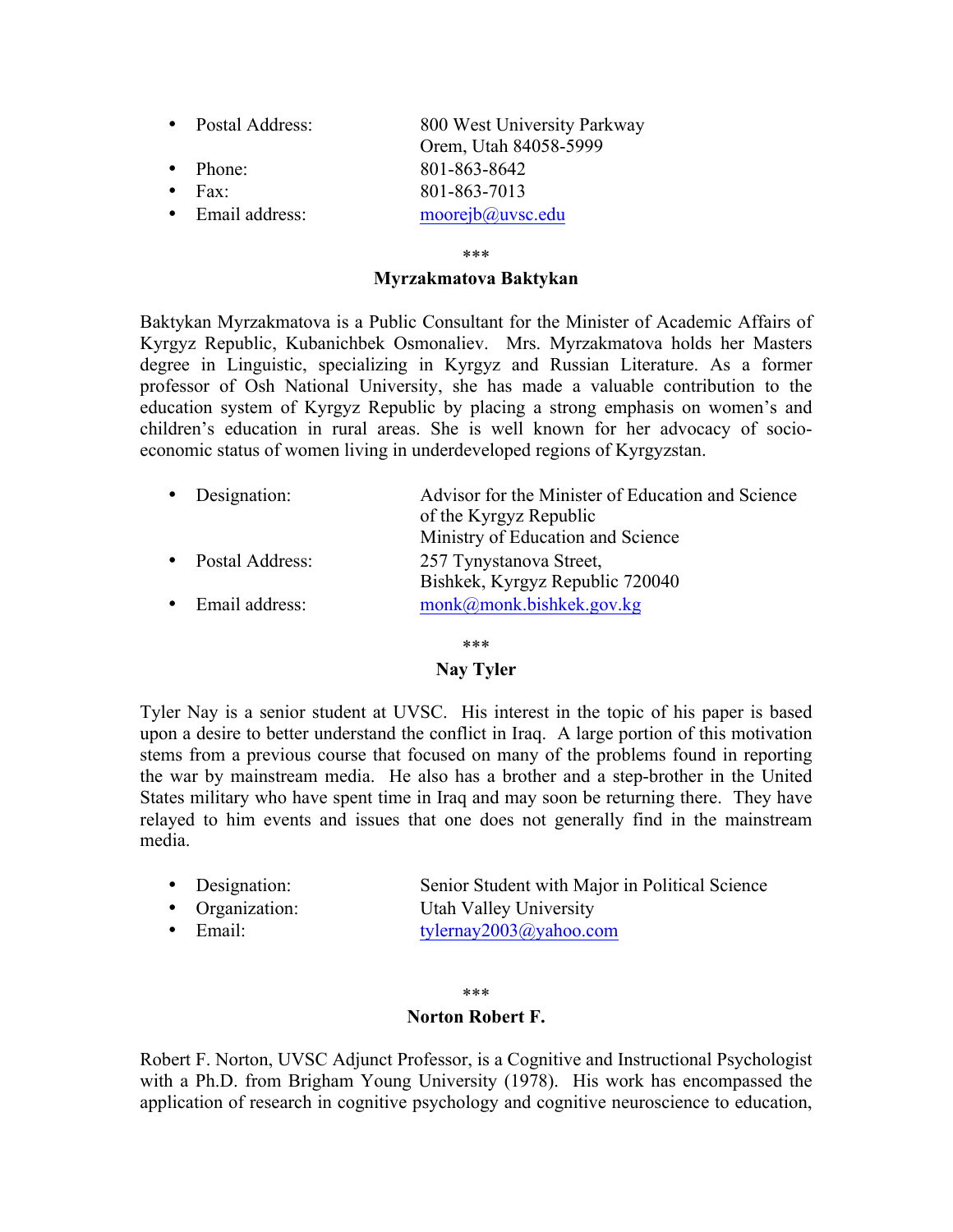- Postal Address: 800 West University Parkway
  Orem, Utah 84058-5999
- Phone: 801-863-8642
- Fax: 801-863-7013
- Email address: moorejb@uvsc.edu

\*\*\*

**Myrzakmatova Baktykan**

Baktykan Myrzakmatova is a Public Consultant for the Minister of Academic Affairs of Kyrgyz Republic, Kubanichbek Osmonaliev. Mrs. Myrzakmatova holds her Masters degree in Linguistic, specializing in Kyrgyz and Russian Literature. As a former professor of Osh National University, she has made a valuable contribution to the education system of Kyrgyz Republic by placing a strong emphasis on women's and children's education in rural areas. She is well known for her advocacy of socio-economic status of women living in underdeveloped regions of Kyrgyzstan.

- Designation: Advisor for the Minister of Education and Science of the Kyrgyz Republic
  Ministry of Education and Science
- Postal Address: 257 Tynystanova Street,
  Bishkek, Kyrgyz Republic 720040
- Email address: monk@monk.bishkek.gov.kg

\*\*\*

**Nay Tyler**

Tyler Nay is a senior student at UVSC. His interest in the topic of his paper is based upon a desire to better understand the conflict in Iraq. A large portion of this motivation stems from a previous course that focused on many of the problems found in reporting the war by mainstream media. He also has a brother and a step-brother in the United States military who have spent time in Iraq and may soon be returning there. They have relayed to him events and issues that one does not generally find in the mainstream media.

- Designation: Senior Student with Major in Political Science
- Organization: Utah Valley University
- Email: tylernay2003@yahoo.com

\*\*\*

**Norton Robert F.**

Robert F. Norton, UVSC Adjunct Professor, is a Cognitive and Instructional Psychologist with a Ph.D. from Brigham Young University (1978). His work has encompassed the application of research in cognitive psychology and cognitive neuroscience to education,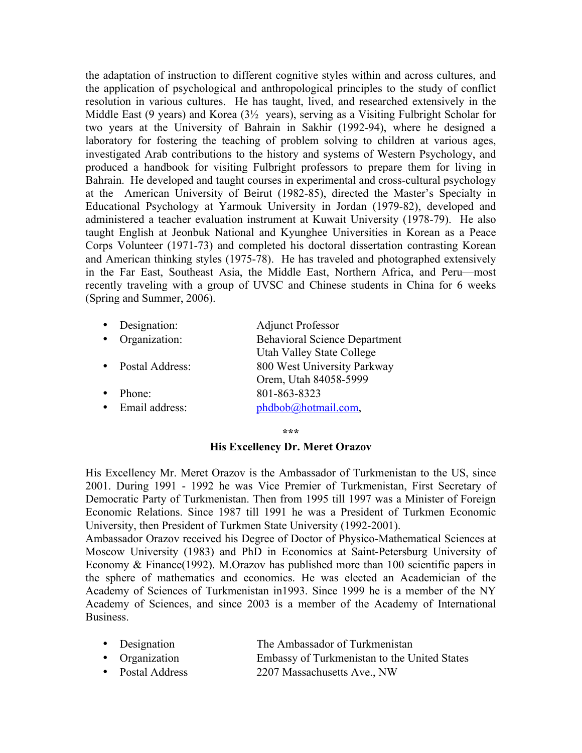the adaptation of instruction to different cognitive styles within and across cultures, and the application of psychological and anthropological principles to the study of conflict resolution in various cultures. He has taught, lived, and researched extensively in the Middle East (9 years) and Korea (3½ years), serving as a Visiting Fulbright Scholar for two years at the University of Bahrain in Sakhir (1992-94), where he designed a laboratory for fostering the teaching of problem solving to children at various ages, investigated Arab contributions to the history and systems of Western Psychology, and produced a handbook for visiting Fulbright professors to prepare them for living in Bahrain. He developed and taught courses in experimental and cross-cultural psychology at the American University of Beirut (1982-85), directed the Master's Specialty in Educational Psychology at Yarmouk University in Jordan (1979-82), developed and administered a teacher evaluation instrument at Kuwait University (1978-79). He also taught English at Jeonbuk National and Kyunghee Universities in Korean as a Peace Corps Volunteer (1971-73) and completed his doctoral dissertation contrasting Korean and American thinking styles (1975-78). He has traveled and photographed extensively in the Far East, Southeast Asia, the Middle East, Northern Africa, and Peru—most recently traveling with a group of UVSC and Chinese students in China for 6 weeks (Spring and Summer, 2006).

- Designation: Adjunct Professor
- Organization: Behavioral Science Department, Utah Valley State College
- Postal Address: 800 West University Parkway, Orem, Utah 84058-5999
- Phone: 801-863-8323
- Email address: phdbob@hotmail.com,

***

**His Excellency Dr. Meret Orazov**

His Excellency Mr. Meret Orazov is the Ambassador of Turkmenistan to the US, since 2001. During 1991 - 1992 he was Vice Premier of Turkmenistan, First Secretary of Democratic Party of Turkmenistan. Then from 1995 till 1997 was a Minister of Foreign Economic Relations. Since 1987 till 1991 he was a President of Turkmen Economic University, then President of Turkmen State University (1992-2001).
Ambassador Orazov received his Degree of Doctor of Physico-Mathematical Sciences at Moscow University (1983) and PhD in Economics at Saint-Petersburg University of Economy & Finance(1992). M.Orazov has published more than 100 scientific papers in the sphere of mathematics and economics. He was elected an Academician of the Academy of Sciences of Turkmenistan in1993. Since 1999 he is a member of the NY Academy of Sciences, and since 2003 is a member of the Academy of International Business.

- Designation: The Ambassador of Turkmenistan
- Organization: Embassy of Turkmenistan to the United States
- Postal Address: 2207 Massachusetts Ave., NW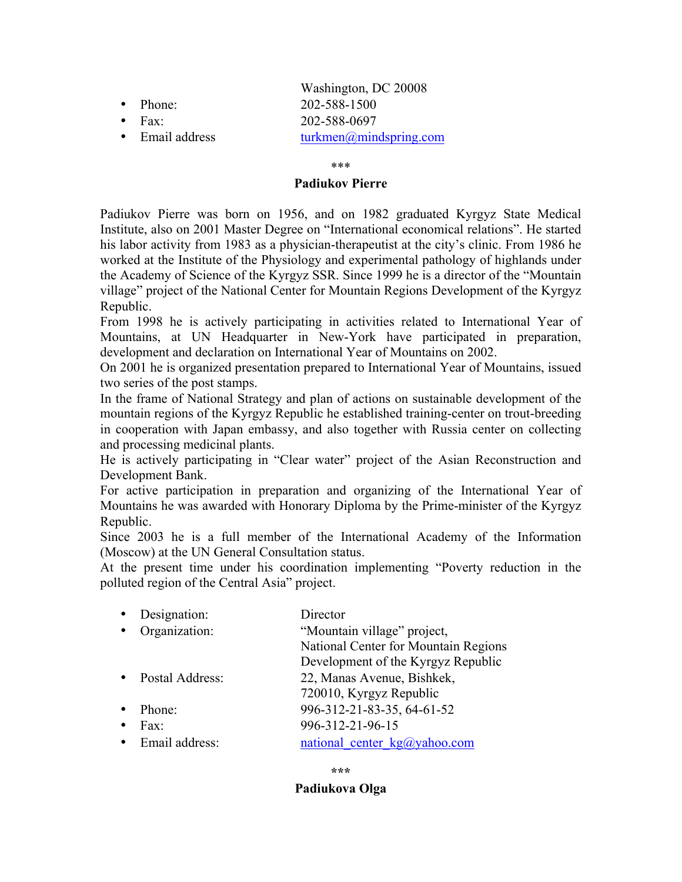Washington, DC 20008

- Phone: 202-588-1500
- Fax: 202-588-0697
- Email address turkmen@mindspring.com

***

**Padiukov Pierre**

Padiukov Pierre was born on 1956, and on 1982 graduated Kyrgyz State Medical Institute, also on 2001 Master Degree on "International economical relations". He started his labor activity from 1983 as a physician-therapeutist at the city's clinic. From 1986 he worked at the Institute of the Physiology and experimental pathology of highlands under the Academy of Science of the Kyrgyz SSR. Since 1999 he is a director of the "Mountain village" project of the National Center for Mountain Regions Development of the Kyrgyz Republic.

From 1998 he is actively participating in activities related to International Year of Mountains, at UN Headquarter in New-York have participated in preparation, development and declaration on International Year of Mountains on 2002.

On 2001 he is organized presentation prepared to International Year of Mountains, issued two series of the post stamps.

In the frame of National Strategy and plan of actions on sustainable development of the mountain regions of the Kyrgyz Republic he established training-center on trout-breeding in cooperation with Japan embassy, and also together with Russia center on collecting and processing medicinal plants.

He is actively participating in "Clear water" project of the Asian Reconstruction and Development Bank.

For active participation in preparation and organizing of the International Year of Mountains he was awarded with Honorary Diploma by the Prime-minister of the Kyrgyz Republic.

Since 2003 he is a full member of the International Academy of the Information (Moscow) at the UN General Consultation status.

At the present time under his coordination implementing "Poverty reduction in the polluted region of the Central Asia" project.

- Designation: Director
- Organization: "Mountain village" project, National Center for Mountain Regions Development of the Kyrgyz Republic
- Postal Address: 22, Manas Avenue, Bishkek, 720010, Kyrgyz Republic
- Phone: 996-312-21-83-35, 64-61-52
- Fax: 996-312-21-96-15
- Email address: national_center_kg@yahoo.com

***

**Padiukova Olga**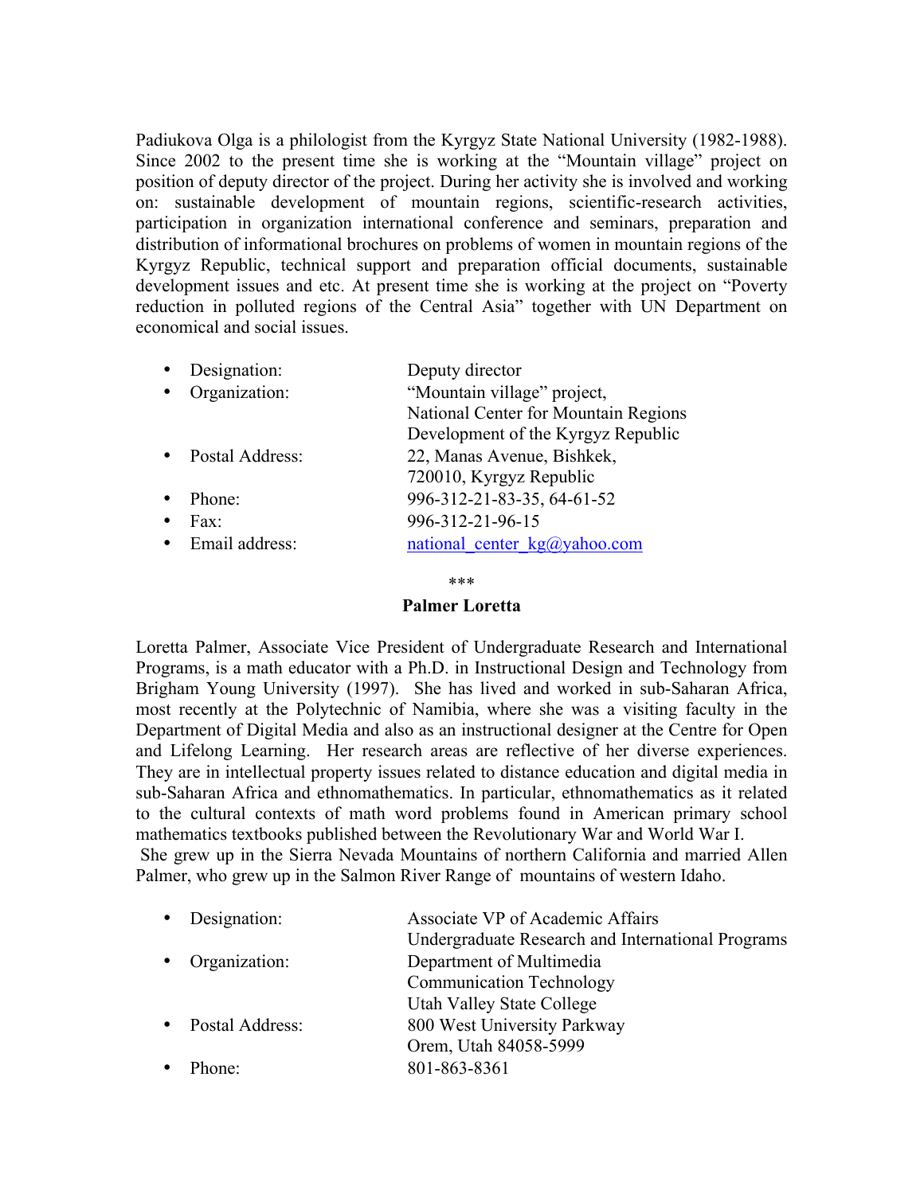Padiukova Olga is a philologist from the Kyrgyz State National University (1982-1988). Since 2002 to the present time she is working at the "Mountain village" project on position of deputy director of the project. During her activity she is involved and working on: sustainable development of mountain regions, scientific-research activities, participation in organization international conference and seminars, preparation and distribution of informational brochures on problems of women in mountain regions of the Kyrgyz Republic, technical support and preparation official documents, sustainable development issues and etc. At present time she is working at the project on "Poverty reduction in polluted regions of the Central Asia" together with UN Department on economical and social issues.

- Designation: Deputy director
- Organization: "Mountain village" project, National Center for Mountain Regions Development of the Kyrgyz Republic
- Postal Address: 22, Manas Avenue, Bishkek, 720010, Kyrgyz Republic
- Phone: 996-312-21-83-35, 64-61-52
- Fax: 996-312-21-96-15
- Email address: national_center_kg@yahoo.com

***

**Palmer Loretta**

Loretta Palmer, Associate Vice President of Undergraduate Research and International Programs, is a math educator with a Ph.D. in Instructional Design and Technology from Brigham Young University (1997). She has lived and worked in sub-Saharan Africa, most recently at the Polytechnic of Namibia, where she was a visiting faculty in the Department of Digital Media and also as an instructional designer at the Centre for Open and Lifelong Learning. Her research areas are reflective of her diverse experiences. They are in intellectual property issues related to distance education and digital media in sub-Saharan Africa and ethnomathematics. In particular, ethnomathematics as it related to the cultural contexts of math word problems found in American primary school mathematics textbooks published between the Revolutionary War and World War I.
She grew up in the Sierra Nevada Mountains of northern California and married Allen Palmer, who grew up in the Salmon River Range of mountains of western Idaho.

- Designation: Associate VP of Academic Affairs Undergraduate Research and International Programs
- Organization: Department of Multimedia Communication Technology Utah Valley State College
- Postal Address: 800 West University Parkway Orem, Utah 84058-5999
- Phone: 801-863-8361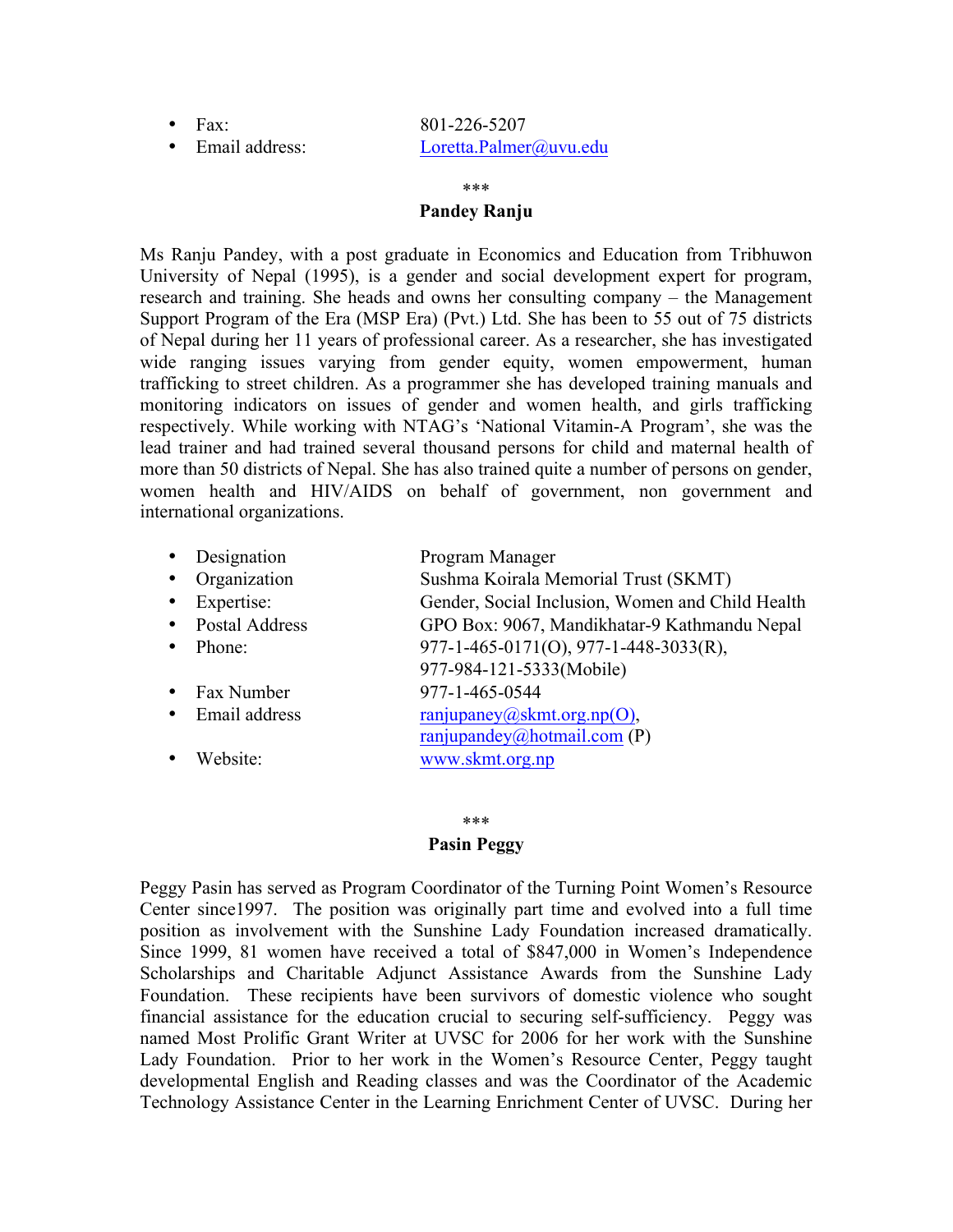- Fax: 801-226-5207
- Email address: Loretta.Palmer@uvu.edu

\*\*\*

**Pandey Ranju**

Ms Ranju Pandey, with a post graduate in Economics and Education from Tribhuwon University of Nepal (1995), is a gender and social development expert for program, research and training. She heads and owns her consulting company – the Management Support Program of the Era (MSP Era) (Pvt.) Ltd. She has been to 55 out of 75 districts of Nepal during her 11 years of professional career. As a researcher, she has investigated wide ranging issues varying from gender equity, women empowerment, human trafficking to street children. As a programmer she has developed training manuals and monitoring indicators on issues of gender and women health, and girls trafficking respectively. While working with NTAG's 'National Vitamin-A Program', she was the lead trainer and had trained several thousand persons for child and maternal health of more than 50 districts of Nepal. She has also trained quite a number of persons on gender, women health and HIV/AIDS on behalf of government, non government and international organizations.

- Designation: Program Manager
- Organization: Sushma Koirala Memorial Trust (SKMT)
- Expertise: Gender, Social Inclusion, Women and Child Health
- Postal Address: GPO Box: 9067, Mandikhatar-9 Kathmandu Nepal
- Phone: 977-1-465-0171(O), 977-1-448-3033(R), 977-984-121-5333(Mobile)
- Fax Number: 977-1-465-0544
- Email address: ranjupaney@skmt.org.np(O), ranjupandey@hotmail.com (P)
- Website: www.skmt.org.np

\*\*\*

**Pasin Peggy**

Peggy Pasin has served as Program Coordinator of the Turning Point Women's Resource Center since1997. The position was originally part time and evolved into a full time position as involvement with the Sunshine Lady Foundation increased dramatically. Since 1999, 81 women have received a total of $847,000 in Women's Independence Scholarships and Charitable Adjunct Assistance Awards from the Sunshine Lady Foundation. These recipients have been survivors of domestic violence who sought financial assistance for the education crucial to securing self-sufficiency. Peggy was named Most Prolific Grant Writer at UVSC for 2006 for her work with the Sunshine Lady Foundation. Prior to her work in the Women's Resource Center, Peggy taught developmental English and Reading classes and was the Coordinator of the Academic Technology Assistance Center in the Learning Enrichment Center of UVSC. During her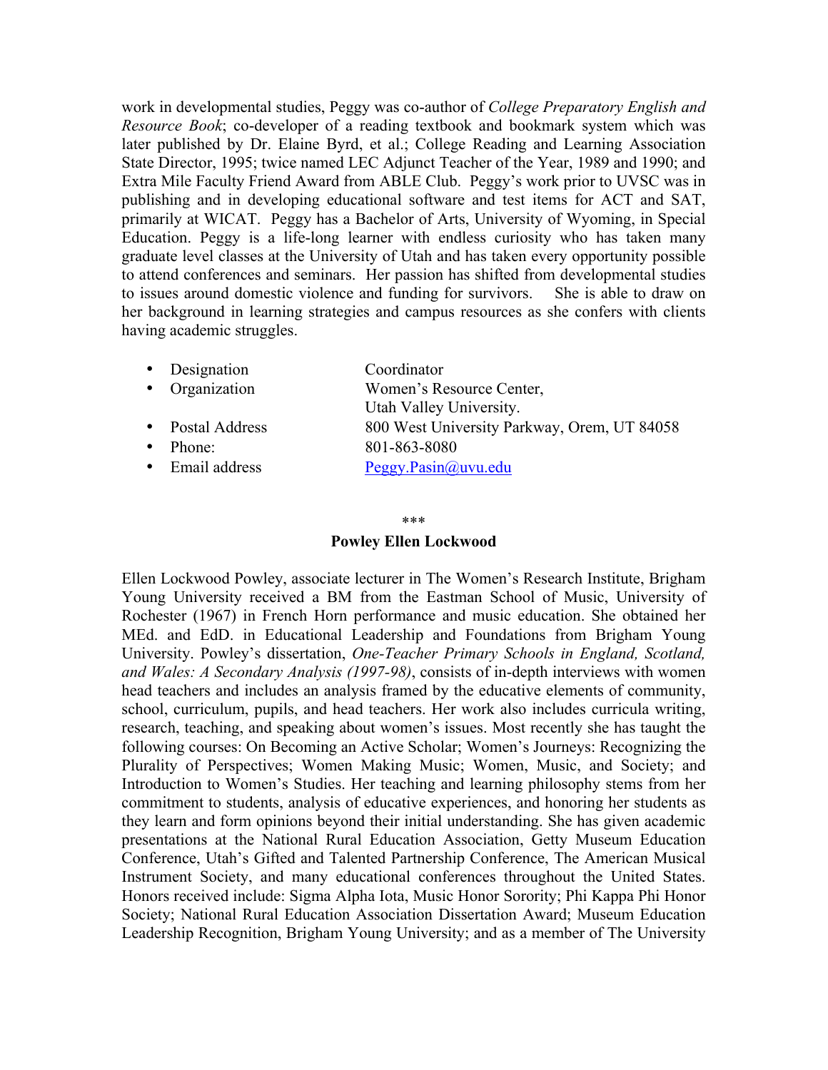work in developmental studies, Peggy was co-author of *College Preparatory English and Resource Book*; co-developer of a reading textbook and bookmark system which was later published by Dr. Elaine Byrd, et al.; College Reading and Learning Association State Director, 1995; twice named LEC Adjunct Teacher of the Year, 1989 and 1990; and Extra Mile Faculty Friend Award from ABLE Club. Peggy's work prior to UVSC was in publishing and in developing educational software and test items for ACT and SAT, primarily at WICAT. Peggy has a Bachelor of Arts, University of Wyoming, in Special Education. Peggy is a life-long learner with endless curiosity who has taken many graduate level classes at the University of Utah and has taken every opportunity possible to attend conferences and seminars. Her passion has shifted from developmental studies to issues around domestic violence and funding for survivors. She is able to draw on her background in learning strategies and campus resources as she confers with clients having academic struggles.

- Designation: Coordinator
- Organization: Women's Resource Center, Utah Valley University.
- Postal Address: 800 West University Parkway, Orem, UT 84058
- Phone: 801-863-8080
- Email address: Peggy.Pasin@uvu.edu

\*\*\*

**Powley Ellen Lockwood**

Ellen Lockwood Powley, associate lecturer in The Women's Research Institute, Brigham Young University received a BM from the Eastman School of Music, University of Rochester (1967) in French Horn performance and music education. She obtained her MEd. and EdD. in Educational Leadership and Foundations from Brigham Young University. Powley's dissertation, *One-Teacher Primary Schools in England, Scotland, and Wales: A Secondary Analysis (1997-98)*, consists of in-depth interviews with women head teachers and includes an analysis framed by the educative elements of community, school, curriculum, pupils, and head teachers. Her work also includes curricula writing, research, teaching, and speaking about women's issues. Most recently she has taught the following courses: On Becoming an Active Scholar; Women's Journeys: Recognizing the Plurality of Perspectives; Women Making Music; Women, Music, and Society; and Introduction to Women's Studies. Her teaching and learning philosophy stems from her commitment to students, analysis of educative experiences, and honoring her students as they learn and form opinions beyond their initial understanding. She has given academic presentations at the National Rural Education Association, Getty Museum Education Conference, Utah's Gifted and Talented Partnership Conference, The American Musical Instrument Society, and many educational conferences throughout the United States. Honors received include: Sigma Alpha Iota, Music Honor Sorority; Phi Kappa Phi Honor Society; National Rural Education Association Dissertation Award; Museum Education Leadership Recognition, Brigham Young University; and as a member of The University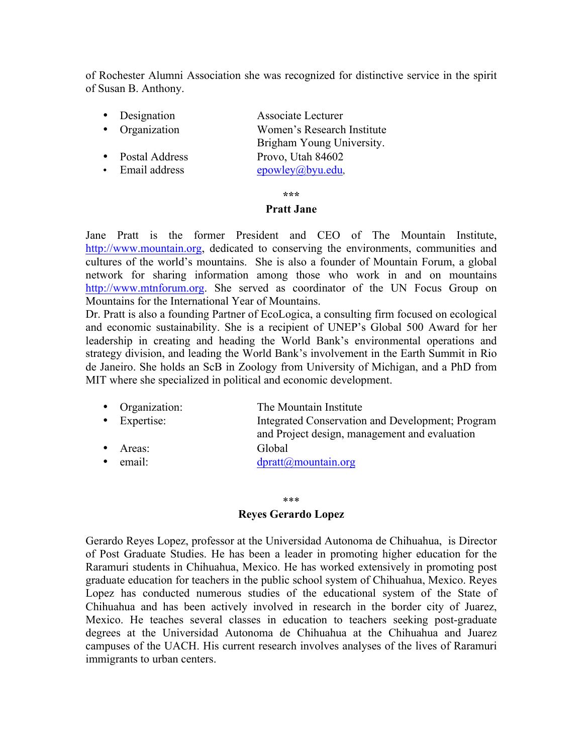of Rochester Alumni Association she was recognized for distinctive service in the spirit of Susan B. Anthony.

- Designation — Associate Lecturer
- Organization — Women's Research Institute Brigham Young University.
- Postal Address — Provo, Utah 84602
- Email address — epowley@byu.edu,

\*\*\*

**Pratt Jane**

Jane Pratt is the former President and CEO of The Mountain Institute, http://www.mountain.org, dedicated to conserving the environments, communities and cultures of the world's mountains. She is also a founder of Mountain Forum, a global network for sharing information among those who work in and on mountains http://www.mtnforum.org. She served as coordinator of the UN Focus Group on Mountains for the International Year of Mountains.
Dr. Pratt is also a founding Partner of EcoLogica, a consulting firm focused on ecological and economic sustainability. She is a recipient of UNEP's Global 500 Award for her leadership in creating and heading the World Bank's environmental operations and strategy division, and leading the World Bank's involvement in the Earth Summit in Rio de Janeiro. She holds an ScB in Zoology from University of Michigan, and a PhD from MIT where she specialized in political and economic development.

- Organization: — The Mountain Institute
- Expertise: — Integrated Conservation and Development; Program and Project design, management and evaluation
- Areas: — Global
- email: — dpratt@mountain.org

\*\*\*

**Reyes Gerardo Lopez**

Gerardo Reyes Lopez, professor at the Universidad Autonoma de Chihuahua, is Director of Post Graduate Studies. He has been a leader in promoting higher education for the Raramuri students in Chihuahua, Mexico. He has worked extensively in promoting post graduate education for teachers in the public school system of Chihuahua, Mexico. Reyes Lopez has conducted numerous studies of the educational system of the State of Chihuahua and has been actively involved in research in the border city of Juarez, Mexico. He teaches several classes in education to teachers seeking post-graduate degrees at the Universidad Autonoma de Chihuahua at the Chihuahua and Juarez campuses of the UACH. His current research involves analyses of the lives of Raramuri immigrants to urban centers.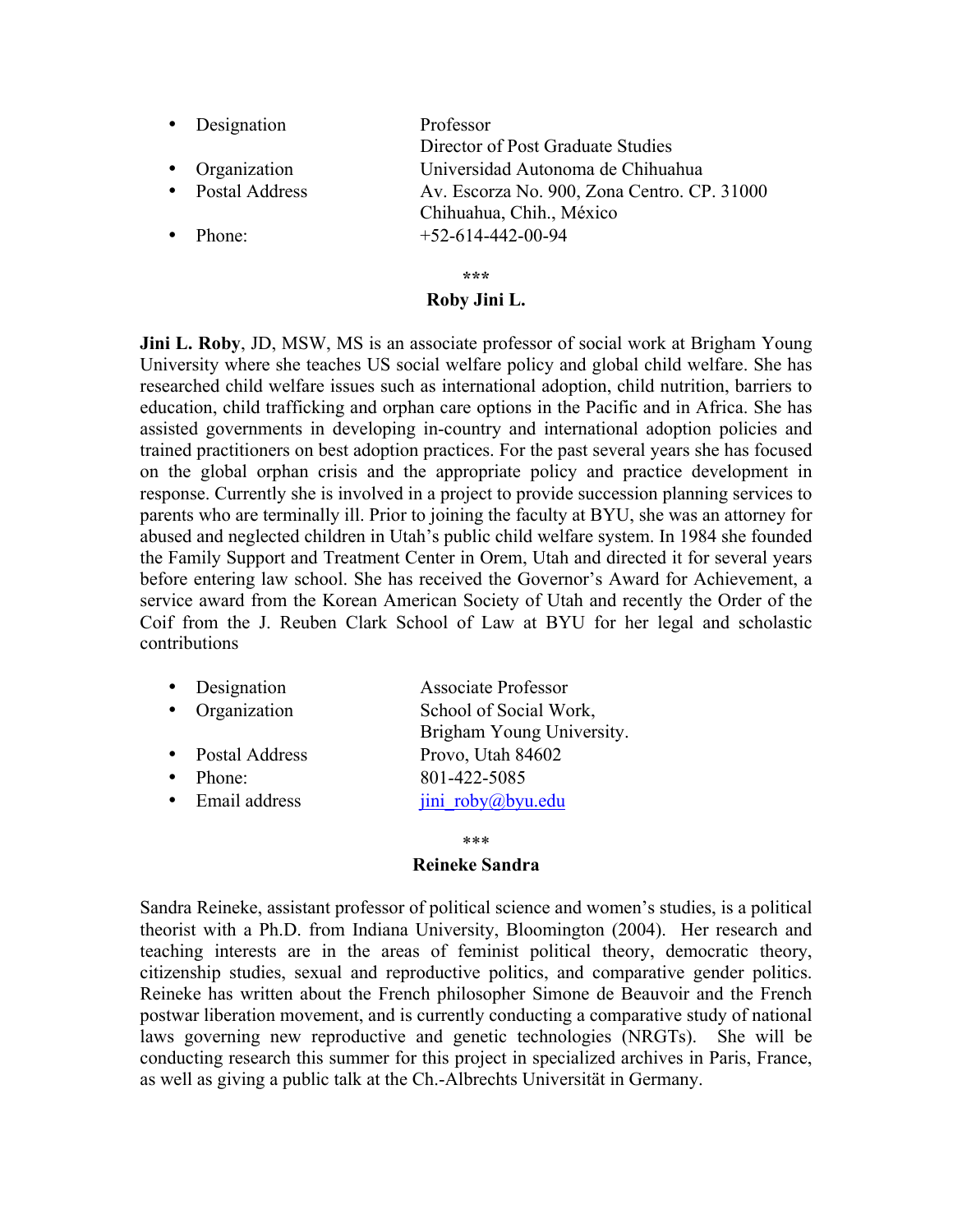- Designation: Professor
  Director of Post Graduate Studies
- Organization: Universidad Autonoma de Chihuahua
- Postal Address: Av. Escorza No. 900, Zona Centro. CP. 31000
  Chihuahua, Chih., México
- Phone: +52-614-442-00-94

\*\*\*

**Roby Jini L.**

**Jini L. Roby**, JD, MSW, MS is an associate professor of social work at Brigham Young University where she teaches US social welfare policy and global child welfare. She has researched child welfare issues such as international adoption, child nutrition, barriers to education, child trafficking and orphan care options in the Pacific and in Africa. She has assisted governments in developing in-country and international adoption policies and trained practitioners on best adoption practices. For the past several years she has focused on the global orphan crisis and the appropriate policy and practice development in response. Currently she is involved in a project to provide succession planning services to parents who are terminally ill. Prior to joining the faculty at BYU, she was an attorney for abused and neglected children in Utah's public child welfare system. In 1984 she founded the Family Support and Treatment Center in Orem, Utah and directed it for several years before entering law school. She has received the Governor's Award for Achievement, a service award from the Korean American Society of Utah and recently the Order of the Coif from the J. Reuben Clark School of Law at BYU for her legal and scholastic contributions

- Designation: Associate Professor
- Organization: School of Social Work,
  Brigham Young University.
- Postal Address: Provo, Utah 84602
- Phone: 801-422-5085
- Email address: jini_roby@byu.edu

\*\*\*

**Reineke Sandra**

Sandra Reineke, assistant professor of political science and women's studies, is a political theorist with a Ph.D. from Indiana University, Bloomington (2004). Her research and teaching interests are in the areas of feminist political theory, democratic theory, citizenship studies, sexual and reproductive politics, and comparative gender politics. Reineke has written about the French philosopher Simone de Beauvoir and the French postwar liberation movement, and is currently conducting a comparative study of national laws governing new reproductive and genetic technologies (NRGTs). She will be conducting research this summer for this project in specialized archives in Paris, France, as well as giving a public talk at the Ch.-Albrechts Universität in Germany.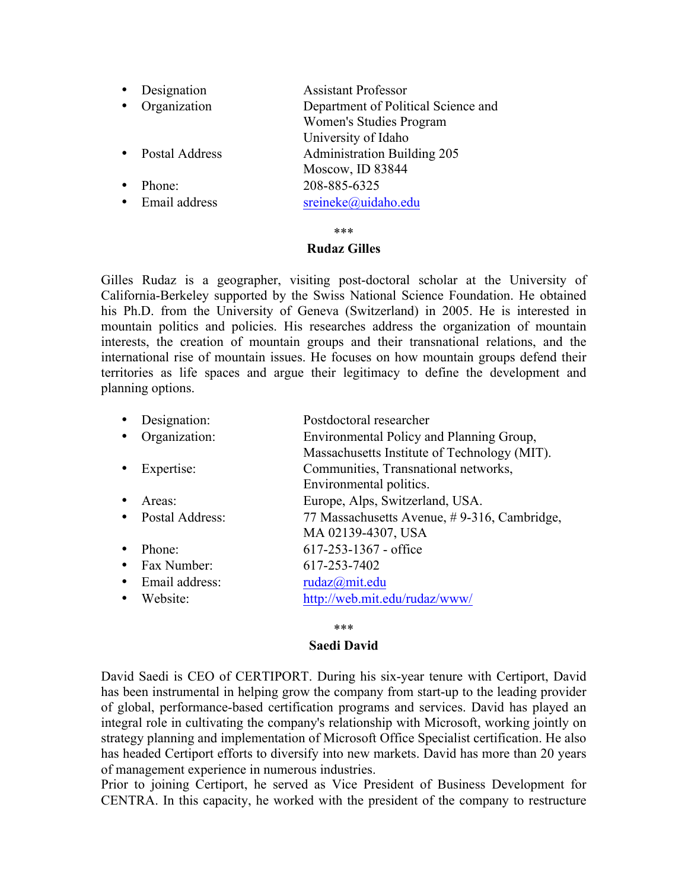- Designation: Assistant Professor
- Organization: Department of Political Science and Women's Studies Program, University of Idaho
- Postal Address: Administration Building 205, Moscow, ID 83844
- Phone: 208-885-6325
- Email address: sreineke@uidaho.edu

***

**Rudaz Gilles**

Gilles Rudaz is a geographer, visiting post-doctoral scholar at the University of California-Berkeley supported by the Swiss National Science Foundation. He obtained his Ph.D. from the University of Geneva (Switzerland) in 2005. He is interested in mountain politics and policies. His researches address the organization of mountain interests, the creation of mountain groups and their transnational relations, and the international rise of mountain issues. He focuses on how mountain groups defend their territories as life spaces and argue their legitimacy to define the development and planning options.

- Designation: Postdoctoral researcher
- Organization: Environmental Policy and Planning Group, Massachusetts Institute of Technology (MIT).
- Expertise: Communities, Transnational networks, Environmental politics.
- Areas: Europe, Alps, Switzerland, USA.
- Postal Address: 77 Massachusetts Avenue, # 9-316, Cambridge, MA 02139-4307, USA
- Phone: 617-253-1367 - office
- Fax Number: 617-253-7402
- Email address: rudaz@mit.edu
- Website: http://web.mit.edu/rudaz/www/

***

**Saedi David**

David Saedi is CEO of CERTIPORT. During his six-year tenure with Certiport, David has been instrumental in helping grow the company from start-up to the leading provider of global, performance-based certification programs and services. David has played an integral role in cultivating the company's relationship with Microsoft, working jointly on strategy planning and implementation of Microsoft Office Specialist certification. He also has headed Certiport efforts to diversify into new markets. David has more than 20 years of management experience in numerous industries.

Prior to joining Certiport, he served as Vice President of Business Development for CENTRA. In this capacity, he worked with the president of the company to restructure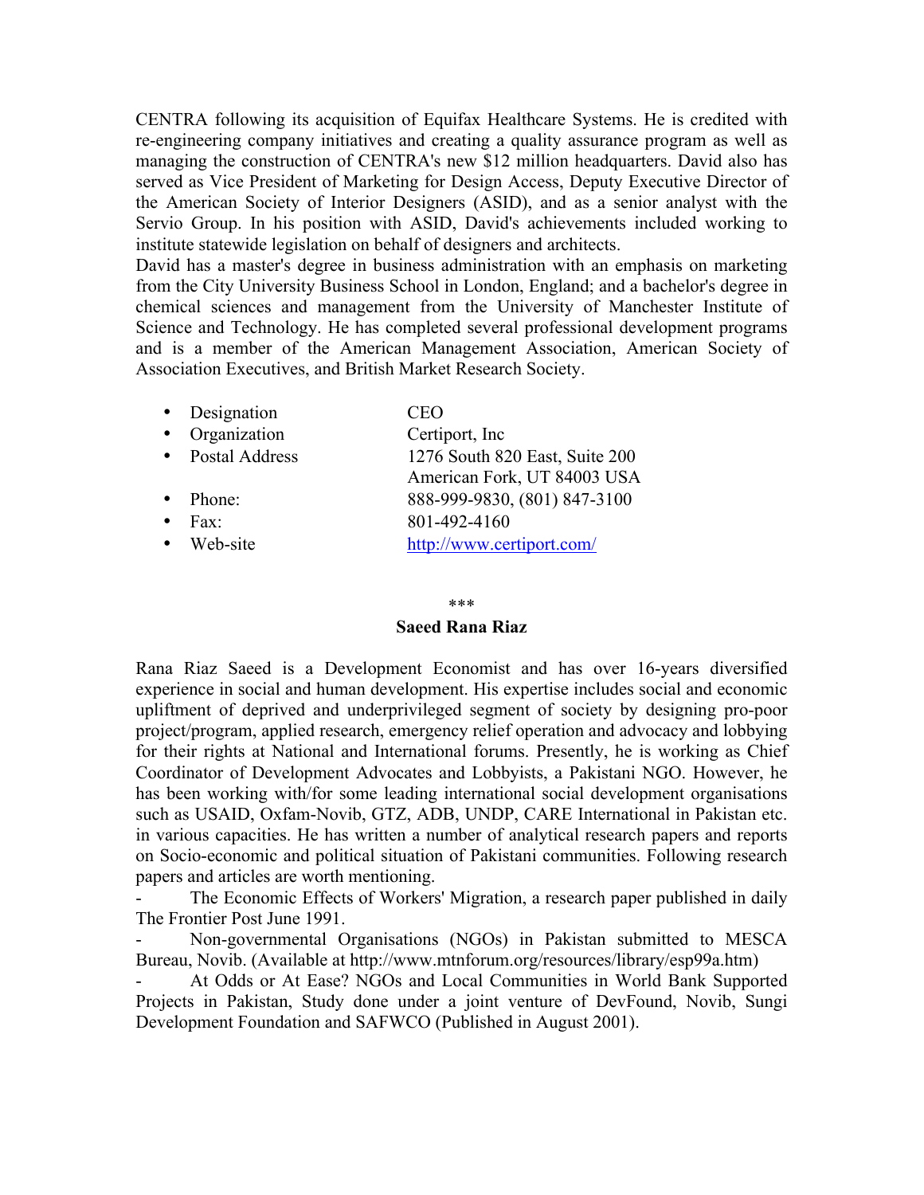CENTRA following its acquisition of Equifax Healthcare Systems. He is credited with re-engineering company initiatives and creating a quality assurance program as well as managing the construction of CENTRA's new $12 million headquarters. David also has served as Vice President of Marketing for Design Access, Deputy Executive Director of the American Society of Interior Designers (ASID), and as a senior analyst with the Servio Group. In his position with ASID, David's achievements included working to institute statewide legislation on behalf of designers and architects.

David has a master's degree in business administration with an emphasis on marketing from the City University Business School in London, England; and a bachelor's degree in chemical sciences and management from the University of Manchester Institute of Science and Technology. He has completed several professional development programs and is a member of the American Management Association, American Society of Association Executives, and British Market Research Society.

- Designation: CEO
- Organization: Certiport, Inc
- Postal Address: 1276 South 820 East, Suite 200, American Fork, UT 84003 USA
- Phone: 888-999-9830, (801) 847-3100
- Fax: 801-492-4160
- Web-site: http://www.certiport.com/

\*\*\*

**Saeed Rana Riaz**

Rana Riaz Saeed is a Development Economist and has over 16-years diversified experience in social and human development. His expertise includes social and economic upliftment of deprived and underprivileged segment of society by designing pro-poor project/program, applied research, emergency relief operation and advocacy and lobbying for their rights at National and International forums. Presently, he is working as Chief Coordinator of Development Advocates and Lobbyists, a Pakistani NGO. However, he has been working with/for some leading international social development organisations such as USAID, Oxfam-Novib, GTZ, ADB, UNDP, CARE International in Pakistan etc. in various capacities. He has written a number of analytical research papers and reports on Socio-economic and political situation of Pakistani communities. Following research papers and articles are worth mentioning.

- The Economic Effects of Workers' Migration, a research paper published in daily The Frontier Post June 1991.
- Non-governmental Organisations (NGOs) in Pakistan submitted to MESCA Bureau, Novib. (Available at http://www.mtnforum.org/resources/library/esp99a.htm)
- At Odds or At Ease? NGOs and Local Communities in World Bank Supported Projects in Pakistan, Study done under a joint venture of DevFound, Novib, Sungi Development Foundation and SAFWCO (Published in August 2001).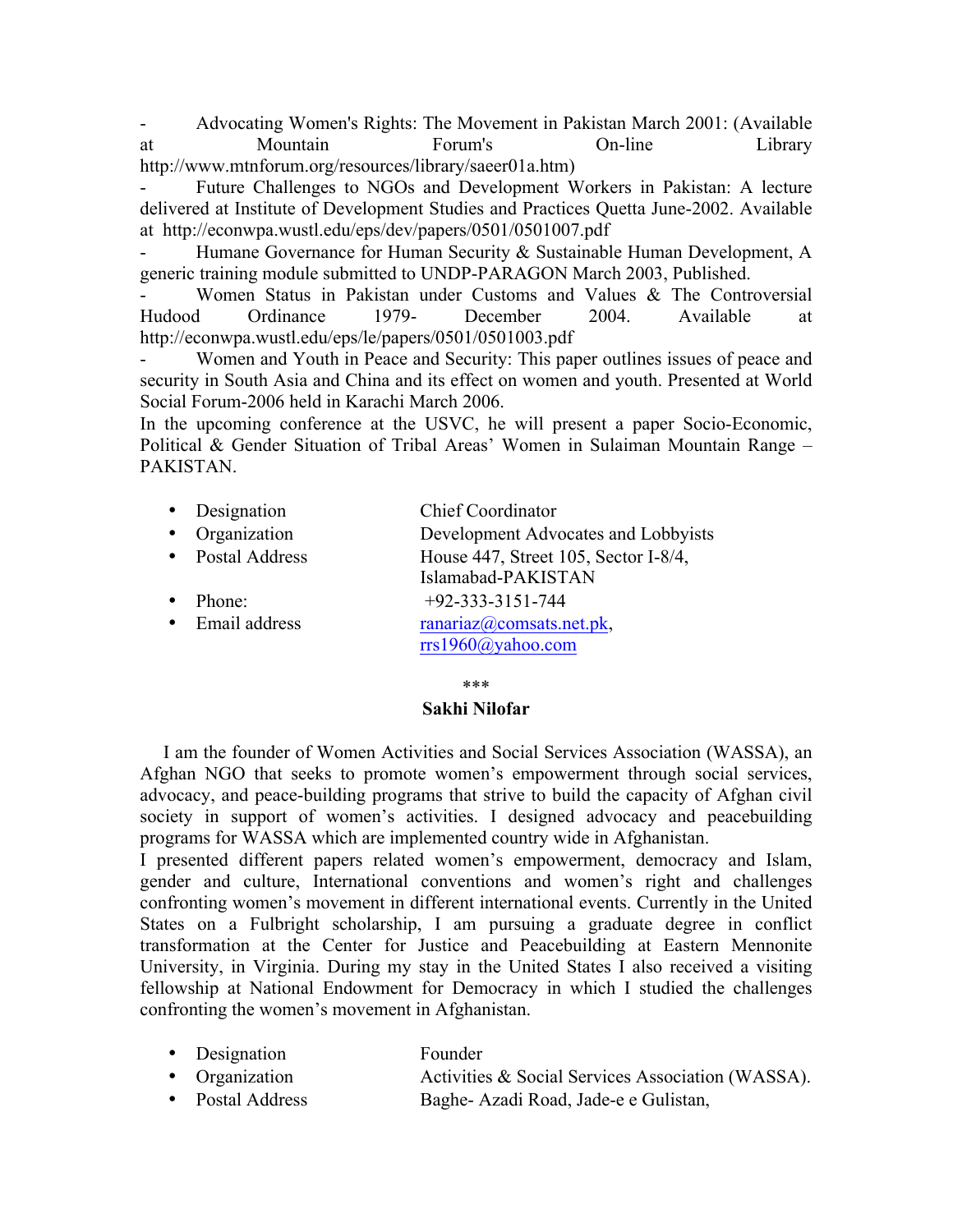- Advocating Women's Rights: The Movement in Pakistan March 2001: (Available at Mountain Forum's On-line Library http://www.mtnforum.org/resources/library/saeer01a.htm)
- Future Challenges to NGOs and Development Workers in Pakistan: A lecture delivered at Institute of Development Studies and Practices Quetta June-2002. Available at http://econwpa.wustl.edu/eps/dev/papers/0501/0501007.pdf
- Humane Governance for Human Security & Sustainable Human Development, A generic training module submitted to UNDP-PARAGON March 2003, Published.
- Women Status in Pakistan under Customs and Values & The Controversial Hudood Ordinance 1979- December 2004. Available at http://econwpa.wustl.edu/eps/le/papers/0501/0501003.pdf
- Women and Youth in Peace and Security: This paper outlines issues of peace and security in South Asia and China and its effect on women and youth. Presented at World Social Forum-2006 held in Karachi March 2006.

In the upcoming conference at the USVC, he will present a paper Socio-Economic, Political & Gender Situation of Tribal Areas' Women in Sulaiman Mountain Range – PAKISTAN.

- Designation: Chief Coordinator
- Organization: Development Advocates and Lobbyists
- Postal Address: House 447, Street 105, Sector I-8/4, Islamabad-PAKISTAN
- Phone: +92-333-3151-744
- Email address: ranariaz@comsats.net.pk, rrs1960@yahoo.com

***

**Sakhi Nilofar**

I am the founder of Women Activities and Social Services Association (WASSA), an Afghan NGO that seeks to promote women's empowerment through social services, advocacy, and peace-building programs that strive to build the capacity of Afghan civil society in support of women's activities. I designed advocacy and peacebuilding programs for WASSA which are implemented country wide in Afghanistan.

I presented different papers related women's empowerment, democracy and Islam, gender and culture, International conventions and women's right and challenges confronting women's movement in different international events. Currently in the United States on a Fulbright scholarship, I am pursuing a graduate degree in conflict transformation at the Center for Justice and Peacebuilding at Eastern Mennonite University, in Virginia. During my stay in the United States I also received a visiting fellowship at National Endowment for Democracy in which I studied the challenges confronting the women's movement in Afghanistan.

- Designation: Founder
- Organization: Activities & Social Services Association (WASSA).
- Postal Address: Baghe- Azadi Road, Jade-e e Gulistan,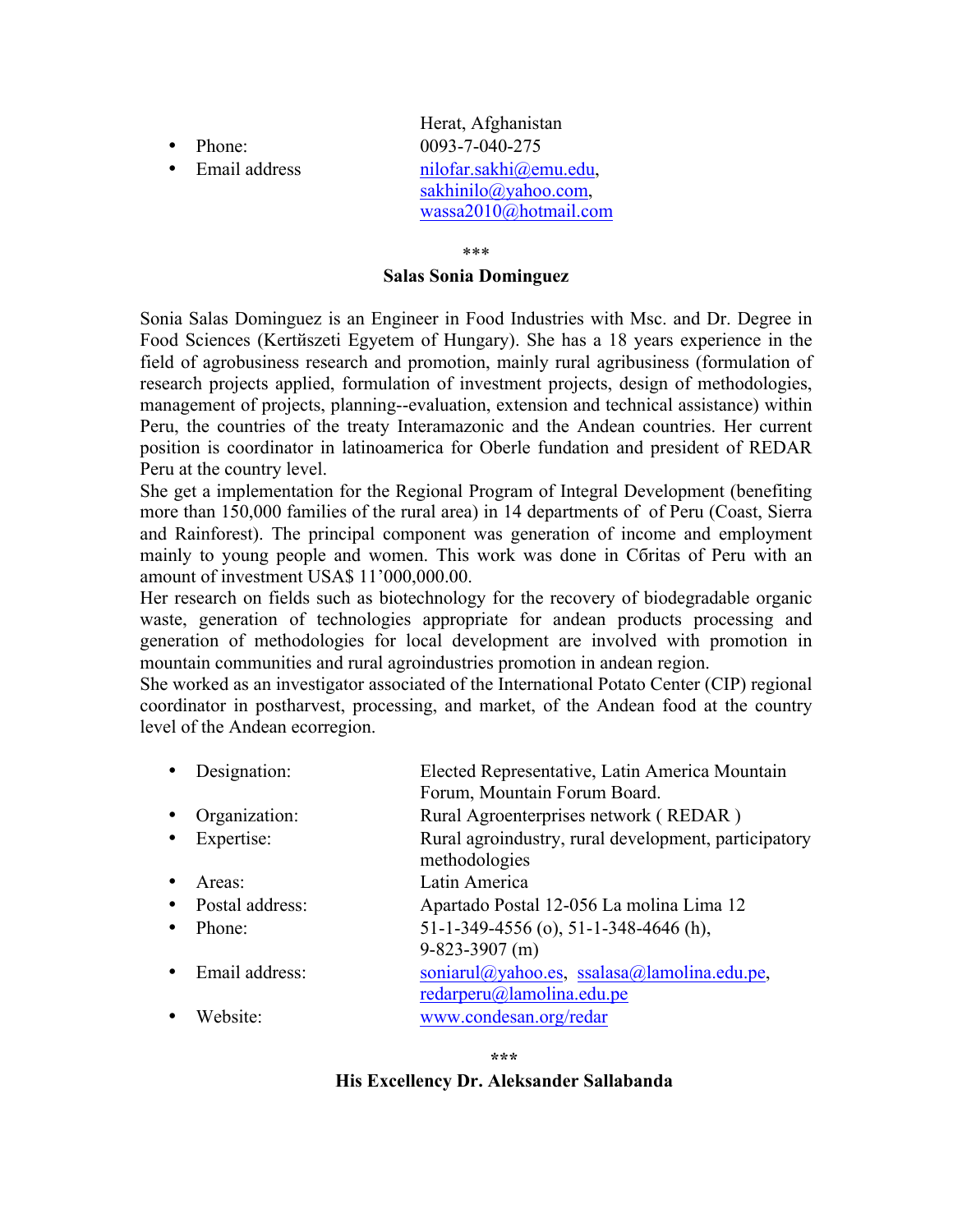Herat, Afghanistan

- Phone: 0093-7-040-275
- Email address nilofar.sakhi@emu.edu, sakhinilo@yahoo.com, wassa2010@hotmail.com

***

**Salas Sonia Dominguez**

Sonia Salas Dominguez is an Engineer in Food Industries with Msc. and Dr. Degree in Food Sciences (Kertйszeti Egyetem of Hungary). She has a 18 years experience in the field of agrobusiness research and promotion, mainly rural agribusiness (formulation of research projects applied, formulation of investment projects, design of methodologies, management of projects, planning--evaluation, extension and technical assistance) within Peru, the countries of the treaty Interamazonic and the Andean countries. Her current position is coordinator in latinoamerica for Oberle fundation and president of REDAR Peru at the country level.
She get a implementation for the Regional Program of Integral Development (benefiting more than 150,000 families of the rural area) in 14 departments of of Peru (Coast, Sierra and Rainforest). The principal component was generation of income and employment mainly to young people and women. This work was done in Cбritas of Peru with an amount of investment USA$ 11'000,000.00.
Her research on fields such as biotechnology for the recovery of biodegradable organic waste, generation of technologies appropriate for andean products processing and generation of methodologies for local development are involved with promotion in mountain communities and rural agroindustries promotion in andean region.
She worked as an investigator associated of the International Potato Center (CIP) regional coordinator in postharvest, processing, and market, of the Andean food at the country level of the Andean ecorregion.

- Designation: Elected Representative, Latin America Mountain Forum, Mountain Forum Board.
- Organization: Rural Agroenterprises network ( REDAR )
- Expertise: Rural agroindustry, rural development, participatory methodologies
- Areas: Latin America
- Postal address: Apartado Postal 12-056 La molina Lima 12
- Phone: 51-1-349-4556 (o), 51-1-348-4646 (h), 9-823-3907 (m)
- Email address: soniarul@yahoo.es, ssalasa@lamolina.edu.pe, redarperu@lamolina.edu.pe
- Website: www.condesan.org/redar

***

**His Excellency Dr. Aleksander Sallabanda**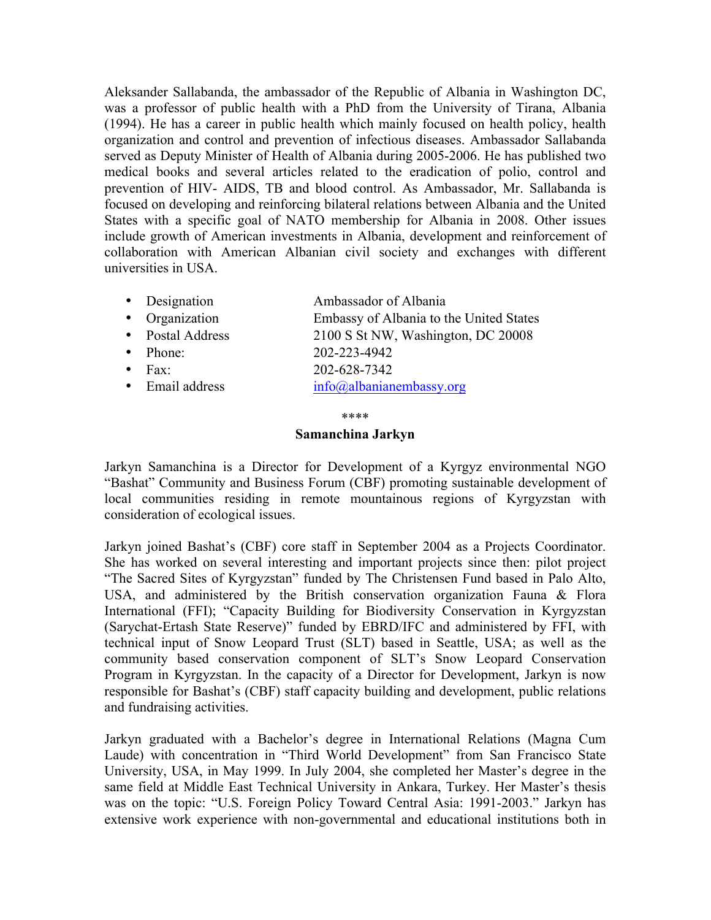Aleksander Sallabanda, the ambassador of the Republic of Albania in Washington DC, was a professor of public health with a PhD from the University of Tirana, Albania (1994). He has a career in public health which mainly focused on health policy, health organization and control and prevention of infectious diseases. Ambassador Sallabanda served as Deputy Minister of Health of Albania during 2005-2006. He has published two medical books and several articles related to the eradication of polio, control and prevention of HIV- AIDS, TB and blood control. As Ambassador, Mr. Sallabanda is focused on developing and reinforcing bilateral relations between Albania and the United States with a specific goal of NATO membership for Albania in 2008. Other issues include growth of American investments in Albania, development and reinforcement of collaboration with American Albanian civil society and exchanges with different universities in USA.

- Designation: Ambassador of Albania
- Organization: Embassy of Albania to the United States
- Postal Address: 2100 S St NW, Washington, DC 20008
- Phone: 202-223-4942
- Fax: 202-628-7342
- Email address: info@albanianembassy.org

****

**Samanchina Jarkyn**

Jarkyn Samanchina is a Director for Development of a Kyrgyz environmental NGO "Bashat" Community and Business Forum (CBF) promoting sustainable development of local communities residing in remote mountainous regions of Kyrgyzstan with consideration of ecological issues.

Jarkyn joined Bashat's (CBF) core staff in September 2004 as a Projects Coordinator. She has worked on several interesting and important projects since then: pilot project "The Sacred Sites of Kyrgyzstan" funded by The Christensen Fund based in Palo Alto, USA, and administered by the British conservation organization Fauna & Flora International (FFI); "Capacity Building for Biodiversity Conservation in Kyrgyzstan (Sarychat-Ertash State Reserve)" funded by EBRD/IFC and administered by FFI, with technical input of Snow Leopard Trust (SLT) based in Seattle, USA; as well as the community based conservation component of SLT's Snow Leopard Conservation Program in Kyrgyzstan. In the capacity of a Director for Development, Jarkyn is now responsible for Bashat's (CBF) staff capacity building and development, public relations and fundraising activities.

Jarkyn graduated with a Bachelor's degree in International Relations (Magna Cum Laude) with concentration in "Third World Development" from San Francisco State University, USA, in May 1999. In July 2004, she completed her Master's degree in the same field at Middle East Technical University in Ankara, Turkey. Her Master's thesis was on the topic: "U.S. Foreign Policy Toward Central Asia: 1991-2003." Jarkyn has extensive work experience with non-governmental and educational institutions both in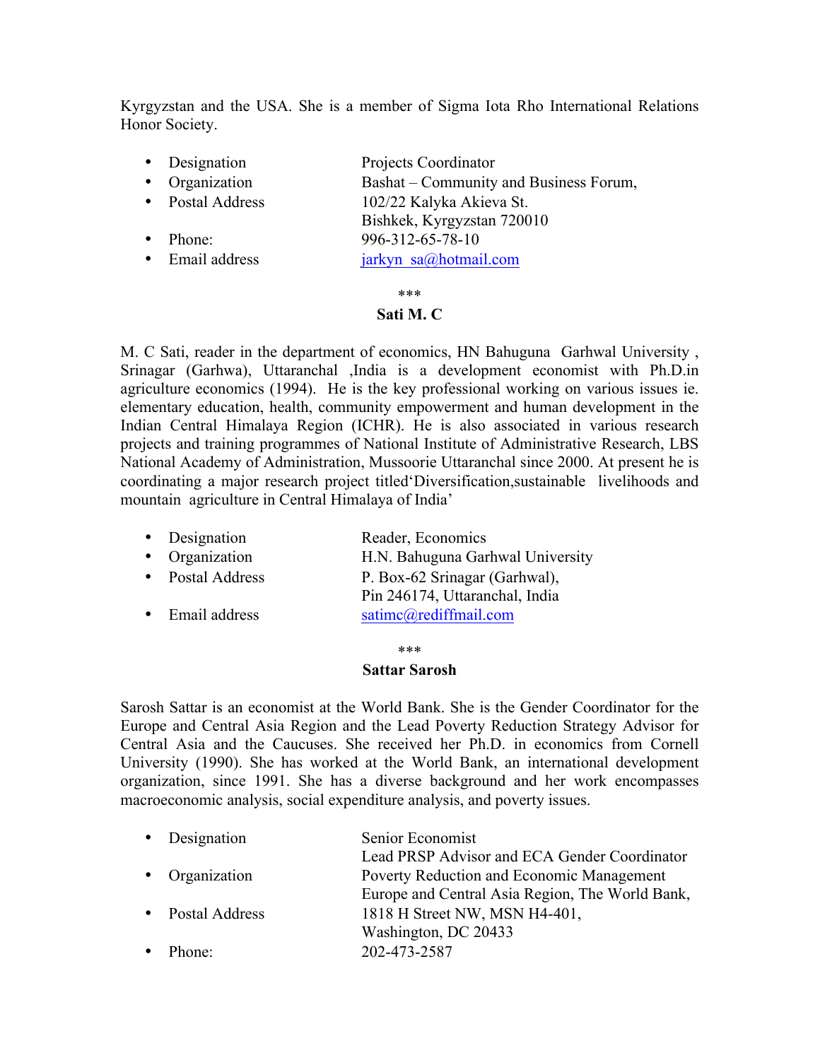Kyrgyzstan and the USA. She is a member of Sigma Iota Rho International Relations Honor Society.

- Designation — Projects Coordinator
- Organization — Bashat – Community and Business Forum,
- Postal Address — 102/22 Kalyka Akieva St. Bishkek, Kyrgyzstan 720010
- Phone: — 996-312-65-78-10
- Email address — jarkyn_sa@hotmail.com

\*\*\*

**Sati M. C**

M. C Sati, reader in the department of economics, HN Bahuguna Garhwal University , Srinagar (Garhwa), Uttaranchal ,India is a development economist with Ph.D.in agriculture economics (1994). He is the key professional working on various issues ie. elementary education, health, community empowerment and human development in the Indian Central Himalaya Region (ICHR). He is also associated in various research projects and training programmes of National Institute of Administrative Research, LBS National Academy of Administration, Mussoorie Uttaranchal since 2000. At present he is coordinating a major research project titled'Diversification,sustainable livelihoods and mountain agriculture in Central Himalaya of India'

- Designation — Reader, Economics
- Organization — H.N. Bahuguna Garhwal University
- Postal Address — P. Box-62 Srinagar (Garhwal), Pin 246174, Uttaranchal, India
- Email address — satimc@rediffmail.com

\*\*\*

**Sattar Sarosh**

Sarosh Sattar is an economist at the World Bank. She is the Gender Coordinator for the Europe and Central Asia Region and the Lead Poverty Reduction Strategy Advisor for Central Asia and the Caucuses. She received her Ph.D. in economics from Cornell University (1990). She has worked at the World Bank, an international development organization, since 1991. She has a diverse background and her work encompasses macroeconomic analysis, social expenditure analysis, and poverty issues.

- Designation — Senior Economist, Lead PRSP Advisor and ECA Gender Coordinator
- Organization — Poverty Reduction and Economic Management, Europe and Central Asia Region, The World Bank,
- Postal Address — 1818 H Street NW, MSN H4-401, Washington, DC 20433
- Phone: — 202-473-2587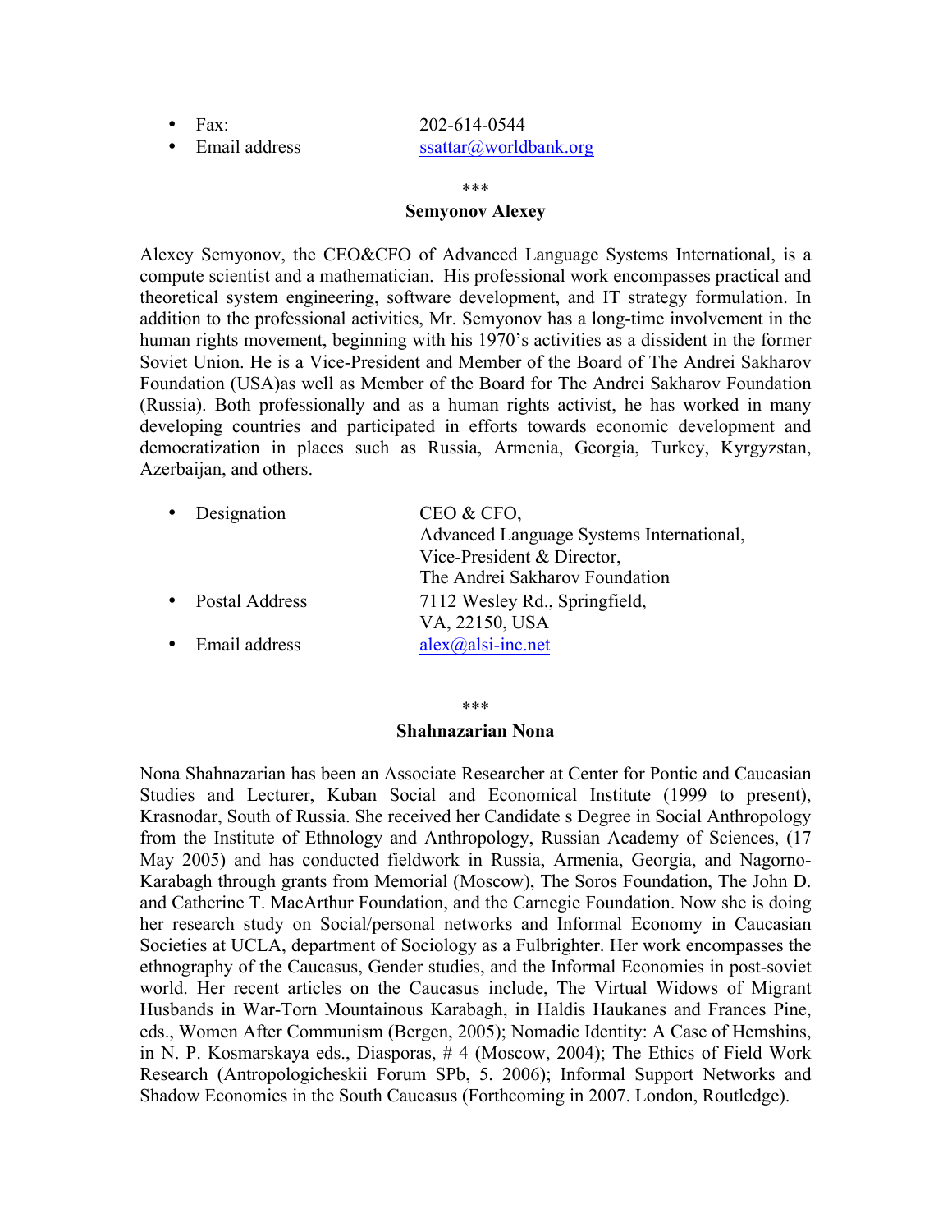- Fax: 202-614-0544
- Email address [ssattar@worldbank.org](mailto:ssattar@worldbank.org)

\*\*\*

**Semyonov Alexey**

Alexey Semyonov, the CEO&CFO of Advanced Language Systems International, is a compute scientist and a mathematician. His professional work encompasses practical and theoretical system engineering, software development, and IT strategy formulation. In addition to the professional activities, Mr. Semyonov has a long-time involvement in the human rights movement, beginning with his 1970's activities as a dissident in the former Soviet Union. He is a Vice-President and Member of the Board of The Andrei Sakharov Foundation (USA)as well as Member of the Board for The Andrei Sakharov Foundation (Russia). Both professionally and as a human rights activist, he has worked in many developing countries and participated in efforts towards economic development and democratization in places such as Russia, Armenia, Georgia, Turkey, Kyrgyzstan, Azerbaijan, and others.

- Designation CEO & CFO,
  Advanced Language Systems International,
  Vice-President & Director,
  The Andrei Sakharov Foundation
- Postal Address 7112 Wesley Rd., Springfield,
  VA, 22150, USA
- Email address [alex@alsi-inc.net](mailto:alex@alsi-inc.net)

\*\*\*

**Shahnazarian Nona**

Nona Shahnazarian has been an Associate Researcher at Center for Pontic and Caucasian Studies and Lecturer, Kuban Social and Economical Institute (1999 to present), Krasnodar, South of Russia. She received her Candidate s Degree in Social Anthropology from the Institute of Ethnology and Anthropology, Russian Academy of Sciences, (17 May 2005) and has conducted fieldwork in Russia, Armenia, Georgia, and Nagorno-Karabagh through grants from Memorial (Moscow), The Soros Foundation, The John D. and Catherine T. MacArthur Foundation, and the Carnegie Foundation. Now she is doing her research study on Social/personal networks and Informal Economy in Caucasian Societies at UCLA, department of Sociology as a Fulbrighter. Her work encompasses the ethnography of the Caucasus, Gender studies, and the Informal Economies in post-soviet world. Her recent articles on the Caucasus include, The Virtual Widows of Migrant Husbands in War-Torn Mountainous Karabagh, in Haldis Haukanes and Frances Pine, eds., Women After Communism (Bergen, 2005); Nomadic Identity: A Case of Hemshins, in N. P. Kosmarskaya eds., Diasporas, # 4 (Moscow, 2004); The Ethics of Field Work Research (Antropologicheskii Forum SPb, 5. 2006); Informal Support Networks and Shadow Economies in the South Caucasus (Forthcoming in 2007. London, Routledge).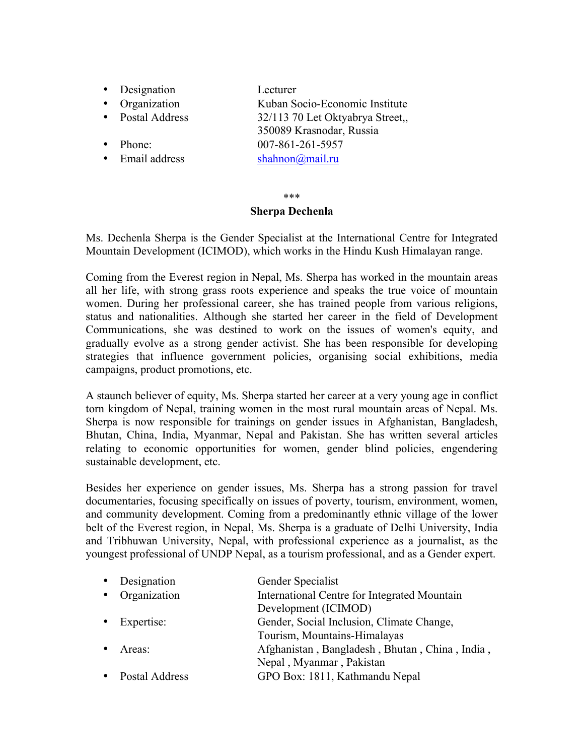- Designation: Lecturer
- Organization: Kuban Socio-Economic Institute
- Postal Address: 32/113 70 Let Oktyabrya Street,, 350089 Krasnodar, Russia
- Phone: 007-861-261-5957
- Email address: shahnon@mail.ru

\*\*\*

**Sherpa Dechenla**

Ms. Dechenla Sherpa is the Gender Specialist at the International Centre for Integrated Mountain Development (ICIMOD), which works in the Hindu Kush Himalayan range.

Coming from the Everest region in Nepal, Ms. Sherpa has worked in the mountain areas all her life, with strong grass roots experience and speaks the true voice of mountain women. During her professional career, she has trained people from various religions, status and nationalities. Although she started her career in the field of Development Communications, she was destined to work on the issues of women's equity, and gradually evolve as a strong gender activist. She has been responsible for developing strategies that influence government policies, organising social exhibitions, media campaigns, product promotions, etc.

A staunch believer of equity, Ms. Sherpa started her career at a very young age in conflict torn kingdom of Nepal, training women in the most rural mountain areas of Nepal. Ms. Sherpa is now responsible for trainings on gender issues in Afghanistan, Bangladesh, Bhutan, China, India, Myanmar, Nepal and Pakistan. She has written several articles relating to economic opportunities for women, gender blind policies, engendering sustainable development, etc.

Besides her experience on gender issues, Ms. Sherpa has a strong passion for travel documentaries, focusing specifically on issues of poverty, tourism, environment, women, and community development. Coming from a predominantly ethnic village of the lower belt of the Everest region, in Nepal, Ms. Sherpa is a graduate of Delhi University, India and Tribhuwan University, Nepal, with professional experience as a journalist, as the youngest professional of UNDP Nepal, as a tourism professional, and as a Gender expert.

- Designation: Gender Specialist
- Organization: International Centre for Integrated Mountain Development (ICIMOD)
- Expertise: Gender, Social Inclusion, Climate Change, Tourism, Mountains-Himalayas
- Areas: Afghanistan , Bangladesh , Bhutan , China , India , Nepal , Myanmar , Pakistan
- Postal Address: GPO Box: 1811, Kathmandu Nepal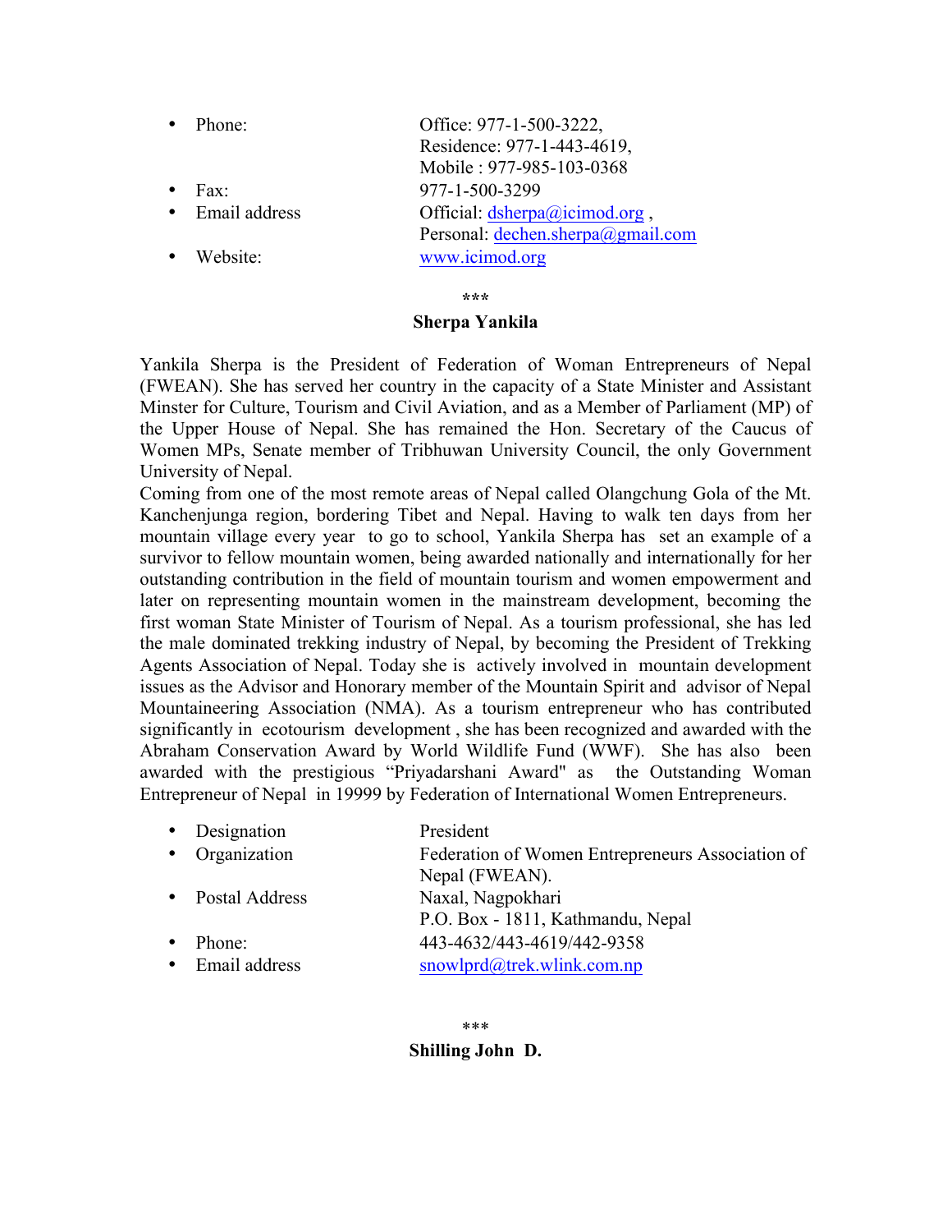- Phone: Office: 977-1-500-3222,
  Residence: 977-1-443-4619,
  Mobile : 977-985-103-0368
- Fax: 977-1-500-3299
- Email address Official: dsherpa@icimod.org ,
  Personal: dechen.sherpa@gmail.com
- Website: www.icimod.org

***

**Sherpa Yankila**

Yankila Sherpa is the President of Federation of Woman Entrepreneurs of Nepal (FWEAN). She has served her country in the capacity of a State Minister and Assistant Minster for Culture, Tourism and Civil Aviation, and as a Member of Parliament (MP) of the Upper House of Nepal. She has remained the Hon. Secretary of the Caucus of Women MPs, Senate member of Tribhuwan University Council, the only Government University of Nepal.
Coming from one of the most remote areas of Nepal called Olangchung Gola of the Mt. Kanchenjunga region, bordering Tibet and Nepal. Having to walk ten days from her mountain village every year to go to school, Yankila Sherpa has set an example of a survivor to fellow mountain women, being awarded nationally and internationally for her outstanding contribution in the field of mountain tourism and women empowerment and later on representing mountain women in the mainstream development, becoming the first woman State Minister of Tourism of Nepal. As a tourism professional, she has led the male dominated trekking industry of Nepal, by becoming the President of Trekking Agents Association of Nepal. Today she is actively involved in mountain development issues as the Advisor and Honorary member of the Mountain Spirit and advisor of Nepal Mountaineering Association (NMA). As a tourism entrepreneur who has contributed significantly in ecotourism development , she has been recognized and awarded with the Abraham Conservation Award by World Wildlife Fund (WWF). She has also been awarded with the prestigious "Priyadarshani Award" as the Outstanding Woman Entrepreneur of Nepal in 19999 by Federation of International Women Entrepreneurs.

- Designation President
- Organization Federation of Women Entrepreneurs Association of Nepal (FWEAN).
- Postal Address Naxal, Nagpokhari
  P.O. Box - 1811, Kathmandu, Nepal
- Phone: 443-4632/443-4619/442-9358
- Email address snowlprd@trek.wlink.com.np

***

**Shilling John D.**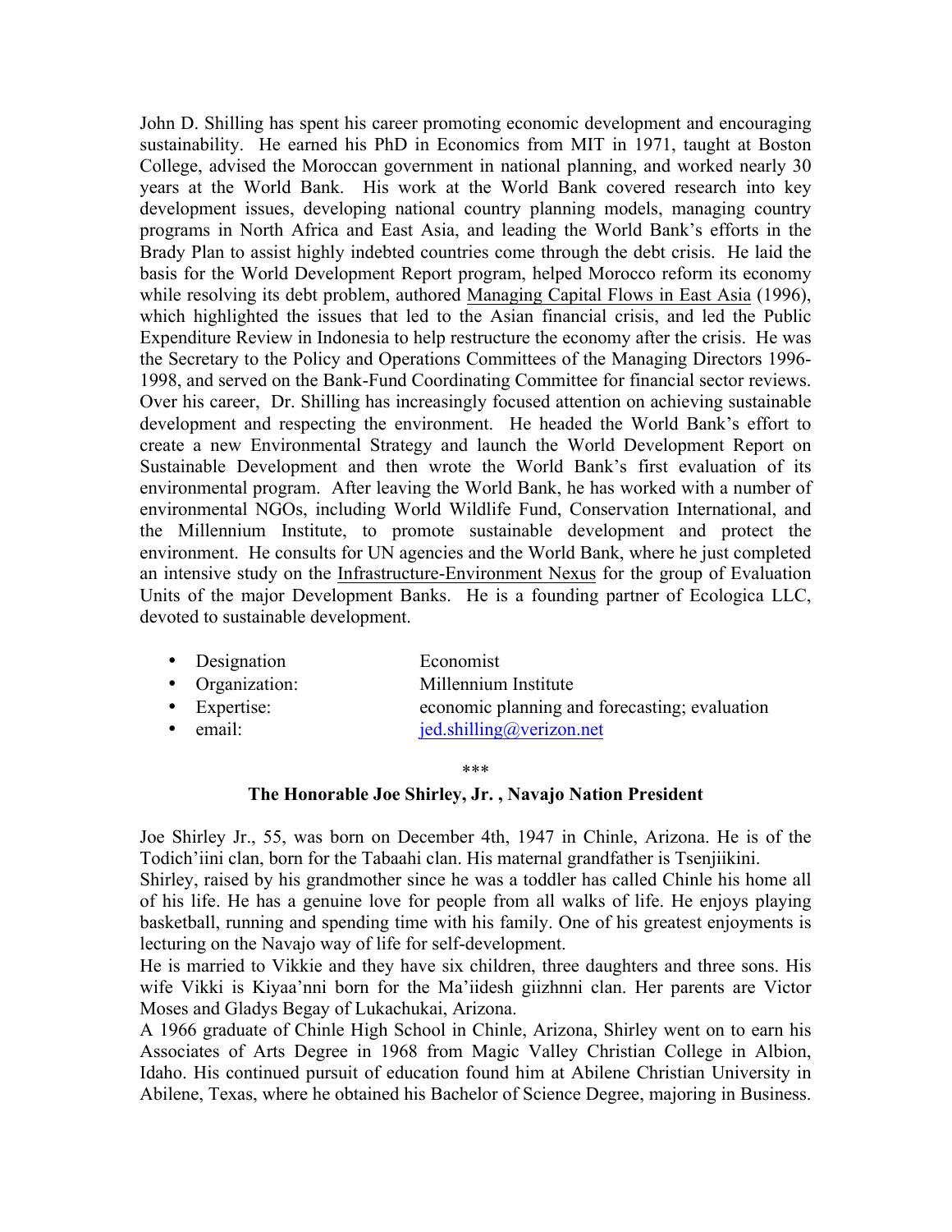John D. Shilling has spent his career promoting economic development and encouraging sustainability. He earned his PhD in Economics from MIT in 1971, taught at Boston College, advised the Moroccan government in national planning, and worked nearly 30 years at the World Bank. His work at the World Bank covered research into key development issues, developing national country planning models, managing country programs in North Africa and East Asia, and leading the World Bank's efforts in the Brady Plan to assist highly indebted countries come through the debt crisis. He laid the basis for the World Development Report program, helped Morocco reform its economy while resolving its debt problem, authored Managing Capital Flows in East Asia (1996), which highlighted the issues that led to the Asian financial crisis, and led the Public Expenditure Review in Indonesia to help restructure the economy after the crisis. He was the Secretary to the Policy and Operations Committees of the Managing Directors 1996-1998, and served on the Bank-Fund Coordinating Committee for financial sector reviews. Over his career, Dr. Shilling has increasingly focused attention on achieving sustainable development and respecting the environment. He headed the World Bank's effort to create a new Environmental Strategy and launch the World Development Report on Sustainable Development and then wrote the World Bank's first evaluation of its environmental program. After leaving the World Bank, he has worked with a number of environmental NGOs, including World Wildlife Fund, Conservation International, and the Millennium Institute, to promote sustainable development and protect the environment. He consults for UN agencies and the World Bank, where he just completed an intensive study on the Infrastructure-Environment Nexus for the group of Evaluation Units of the major Development Banks. He is a founding partner of Ecologica LLC, devoted to sustainable development.

- Designation: Economist
- Organization: Millennium Institute
- Expertise: economic planning and forecasting; evaluation
- email: jed.shilling@verizon.net

***

**The Honorable Joe Shirley, Jr. , Navajo Nation President**

Joe Shirley Jr., 55, was born on December 4th, 1947 in Chinle, Arizona. He is of the Todich'iini clan, born for the Tabaahi clan. His maternal grandfather is Tsenjiikini.

Shirley, raised by his grandmother since he was a toddler has called Chinle his home all of his life. He has a genuine love for people from all walks of life. He enjoys playing basketball, running and spending time with his family. One of his greatest enjoyments is lecturing on the Navajo way of life for self-development.

He is married to Vikkie and they have six children, three daughters and three sons. His wife Vikki is Kiyaa'nni born for the Ma'iidesh giizhnni clan. Her parents are Victor Moses and Gladys Begay of Lukachukai, Arizona.

A 1966 graduate of Chinle High School in Chinle, Arizona, Shirley went on to earn his Associates of Arts Degree in 1968 from Magic Valley Christian College in Albion, Idaho. His continued pursuit of education found him at Abilene Christian University in Abilene, Texas, where he obtained his Bachelor of Science Degree, majoring in Business.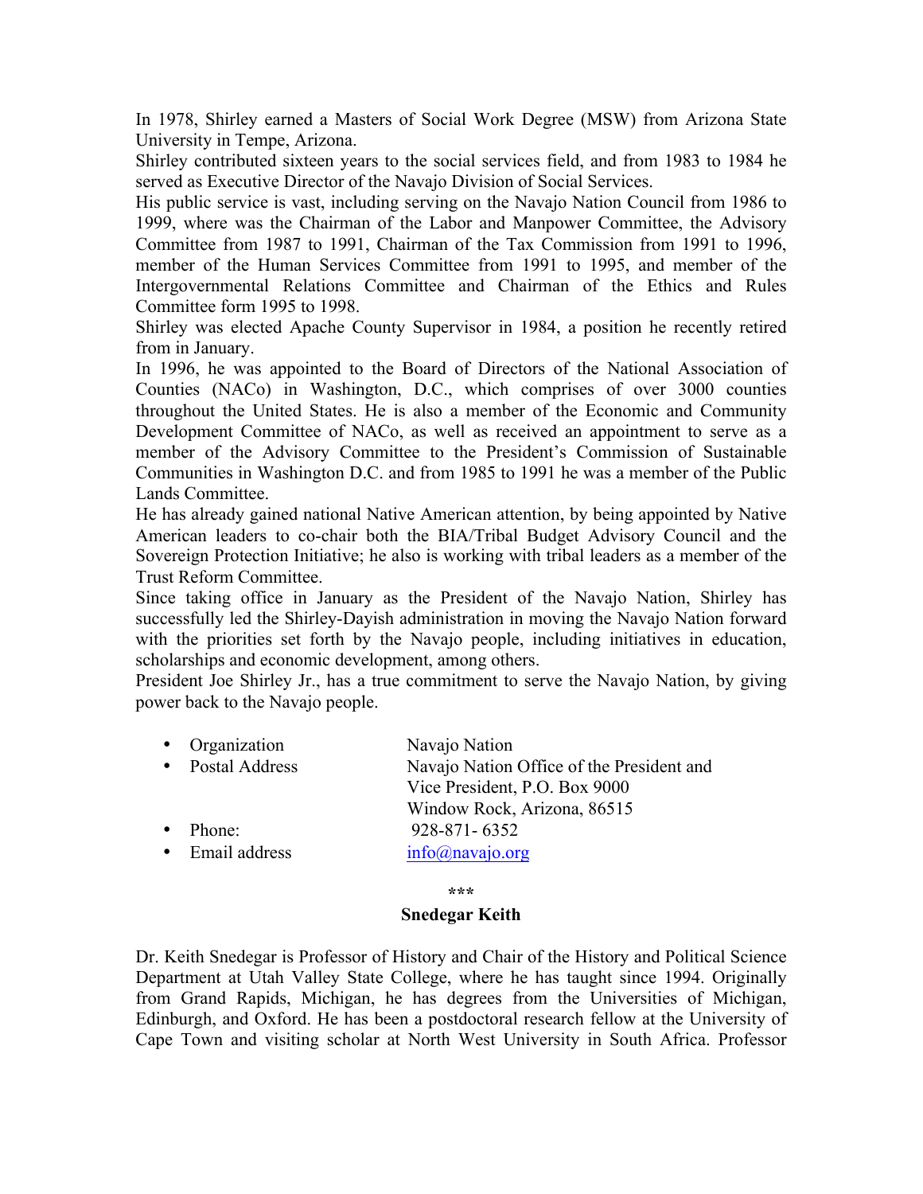In 1978, Shirley earned a Masters of Social Work Degree (MSW) from Arizona State University in Tempe, Arizona.

Shirley contributed sixteen years to the social services field, and from 1983 to 1984 he served as Executive Director of the Navajo Division of Social Services.

His public service is vast, including serving on the Navajo Nation Council from 1986 to 1999, where was the Chairman of the Labor and Manpower Committee, the Advisory Committee from 1987 to 1991, Chairman of the Tax Commission from 1991 to 1996, member of the Human Services Committee from 1991 to 1995, and member of the Intergovernmental Relations Committee and Chairman of the Ethics and Rules Committee form 1995 to 1998.

Shirley was elected Apache County Supervisor in 1984, a position he recently retired from in January.

In 1996, he was appointed to the Board of Directors of the National Association of Counties (NACo) in Washington, D.C., which comprises of over 3000 counties throughout the United States. He is also a member of the Economic and Community Development Committee of NACo, as well as received an appointment to serve as a member of the Advisory Committee to the President's Commission of Sustainable Communities in Washington D.C. and from 1985 to 1991 he was a member of the Public Lands Committee.

He has already gained national Native American attention, by being appointed by Native American leaders to co-chair both the BIA/Tribal Budget Advisory Council and the Sovereign Protection Initiative; he also is working with tribal leaders as a member of the Trust Reform Committee.

Since taking office in January as the President of the Navajo Nation, Shirley has successfully led the Shirley-Dayish administration in moving the Navajo Nation forward with the priorities set forth by the Navajo people, including initiatives in education, scholarships and economic development, among others.

President Joe Shirley Jr., has a true commitment to serve the Navajo Nation, by giving power back to the Navajo people.

- Organization — Navajo Nation
- Postal Address — Navajo Nation Office of the President and Vice President, P.O. Box 9000 Window Rock, Arizona, 86515
- Phone: — 928-871- 6352
- Email address — info@navajo.org

***

**Snedegar Keith**

Dr. Keith Snedegar is Professor of History and Chair of the History and Political Science Department at Utah Valley State College, where he has taught since 1994. Originally from Grand Rapids, Michigan, he has degrees from the Universities of Michigan, Edinburgh, and Oxford. He has been a postdoctoral research fellow at the University of Cape Town and visiting scholar at North West University in South Africa. Professor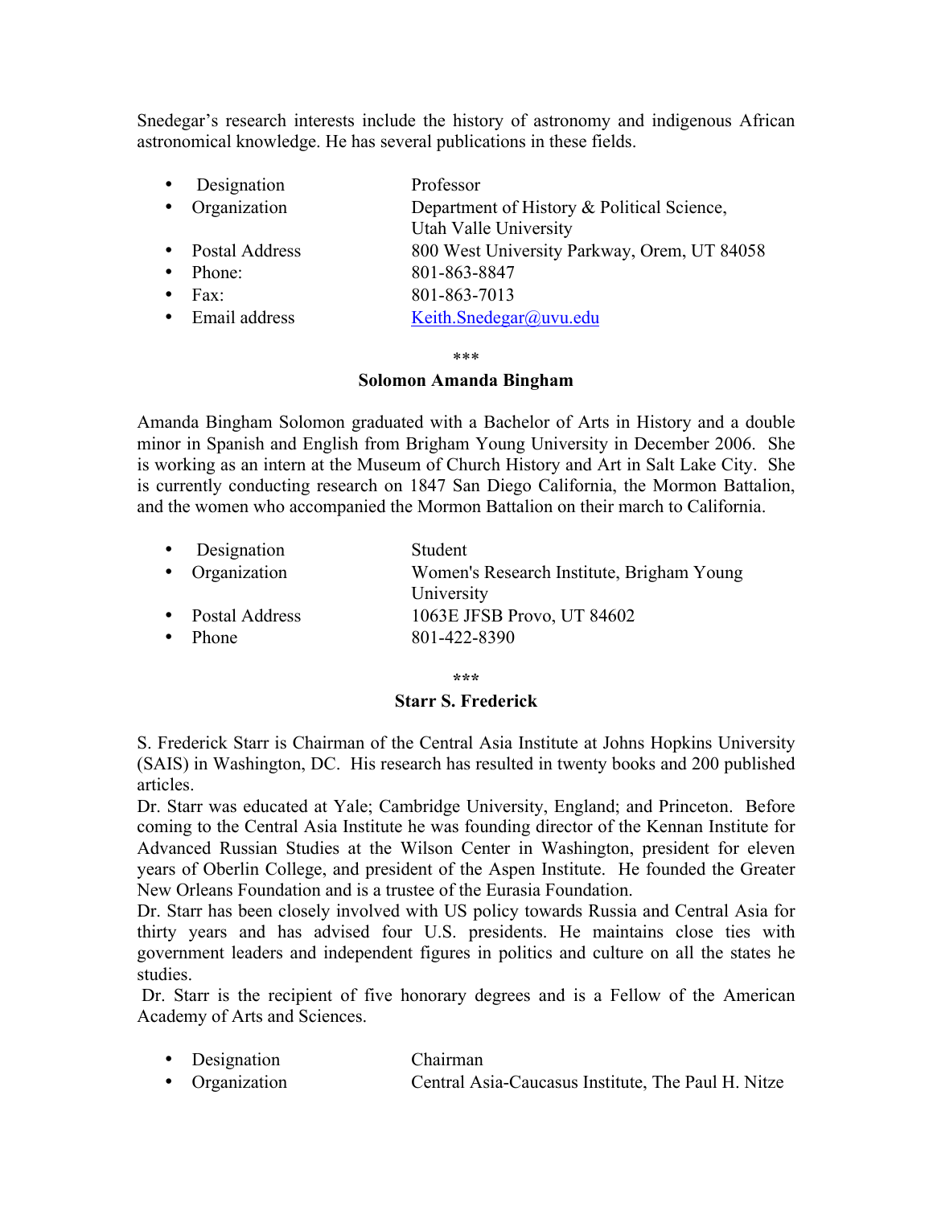Snedegar's research interests include the history of astronomy and indigenous African astronomical knowledge. He has several publications in these fields.

- Designation — Professor
- Organization — Department of History & Political Science, Utah Valle University
- Postal Address — 800 West University Parkway, Orem, UT 84058
- Phone: — 801-863-8847
- Fax: — 801-863-7013
- Email address — Keith.Snedegar@uvu.edu

\*\*\*

**Solomon Amanda Bingham**

Amanda Bingham Solomon graduated with a Bachelor of Arts in History and a double minor in Spanish and English from Brigham Young University in December 2006. She is working as an intern at the Museum of Church History and Art in Salt Lake City. She is currently conducting research on 1847 San Diego California, the Mormon Battalion, and the women who accompanied the Mormon Battalion on their march to California.

- Designation — Student
- Organization — Women's Research Institute, Brigham Young University
- Postal Address — 1063E JFSB Provo, UT 84602
- Phone — 801-422-8390

\*\*\*

**Starr S. Frederick**

S. Frederick Starr is Chairman of the Central Asia Institute at Johns Hopkins University (SAIS) in Washington, DC. His research has resulted in twenty books and 200 published articles.

Dr. Starr was educated at Yale; Cambridge University, England; and Princeton. Before coming to the Central Asia Institute he was founding director of the Kennan Institute for Advanced Russian Studies at the Wilson Center in Washington, president for eleven years of Oberlin College, and president of the Aspen Institute. He founded the Greater New Orleans Foundation and is a trustee of the Eurasia Foundation.

Dr. Starr has been closely involved with US policy towards Russia and Central Asia for thirty years and has advised four U.S. presidents. He maintains close ties with government leaders and independent figures in politics and culture on all the states he studies.

Dr. Starr is the recipient of five honorary degrees and is a Fellow of the American Academy of Arts and Sciences.

- Designation — Chairman
- Organization — Central Asia-Caucasus Institute, The Paul H. Nitze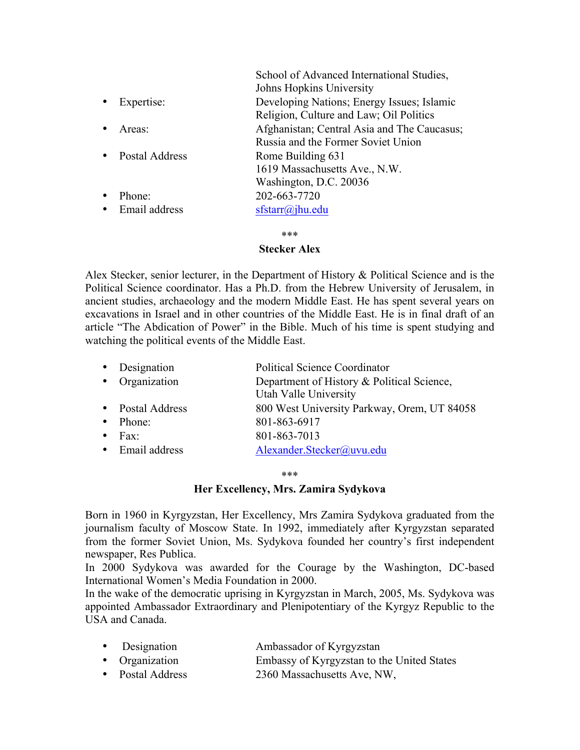- | | School of Advanced International Studies, Johns Hopkins University
- Expertise: Developing Nations; Energy Issues; Islamic Religion, Culture and Law; Oil Politics
- Areas: Afghanistan; Central Asia and The Caucasus; Russia and the Former Soviet Union
- Postal Address Rome Building 631 1619 Massachusetts Ave., N.W. Washington, D.C. 20036
- Phone: 202-663-7720
- Email address sfstarr@jhu.edu

\*\*\*

**Stecker Alex**

Alex Stecker, senior lecturer, in the Department of History & Political Science and is the Political Science coordinator. Has a Ph.D. from the Hebrew University of Jerusalem, in ancient studies, archaeology and the modern Middle East. He has spent several years on excavations in Israel and in other countries of the Middle East. He is in final draft of an article "The Abdication of Power" in the Bible. Much of his time is spent studying and watching the political events of the Middle East.

- Designation Political Science Coordinator
- Organization Department of History & Political Science, Utah Valle University
- Postal Address 800 West University Parkway, Orem, UT 84058
- Phone: 801-863-6917
- Fax: 801-863-7013
- Email address Alexander.Stecker@uvu.edu

\*\*\*

**Her Excellency, Mrs. Zamira Sydykova**

Born in 1960 in Kyrgyzstan, Her Excellency, Mrs Zamira Sydykova graduated from the journalism faculty of Moscow State. In 1992, immediately after Kyrgyzstan separated from the former Soviet Union, Ms. Sydykova founded her country's first independent newspaper, Res Publica.

In 2000 Sydykova was awarded for the Courage by the Washington, DC-based International Women's Media Foundation in 2000.

In the wake of the democratic uprising in Kyrgyzstan in March, 2005, Ms. Sydykova was appointed Ambassador Extraordinary and Plenipotentiary of the Kyrgyz Republic to the USA and Canada.

- Designation Ambassador of Kyrgyzstan
- Organization Embassy of Kyrgyzstan to the United States
- Postal Address 2360 Massachusetts Ave, NW,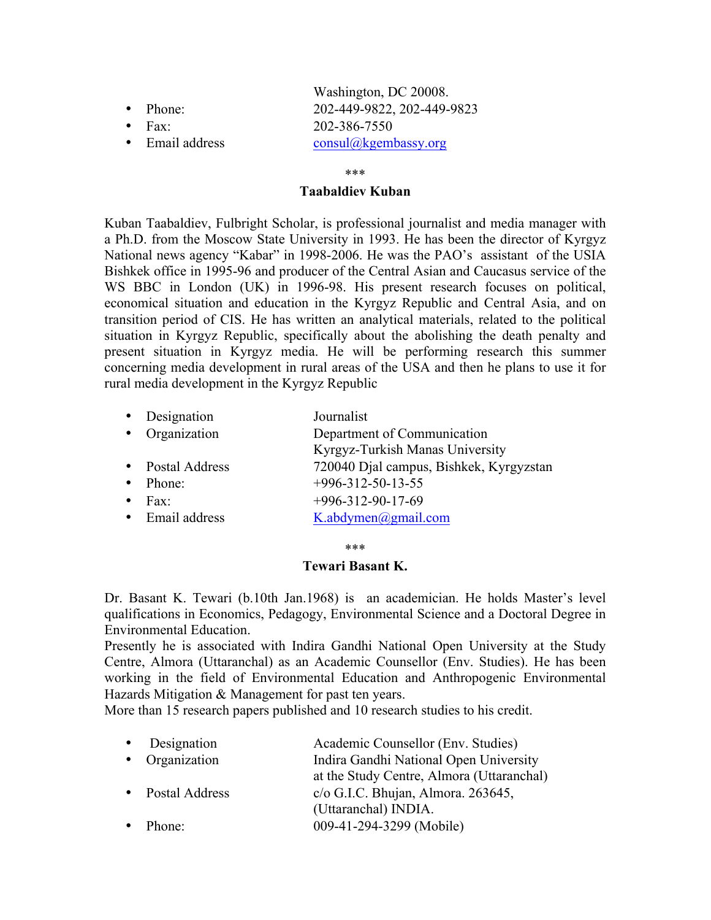Washington, DC 20008.

- Phone: 202-449-9822, 202-449-9823
- Fax: 202-386-7550
- Email address consul@kgembassy.org

\*\*\*

**Taabaldiev Kuban**

Kuban Taabaldiev, Fulbright Scholar, is professional journalist and media manager with a Ph.D. from the Moscow State University in 1993. He has been the director of Kyrgyz National news agency "Kabar" in 1998-2006. He was the PAO's assistant of the USIA Bishkek office in 1995-96 and producer of the Central Asian and Caucasus service of the WS BBC in London (UK) in 1996-98. His present research focuses on political, economical situation and education in the Kyrgyz Republic and Central Asia, and on transition period of CIS. He has written an analytical materials, related to the political situation in Kyrgyz Republic, specifically about the abolishing the death penalty and present situation in Kyrgyz media. He will be performing research this summer concerning media development in rural areas of the USA and then he plans to use it for rural media development in the Kyrgyz Republic

- Designation Journalist
- Organization Department of Communication Kyrgyz-Turkish Manas University
- Postal Address 720040 Djal campus, Bishkek, Kyrgyzstan
- Phone: +996-312-50-13-55
- Fax: +996-312-90-17-69
- Email address K.abdymen@gmail.com

\*\*\*

**Tewari Basant K.**

Dr. Basant K. Tewari (b.10th Jan.1968) is an academician. He holds Master's level qualifications in Economics, Pedagogy, Environmental Science and a Doctoral Degree in Environmental Education.
Presently he is associated with Indira Gandhi National Open University at the Study Centre, Almora (Uttaranchal) as an Academic Counsellor (Env. Studies). He has been working in the field of Environmental Education and Anthropogenic Environmental Hazards Mitigation & Management for past ten years.
More than 15 research papers published and 10 research studies to his credit.

- Designation Academic Counsellor (Env. Studies)
- Organization Indira Gandhi National Open University at the Study Centre, Almora (Uttaranchal)
- Postal Address c/o G.I.C. Bhujan, Almora. 263645, (Uttaranchal) INDIA.
- Phone: 009-41-294-3299 (Mobile)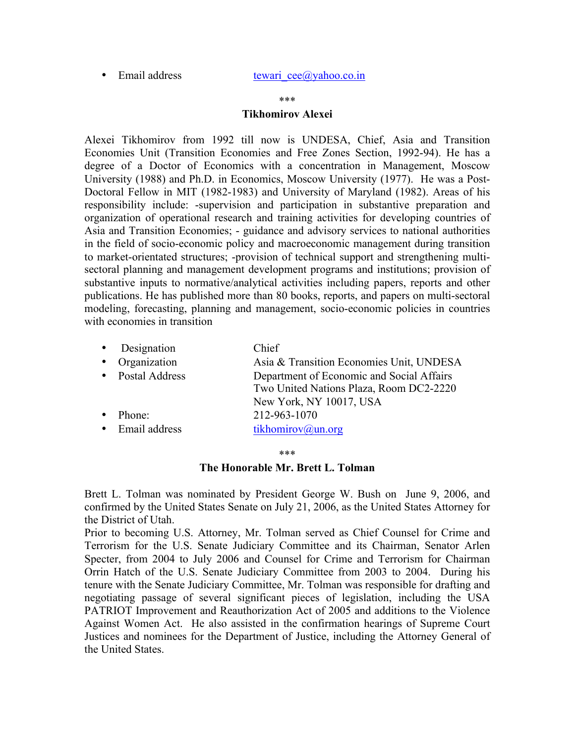- Email address tewari_cee@yahoo.co.in

\*\*\*

**Tikhomirov Alexei**

Alexei Tikhomirov from 1992 till now is UNDESA, Chief, Asia and Transition Economies Unit (Transition Economies and Free Zones Section, 1992-94). He has a degree of a Doctor of Economics with a concentration in Management, Moscow University (1988) and Ph.D. in Economics, Moscow University (1977). He was a Post-Doctoral Fellow in MIT (1982-1983) and University of Maryland (1982). Areas of his responsibility include: -supervision and participation in substantive preparation and organization of operational research and training activities for developing countries of Asia and Transition Economies; - guidance and advisory services to national authorities in the field of socio-economic policy and macroeconomic management during transition to market-orientated structures; -provision of technical support and strengthening multi-sectoral planning and management development programs and institutions; provision of substantive inputs to normative/analytical activities including papers, reports and other publications. He has published more than 80 books, reports, and papers on multi-sectoral modeling, forecasting, planning and management, socio-economic policies in countries with economies in transition

- Designation Chief
- Organization Asia & Transition Economies Unit, UNDESA
- Postal Address Department of Economic and Social Affairs
  Two United Nations Plaza, Room DC2-2220
  New York, NY 10017, USA
- Phone: 212-963-1070
- Email address tikhomirov@un.org

\*\*\*

**The Honorable Mr. Brett L. Tolman**

Brett L. Tolman was nominated by President George W. Bush on June 9, 2006, and confirmed by the United States Senate on July 21, 2006, as the United States Attorney for the District of Utah.

Prior to becoming U.S. Attorney, Mr. Tolman served as Chief Counsel for Crime and Terrorism for the U.S. Senate Judiciary Committee and its Chairman, Senator Arlen Specter, from 2004 to July 2006 and Counsel for Crime and Terrorism for Chairman Orrin Hatch of the U.S. Senate Judiciary Committee from 2003 to 2004. During his tenure with the Senate Judiciary Committee, Mr. Tolman was responsible for drafting and negotiating passage of several significant pieces of legislation, including the USA PATRIOT Improvement and Reauthorization Act of 2005 and additions to the Violence Against Women Act. He also assisted in the confirmation hearings of Supreme Court Justices and nominees for the Department of Justice, including the Attorney General of the United States.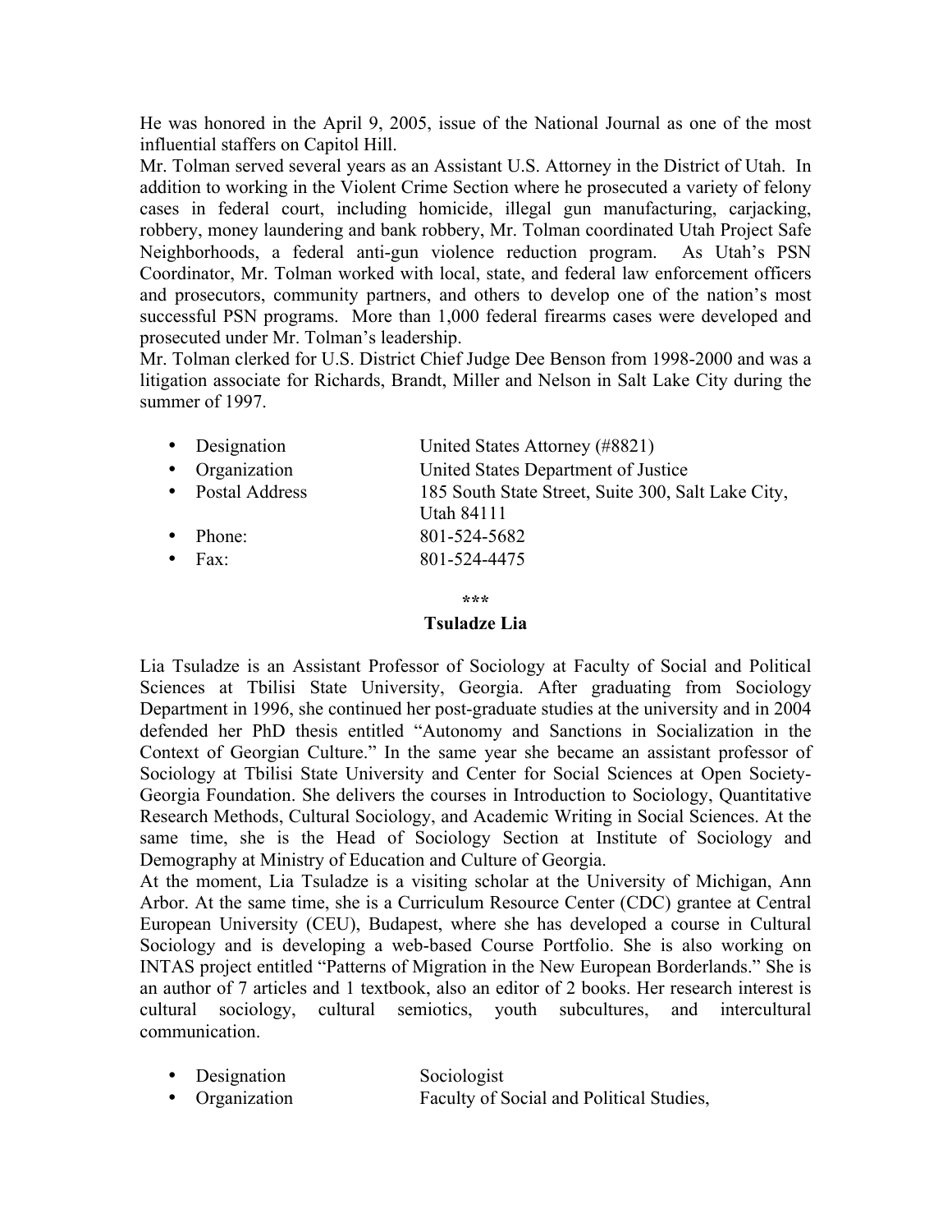He was honored in the April 9, 2005, issue of the National Journal as one of the most influential staffers on Capitol Hill.

Mr. Tolman served several years as an Assistant U.S. Attorney in the District of Utah. In addition to working in the Violent Crime Section where he prosecuted a variety of felony cases in federal court, including homicide, illegal gun manufacturing, carjacking, robbery, money laundering and bank robbery, Mr. Tolman coordinated Utah Project Safe Neighborhoods, a federal anti-gun violence reduction program. As Utah's PSN Coordinator, Mr. Tolman worked with local, state, and federal law enforcement officers and prosecutors, community partners, and others to develop one of the nation's most successful PSN programs. More than 1,000 federal firearms cases were developed and prosecuted under Mr. Tolman's leadership.

Mr. Tolman clerked for U.S. District Chief Judge Dee Benson from 1998-2000 and was a litigation associate for Richards, Brandt, Miller and Nelson in Salt Lake City during the summer of 1997.

- Designation — United States Attorney (#8821)
- Organization — United States Department of Justice
- Postal Address — 185 South State Street, Suite 300, Salt Lake City, Utah 84111
- Phone: — 801-524-5682
- Fax: — 801-524-4475

***

**Tsuladze Lia**

Lia Tsuladze is an Assistant Professor of Sociology at Faculty of Social and Political Sciences at Tbilisi State University, Georgia. After graduating from Sociology Department in 1996, she continued her post-graduate studies at the university and in 2004 defended her PhD thesis entitled "Autonomy and Sanctions in Socialization in the Context of Georgian Culture." In the same year she became an assistant professor of Sociology at Tbilisi State University and Center for Social Sciences at Open Society-Georgia Foundation. She delivers the courses in Introduction to Sociology, Quantitative Research Methods, Cultural Sociology, and Academic Writing in Social Sciences. At the same time, she is the Head of Sociology Section at Institute of Sociology and Demography at Ministry of Education and Culture of Georgia.

At the moment, Lia Tsuladze is a visiting scholar at the University of Michigan, Ann Arbor. At the same time, she is a Curriculum Resource Center (CDC) grantee at Central European University (CEU), Budapest, where she has developed a course in Cultural Sociology and is developing a web-based Course Portfolio. She is also working on INTAS project entitled "Patterns of Migration in the New European Borderlands." She is an author of 7 articles and 1 textbook, also an editor of 2 books. Her research interest is cultural sociology, cultural semiotics, youth subcultures, and intercultural communication.

- Designation — Sociologist
- Organization — Faculty of Social and Political Studies,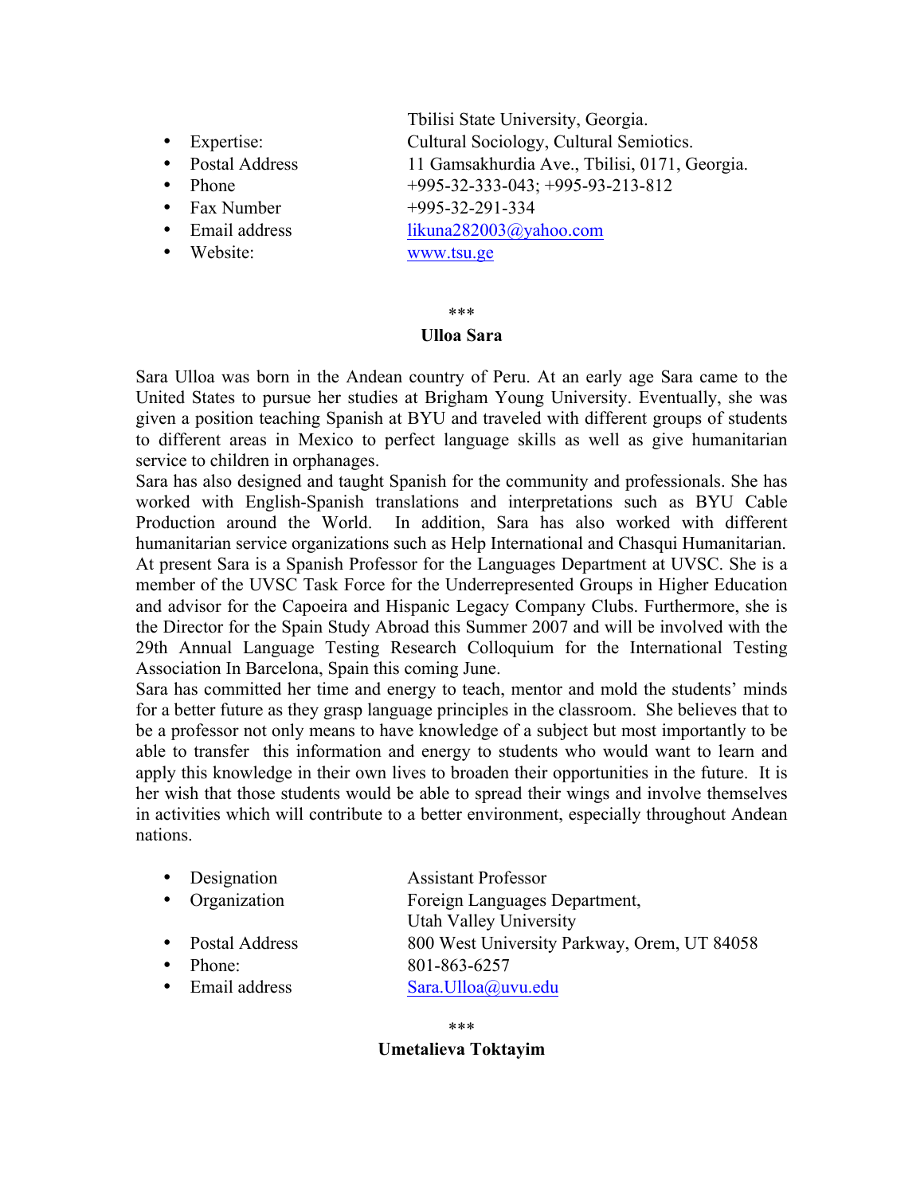|  |  |
|---|---|
|  | Tbilisi State University, Georgia. |
| • Expertise: | Cultural Sociology, Cultural Semiotics. |
| • Postal Address | 11 Gamsakhurdia Ave., Tbilisi, 0171, Georgia. |
| • Phone | +995-32-333-043; +995-93-213-812 |
| • Fax Number | +995-32-291-334 |
| • Email address | likuna282003@yahoo.com |
| • Website: | www.tsu.ge |

\*\*\*

**Ulloa Sara**

Sara Ulloa was born in the Andean country of Peru. At an early age Sara came to the United States to pursue her studies at Brigham Young University. Eventually, she was given a position teaching Spanish at BYU and traveled with different groups of students to different areas in Mexico to perfect language skills as well as give humanitarian service to children in orphanages.

Sara has also designed and taught Spanish for the community and professionals. She has worked with English-Spanish translations and interpretations such as BYU Cable Production around the World. In addition, Sara has also worked with different humanitarian service organizations such as Help International and Chasqui Humanitarian. At present Sara is a Spanish Professor for the Languages Department at UVSC. She is a member of the UVSC Task Force for the Underrepresented Groups in Higher Education and advisor for the Capoeira and Hispanic Legacy Company Clubs. Furthermore, she is the Director for the Spain Study Abroad this Summer 2007 and will be involved with the 29th Annual Language Testing Research Colloquium for the International Testing Association In Barcelona, Spain this coming June.

Sara has committed her time and energy to teach, mentor and mold the students' minds for a better future as they grasp language principles in the classroom. She believes that to be a professor not only means to have knowledge of a subject but most importantly to be able to transfer this information and energy to students who would want to learn and apply this knowledge in their own lives to broaden their opportunities in the future. It is her wish that those students would be able to spread their wings and involve themselves in activities which will contribute to a better environment, especially throughout Andean nations.

|  |  |
|---|---|
| • Designation | Assistant Professor |
| • Organization | Foreign Languages Department, Utah Valley University |
| • Postal Address | 800 West University Parkway, Orem, UT 84058 |
| • Phone: | 801-863-6257 |
| • Email address | Sara.Ulloa@uvu.edu |

\*\*\*

**Umetalieva Toktayim**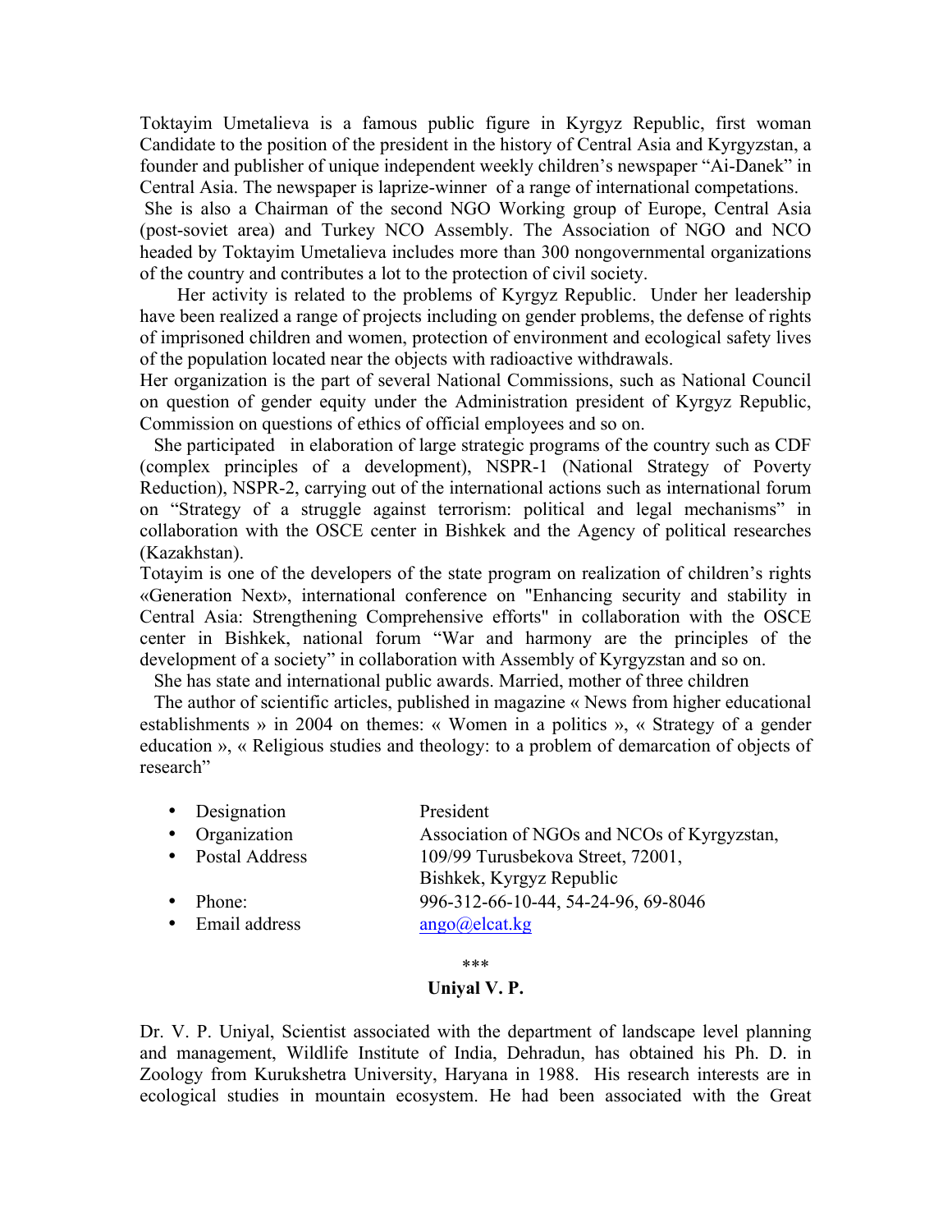Toktayim Umetalieva is a famous public figure in Kyrgyz Republic, first woman Candidate to the position of the president in the history of Central Asia and Kyrgyzstan, a founder and publisher of unique independent weekly children's newspaper "Ai-Danek" in Central Asia. The newspaper is laprize-winner of a range of international competations.

She is also a Chairman of the second NGO Working group of Europe, Central Asia (post-soviet area) and Turkey NCO Assembly. The Association of NGO and NCO headed by Toktayim Umetalieva includes more than 300 nongovernmental organizations of the country and contributes a lot to the protection of civil society.

Her activity is related to the problems of Kyrgyz Republic. Under her leadership have been realized a range of projects including on gender problems, the defense of rights of imprisoned children and women, protection of environment and ecological safety lives of the population located near the objects with radioactive withdrawals.

Her organization is the part of several National Commissions, such as National Council on question of gender equity under the Administration president of Kyrgyz Republic, Commission on questions of ethics of official employees and so on.

She participated in elaboration of large strategic programs of the country such as CDF (complex principles of a development), NSPR-1 (National Strategy of Poverty Reduction), NSPR-2, carrying out of the international actions such as international forum on "Strategy of a struggle against terrorism: political and legal mechanisms" in collaboration with the OSCE center in Bishkek and the Agency of political researches (Kazakhstan).

Totayim is one of the developers of the state program on realization of children's rights «Generation Next», international conference on "Enhancing security and stability in Central Asia: Strengthening Comprehensive efforts" in collaboration with the OSCE center in Bishkek, national forum "War and harmony are the principles of the development of a society" in collaboration with Assembly of Kyrgyzstan and so on.

She has state and international public awards. Married, mother of three children

The author of scientific articles, published in magazine « News from higher educational establishments » in 2004 on themes: « Women in a politics », « Strategy of a gender education », « Religious studies and theology: to a problem of demarcation of objects of research"

- Designation: President
- Organization: Association of NGOs and NCOs of Kyrgyzstan,
- Postal Address: 109/99 Turusbekova Street, 72001, Bishkek, Kyrgyz Republic
- Phone: 996-312-66-10-44, 54-24-96, 69-8046
- Email address: ango@elcat.kg

\*\*\*

**Uniyal V. P.**

Dr. V. P. Uniyal, Scientist associated with the department of landscape level planning and management, Wildlife Institute of India, Dehradun, has obtained his Ph. D. in Zoology from Kurukshetra University, Haryana in 1988. His research interests are in ecological studies in mountain ecosystem. He had been associated with the Great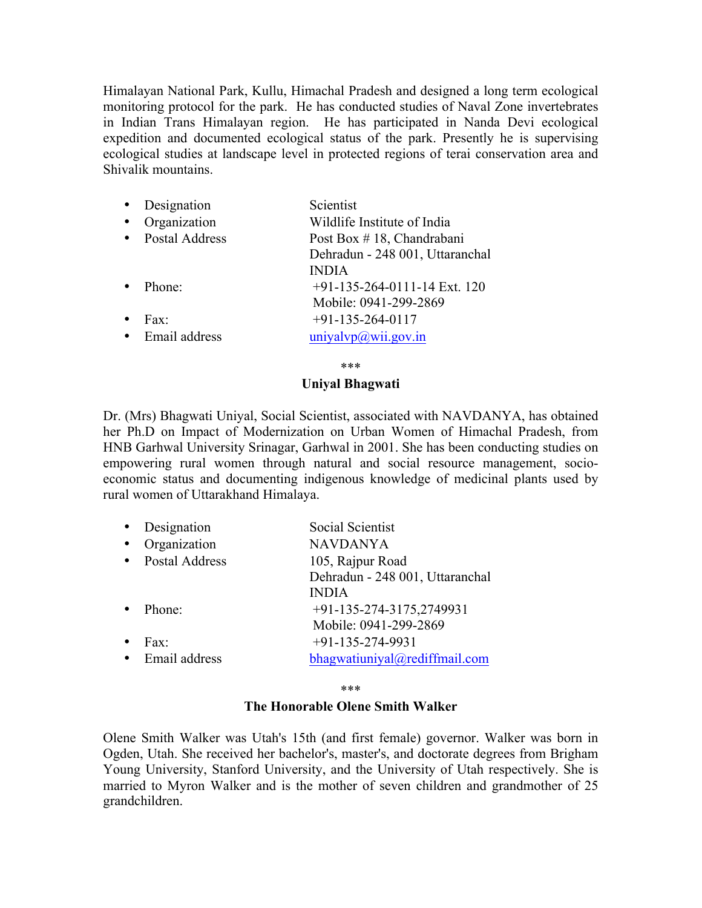Himalayan National Park, Kullu, Himachal Pradesh and designed a long term ecological monitoring protocol for the park. He has conducted studies of Naval Zone invertebrates in Indian Trans Himalayan region. He has participated in Nanda Devi ecological expedition and documented ecological status of the park. Presently he is supervising ecological studies at landscape level in protected regions of terai conservation area and Shivalik mountains.

- Designation — Scientist
- Organization — Wildlife Institute of India
- Postal Address — Post Box # 18, Chandrabani, Dehradun - 248 001, Uttaranchal, INDIA
- Phone: — +91-135-264-0111-14 Ext. 120; Mobile: 0941-299-2869
- Fax: — +91-135-264-0117
- Email address — uniyalvp@wii.gov.in

\*\*\*

**Uniyal Bhagwati**

Dr. (Mrs) Bhagwati Uniyal, Social Scientist, associated with NAVDANYA, has obtained her Ph.D on Impact of Modernization on Urban Women of Himachal Pradesh, from HNB Garhwal University Srinagar, Garhwal in 2001. She has been conducting studies on empowering rural women through natural and social resource management, socio-economic status and documenting indigenous knowledge of medicinal plants used by rural women of Uttarakhand Himalaya.

- Designation — Social Scientist
- Organization — NAVDANYA
- Postal Address — 105, Rajpur Road, Dehradun - 248 001, Uttaranchal, INDIA
- Phone: — +91-135-274-3175,2749931; Mobile: 0941-299-2869
- Fax: — +91-135-274-9931
- Email address — bhagwatiuniyal@rediffmail.com

\*\*\*

**The Honorable Olene Smith Walker**

Olene Smith Walker was Utah's 15th (and first female) governor. Walker was born in Ogden, Utah. She received her bachelor's, master's, and doctorate degrees from Brigham Young University, Stanford University, and the University of Utah respectively. She is married to Myron Walker and is the mother of seven children and grandmother of 25 grandchildren.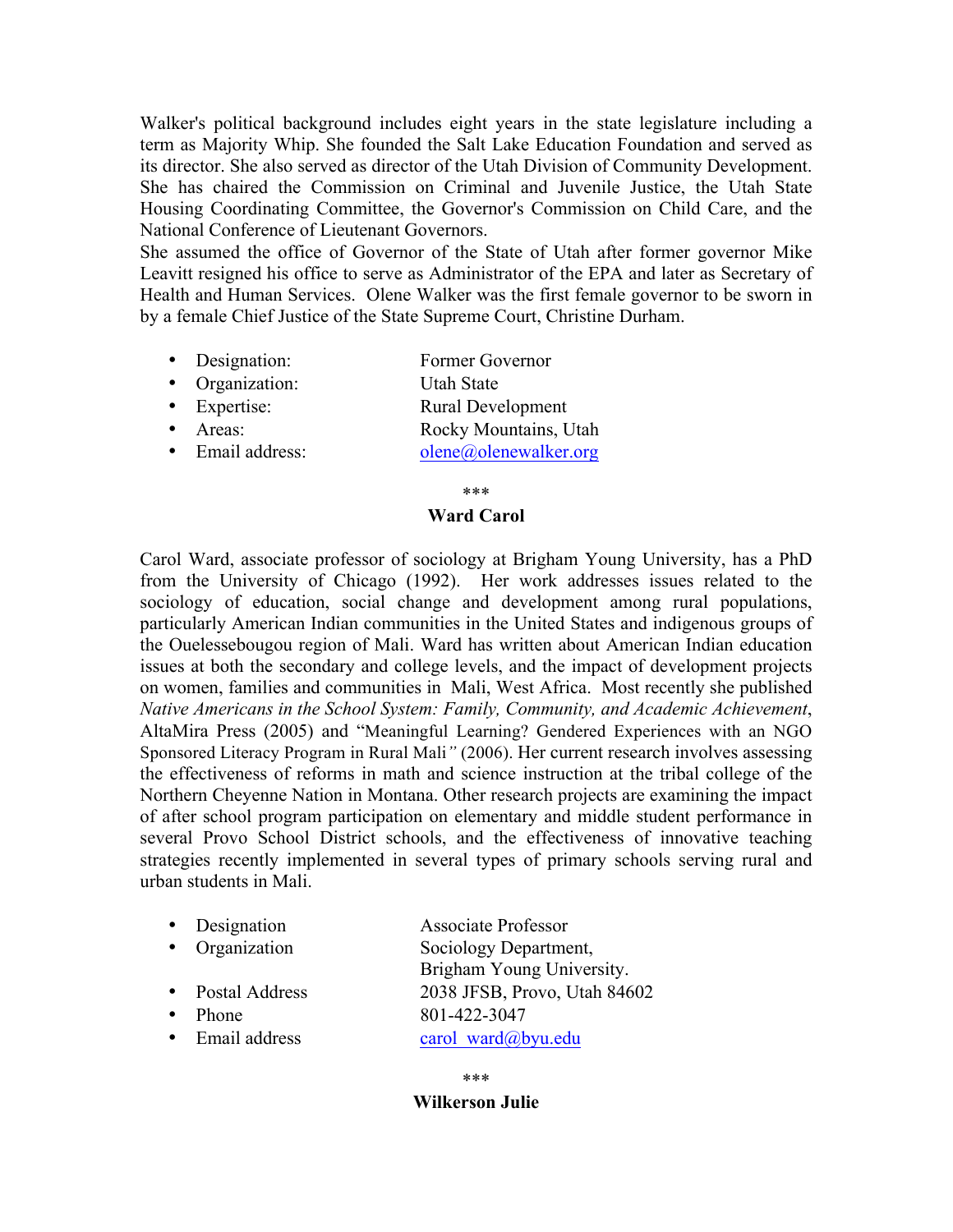Walker's political background includes eight years in the state legislature including a term as Majority Whip. She founded the Salt Lake Education Foundation and served as its director. She also served as director of the Utah Division of Community Development. She has chaired the Commission on Criminal and Juvenile Justice, the Utah State Housing Coordinating Committee, the Governor's Commission on Child Care, and the National Conference of Lieutenant Governors.
She assumed the office of Governor of the State of Utah after former governor Mike Leavitt resigned his office to serve as Administrator of the EPA and later as Secretary of Health and Human Services. Olene Walker was the first female governor to be sworn in by a female Chief Justice of the State Supreme Court, Christine Durham.

- Designation: Former Governor
- Organization: Utah State
- Expertise: Rural Development
- Areas: Rocky Mountains, Utah
- Email address: olene@olenewalker.org

\*\*\*

**Ward Carol**

Carol Ward, associate professor of sociology at Brigham Young University, has a PhD from the University of Chicago (1992). Her work addresses issues related to the sociology of education, social change and development among rural populations, particularly American Indian communities in the United States and indigenous groups of the Ouelessebougou region of Mali. Ward has written about American Indian education issues at both the secondary and college levels, and the impact of development projects on women, families and communities in Mali, West Africa. Most recently she published *Native Americans in the School System: Family, Community, and Academic Achievement*, AltaMira Press (2005) and "Meaningful Learning? Gendered Experiences with an NGO Sponsored Literacy Program in Rural Mali*"* (2006). Her current research involves assessing the effectiveness of reforms in math and science instruction at the tribal college of the Northern Cheyenne Nation in Montana. Other research projects are examining the impact of after school program participation on elementary and middle student performance in several Provo School District schools, and the effectiveness of innovative teaching strategies recently implemented in several types of primary schools serving rural and urban students in Mali.

- Designation: Associate Professor
- Organization: Sociology Department, Brigham Young University.
- Postal Address: 2038 JFSB, Provo, Utah 84602
- Phone: 801-422-3047
- Email address: carol_ward@byu.edu

\*\*\*

**Wilkerson Julie**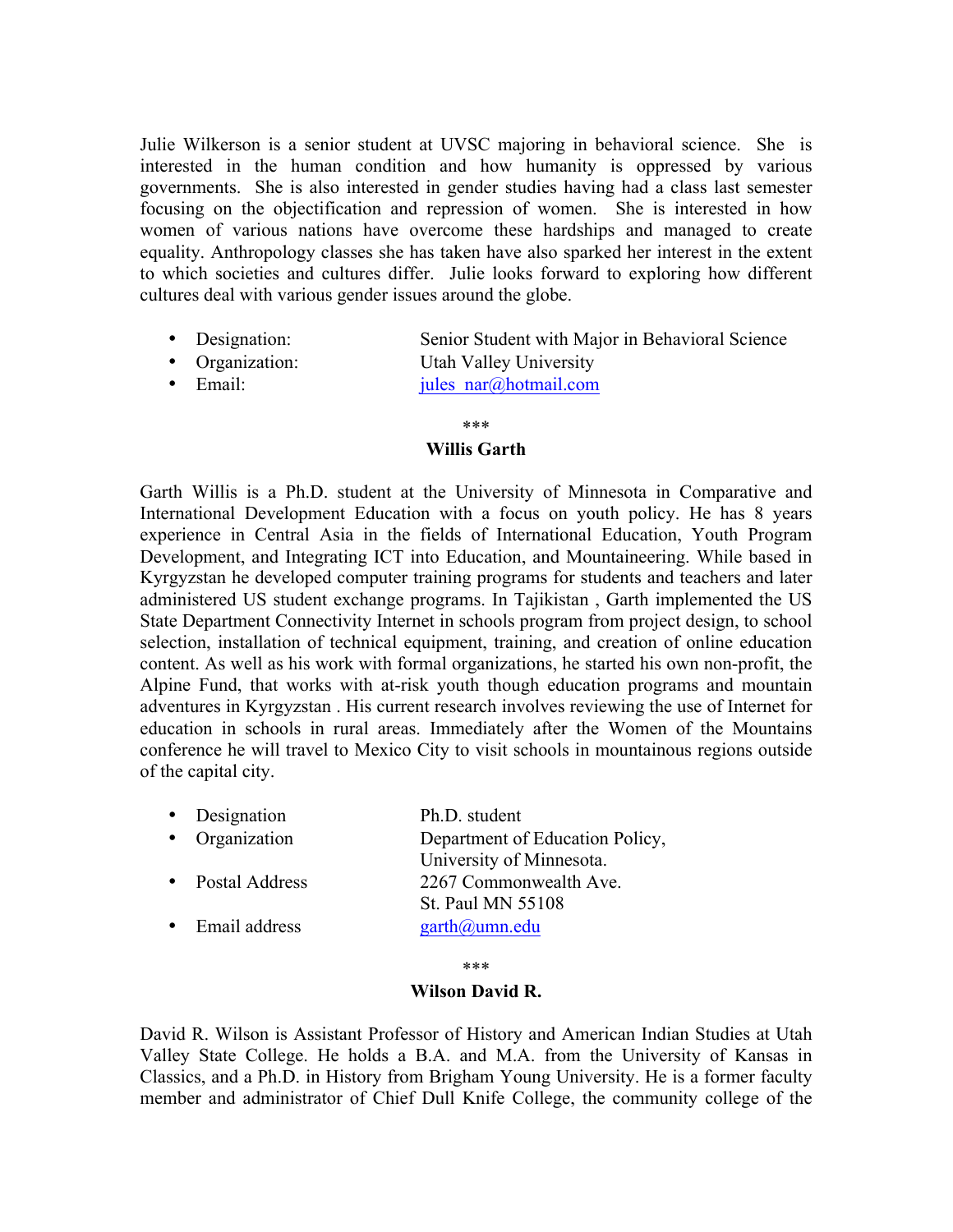Julie Wilkerson is a senior student at UVSC majoring in behavioral science. She is interested in the human condition and how humanity is oppressed by various governments. She is also interested in gender studies having had a class last semester focusing on the objectification and repression of women. She is interested in how women of various nations have overcome these hardships and managed to create equality. Anthropology classes she has taken have also sparked her interest in the extent to which societies and cultures differ. Julie looks forward to exploring how different cultures deal with various gender issues around the globe.

- Designation: Senior Student with Major in Behavioral Science
- Organization: Utah Valley University
- Email: jules_nar@hotmail.com

***

**Willis Garth**

Garth Willis is a Ph.D. student at the University of Minnesota in Comparative and International Development Education with a focus on youth policy. He has 8 years experience in Central Asia in the fields of International Education, Youth Program Development, and Integrating ICT into Education, and Mountaineering. While based in Kyrgyzstan he developed computer training programs for students and teachers and later administered US student exchange programs. In Tajikistan , Garth implemented the US State Department Connectivity Internet in schools program from project design, to school selection, installation of technical equipment, training, and creation of online education content. As well as his work with formal organizations, he started his own non-profit, the Alpine Fund, that works with at-risk youth though education programs and mountain adventures in Kyrgyzstan . His current research involves reviewing the use of Internet for education in schools in rural areas. Immediately after the Women of the Mountains conference he will travel to Mexico City to visit schools in mountainous regions outside of the capital city.

- Designation: Ph.D. student
- Organization: Department of Education Policy, University of Minnesota.
- Postal Address: 2267 Commonwealth Ave. St. Paul MN 55108
- Email address: garth@umn.edu

***

**Wilson David R.**

David R. Wilson is Assistant Professor of History and American Indian Studies at Utah Valley State College. He holds a B.A. and M.A. from the University of Kansas in Classics, and a Ph.D. in History from Brigham Young University. He is a former faculty member and administrator of Chief Dull Knife College, the community college of the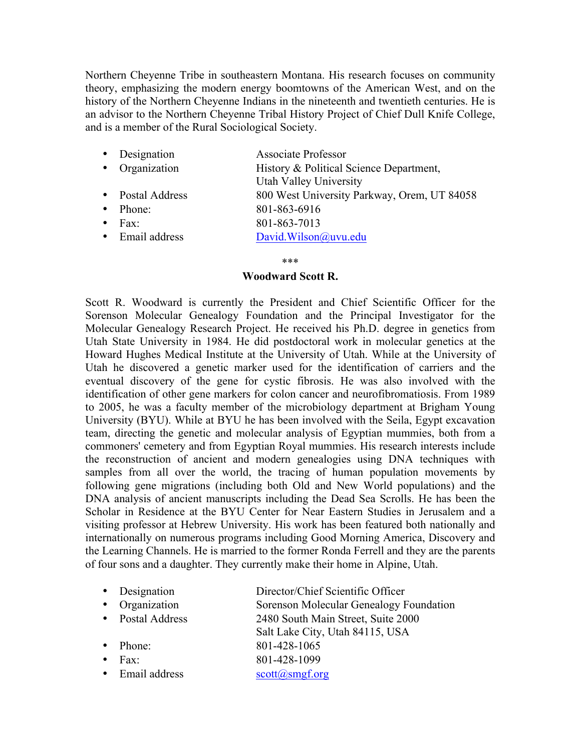Northern Cheyenne Tribe in southeastern Montana. His research focuses on community theory, emphasizing the modern energy boomtowns of the American West, and on the history of the Northern Cheyenne Indians in the nineteenth and twentieth centuries. He is an advisor to the Northern Cheyenne Tribal History Project of Chief Dull Knife College, and is a member of the Rural Sociological Society.

- Designation: Associate Professor
- Organization: History & Political Science Department, Utah Valley University
- Postal Address: 800 West University Parkway, Orem, UT 84058
- Phone: 801-863-6916
- Fax: 801-863-7013
- Email address: David.Wilson@uvu.edu

***

**Woodward Scott R.**

Scott R. Woodward is currently the President and Chief Scientific Officer for the Sorenson Molecular Genealogy Foundation and the Principal Investigator for the Molecular Genealogy Research Project. He received his Ph.D. degree in genetics from Utah State University in 1984. He did postdoctoral work in molecular genetics at the Howard Hughes Medical Institute at the University of Utah. While at the University of Utah he discovered a genetic marker used for the identification of carriers and the eventual discovery of the gene for cystic fibrosis. He was also involved with the identification of other gene markers for colon cancer and neurofibromatiosis. From 1989 to 2005, he was a faculty member of the microbiology department at Brigham Young University (BYU). While at BYU he has been involved with the Seila, Egypt excavation team, directing the genetic and molecular analysis of Egyptian mummies, both from a commoners' cemetery and from Egyptian Royal mummies. His research interests include the reconstruction of ancient and modern genealogies using DNA techniques with samples from all over the world, the tracing of human population movements by following gene migrations (including both Old and New World populations) and the DNA analysis of ancient manuscripts including the Dead Sea Scrolls. He has been the Scholar in Residence at the BYU Center for Near Eastern Studies in Jerusalem and a visiting professor at Hebrew University. His work has been featured both nationally and internationally on numerous programs including Good Morning America, Discovery and the Learning Channels. He is married to the former Ronda Ferrell and they are the parents of four sons and a daughter. They currently make their home in Alpine, Utah.

- Designation: Director/Chief Scientific Officer
- Organization: Sorenson Molecular Genealogy Foundation
- Postal Address: 2480 South Main Street, Suite 2000, Salt Lake City, Utah 84115, USA
- Phone: 801-428-1065
- Fax: 801-428-1099
- Email address: scott@smgf.org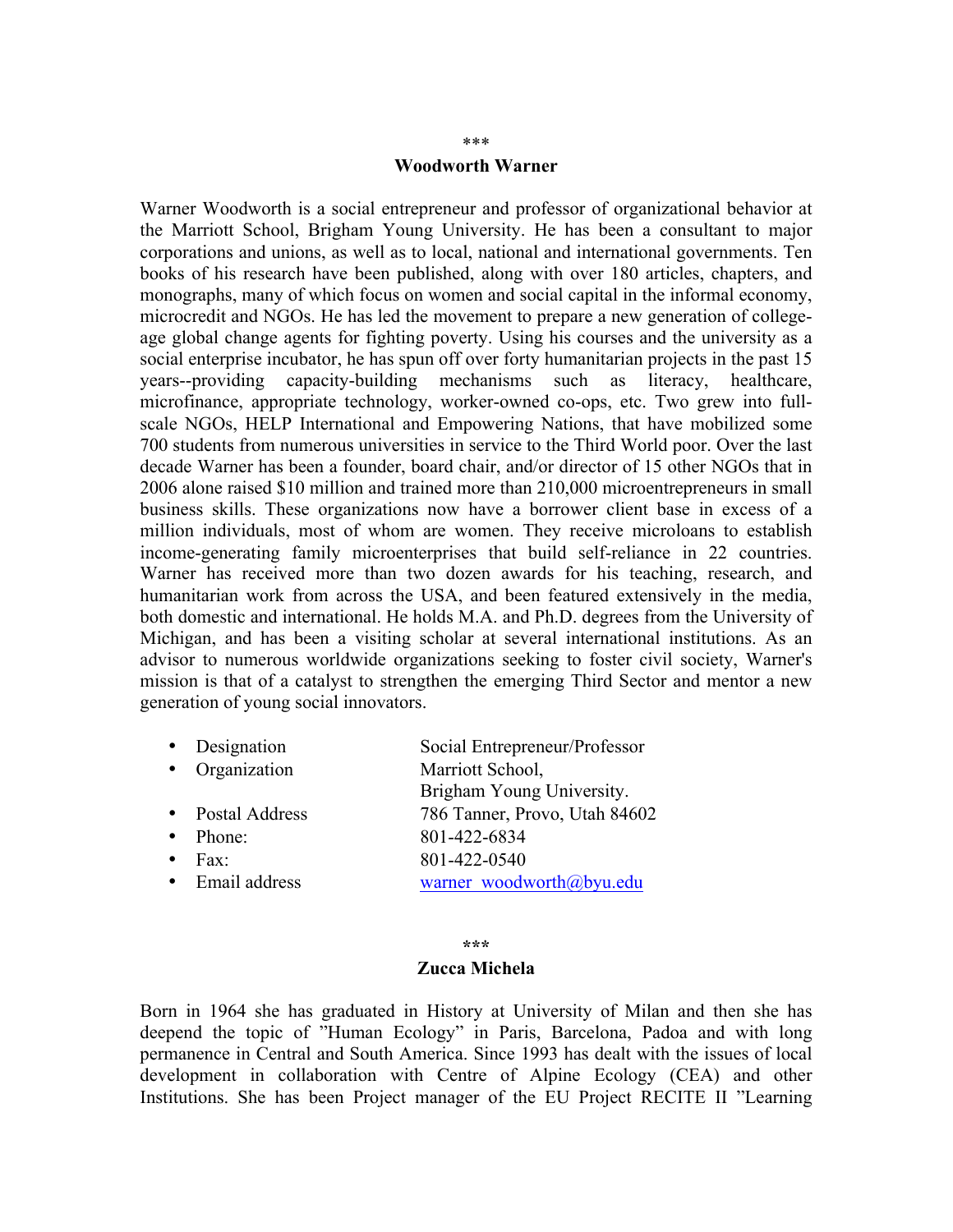\*\*\*

**Woodworth Warner**

Warner Woodworth is a social entrepreneur and professor of organizational behavior at the Marriott School, Brigham Young University. He has been a consultant to major corporations and unions, as well as to local, national and international governments. Ten books of his research have been published, along with over 180 articles, chapters, and monographs, many of which focus on women and social capital in the informal economy, microcredit and NGOs. He has led the movement to prepare a new generation of college-age global change agents for fighting poverty. Using his courses and the university as a social enterprise incubator, he has spun off over forty humanitarian projects in the past 15 years--providing capacity-building mechanisms such as literacy, healthcare, microfinance, appropriate technology, worker-owned co-ops, etc. Two grew into full-scale NGOs, HELP International and Empowering Nations, that have mobilized some 700 students from numerous universities in service to the Third World poor. Over the last decade Warner has been a founder, board chair, and/or director of 15 other NGOs that in 2006 alone raised $10 million and trained more than 210,000 microentrepreneurs in small business skills. These organizations now have a borrower client base in excess of a million individuals, most of whom are women. They receive microloans to establish income-generating family microenterprises that build self-reliance in 22 countries. Warner has received more than two dozen awards for his teaching, research, and humanitarian work from across the USA, and been featured extensively in the media, both domestic and international. He holds M.A. and Ph.D. degrees from the University of Michigan, and has been a visiting scholar at several international institutions. As an advisor to numerous worldwide organizations seeking to foster civil society, Warner's mission is that of a catalyst to strengthen the emerging Third Sector and mentor a new generation of young social innovators.

- Designation — Social Entrepreneur/Professor
- Organization — Marriott School, Brigham Young University.
- Postal Address — 786 Tanner, Provo, Utah 84602
- Phone: — 801-422-6834
- Fax: — 801-422-0540
- Email address — warner_woodworth@byu.edu

\*\*\*

**Zucca Michela**

Born in 1964 she has graduated in History at University of Milan and then she has deepend the topic of "Human Ecology" in Paris, Barcelona, Padoa and with long permanence in Central and South America. Since 1993 has dealt with the issues of local development in collaboration with Centre of Alpine Ecology (CEA) and other Institutions. She has been Project manager of the EU Project RECITE II "Learning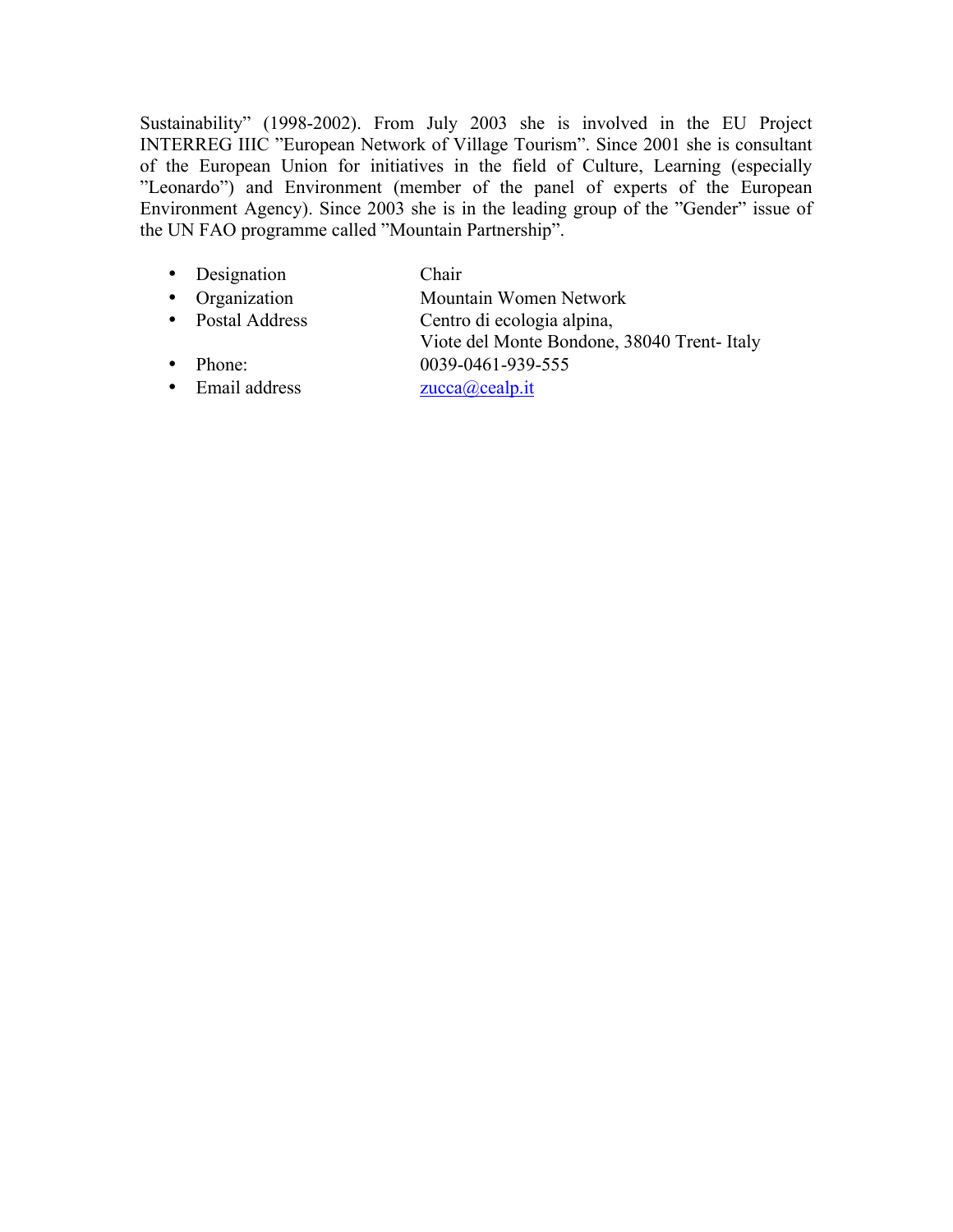Sustainability" (1998-2002). From July 2003 she is involved in the EU Project INTERREG IIIC "European Network of Village Tourism". Since 2001 she is consultant of the European Union for initiatives in the field of Culture, Learning (especially "Leonardo") and Environment (member of the panel of experts of the European Environment Agency). Since 2003 she is in the leading group of the "Gender" issue of the UN FAO programme called "Mountain Partnership".

| | |
|---|---|
| • Designation | Chair |
| • Organization | Mountain Women Network |
| • Postal Address | Centro di ecologia alpina,<br>Viote del Monte Bondone, 38040 Trent- Italy |
| • Phone: | 0039-0461-939-555 |
| • Email address | zucca@cealp.it |